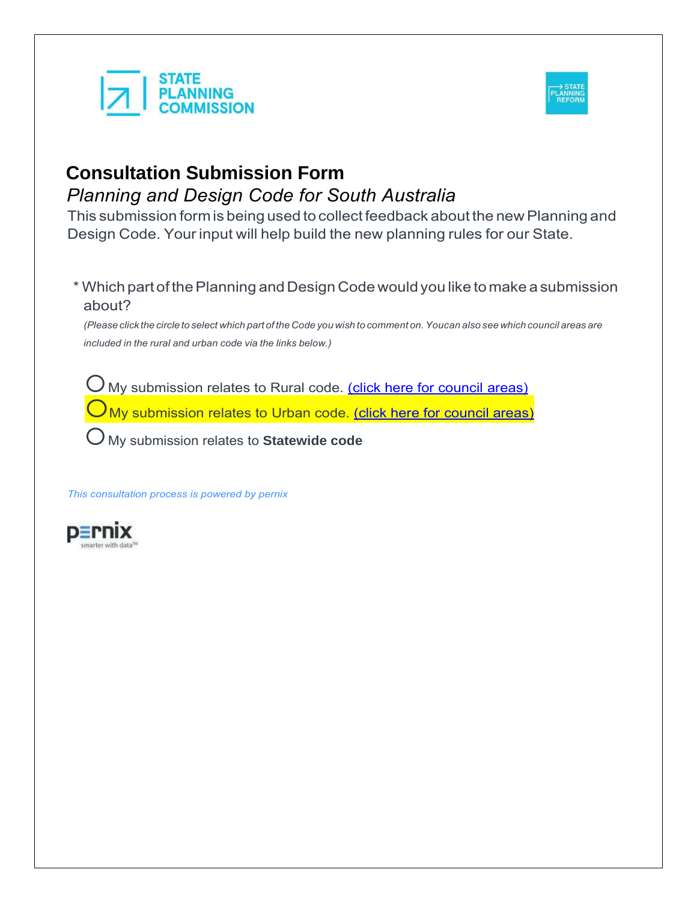STATE PLANNING COMMISSION

STATE PLANNING REFORM

# Consultation Submission Form

*Planning and Design Code for South Australia*

This submission form is being used to collect feedback about the new Planning and Design Code. Your input will help build the new planning rules for our State.

\* Which part of the Planning and Design Code would you like to make a submission about?

*(Please click the circle to select which part of the Code you wish to comment on. Youcan also see which council areas are included in the rural and urban code via the links below.)*

- ○ My submission relates to Rural code. (click here for council areas)
- ○ My submission relates to Urban code. (click here for council areas)
- ○ My submission relates to **Statewide code**

*This consultation process is powered by pernix*

pernix smarter with data™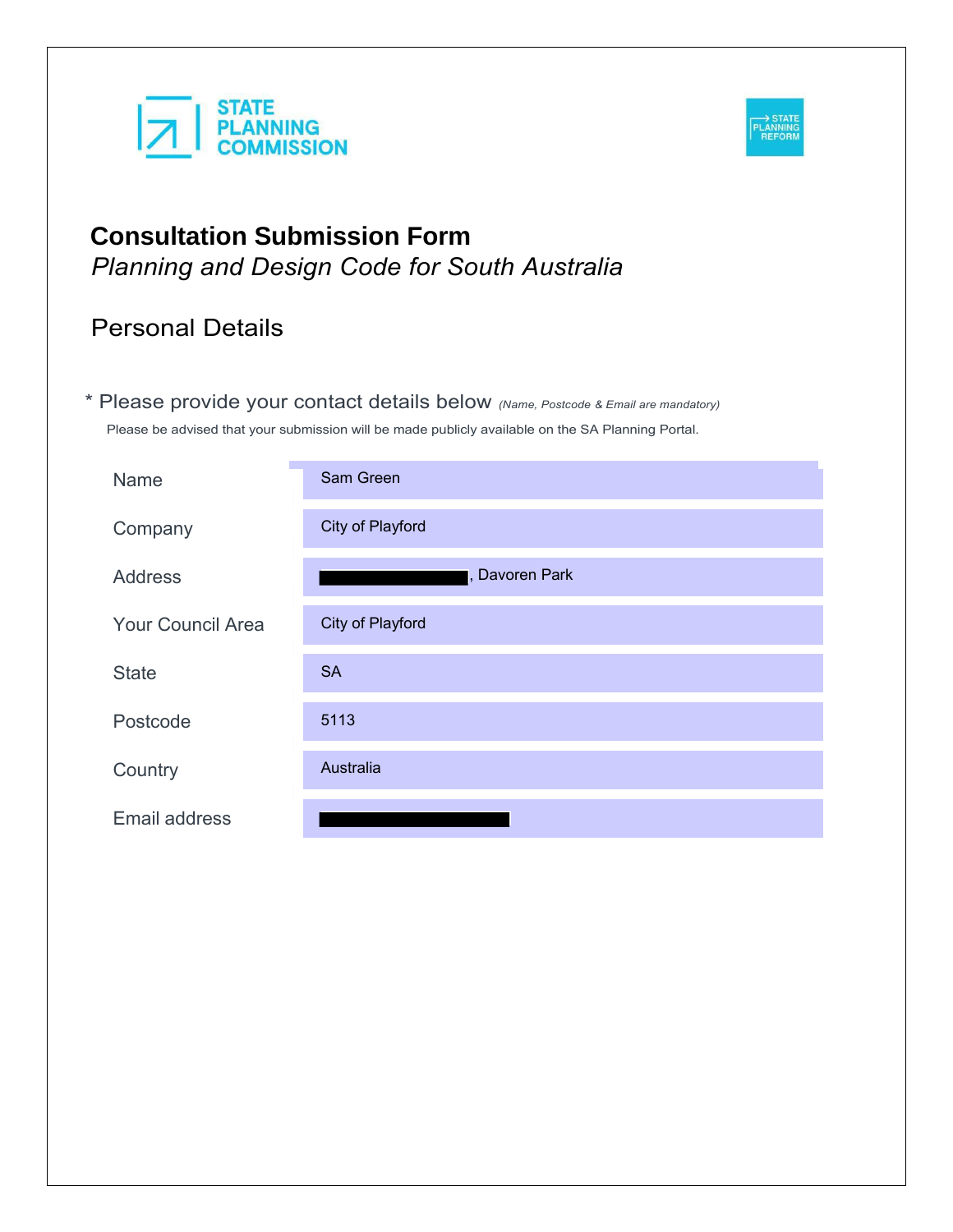STATE PLANNING COMMISSION

STATE PLANNING REFORM

# Consultation Submission Form

*Planning and Design Code for South Australia*

## Personal Details

\* Please provide your contact details below *(Name, Postcode & Email are mandatory)*

Please be advised that your submission will be made publicly available on the SA Planning Portal.

| | |
|---|---|
| Name | Sam Green |
| Company | City of Playford |
| Address | [redacted], Davoren Park |
| Your Council Area | City of Playford |
| State | SA |
| Postcode | 5113 |
| Country | Australia |
| Email address | [redacted] |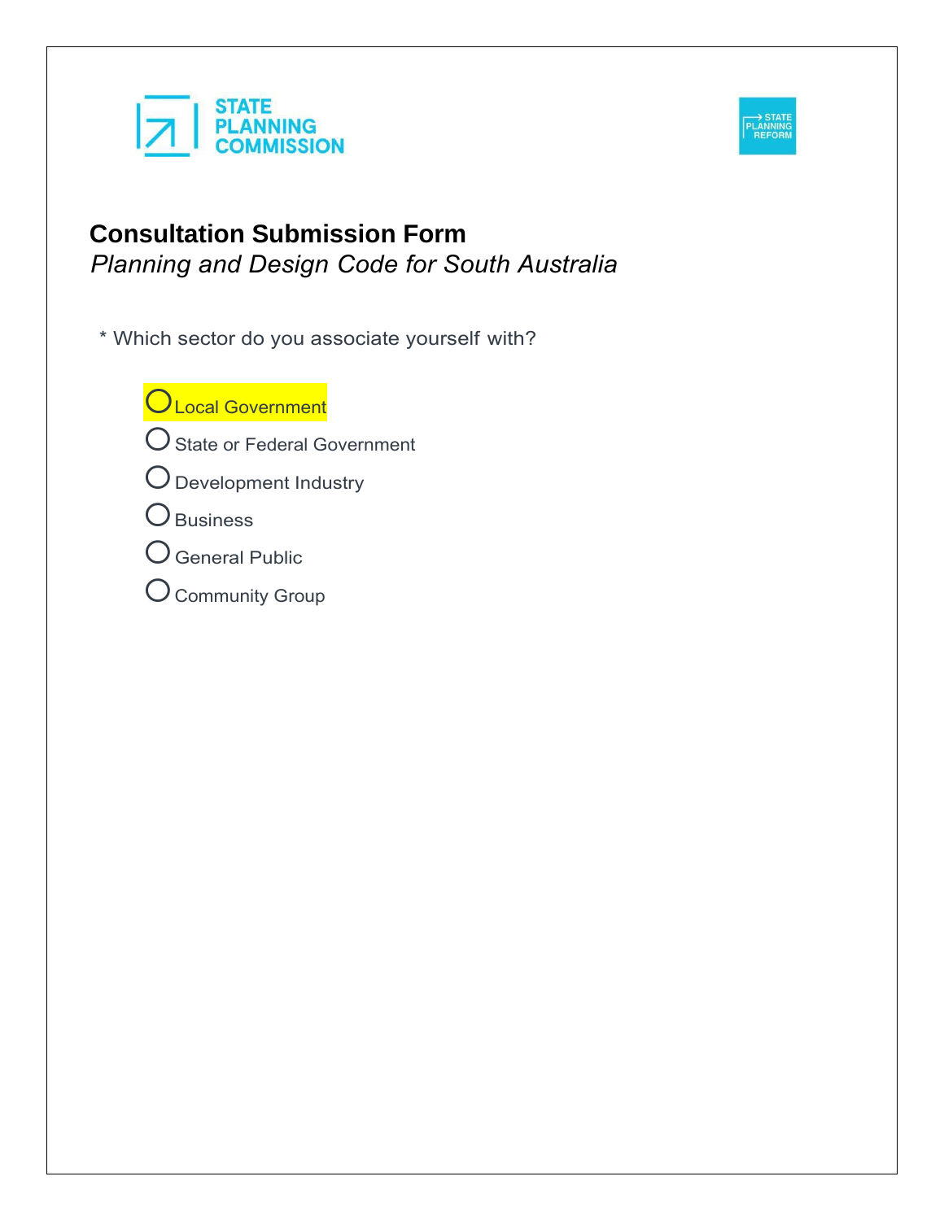STATE PLANNING COMMISSION

STATE PLANNING REFORM

# Consultation Submission Form

*Planning and Design Code for South Australia*

\* Which sector do you associate yourself with?

- ◯ Local Government
- ◯ State or Federal Government
- ◯ Development Industry
- ◯ Business
- ◯ General Public
- ◯ Community Group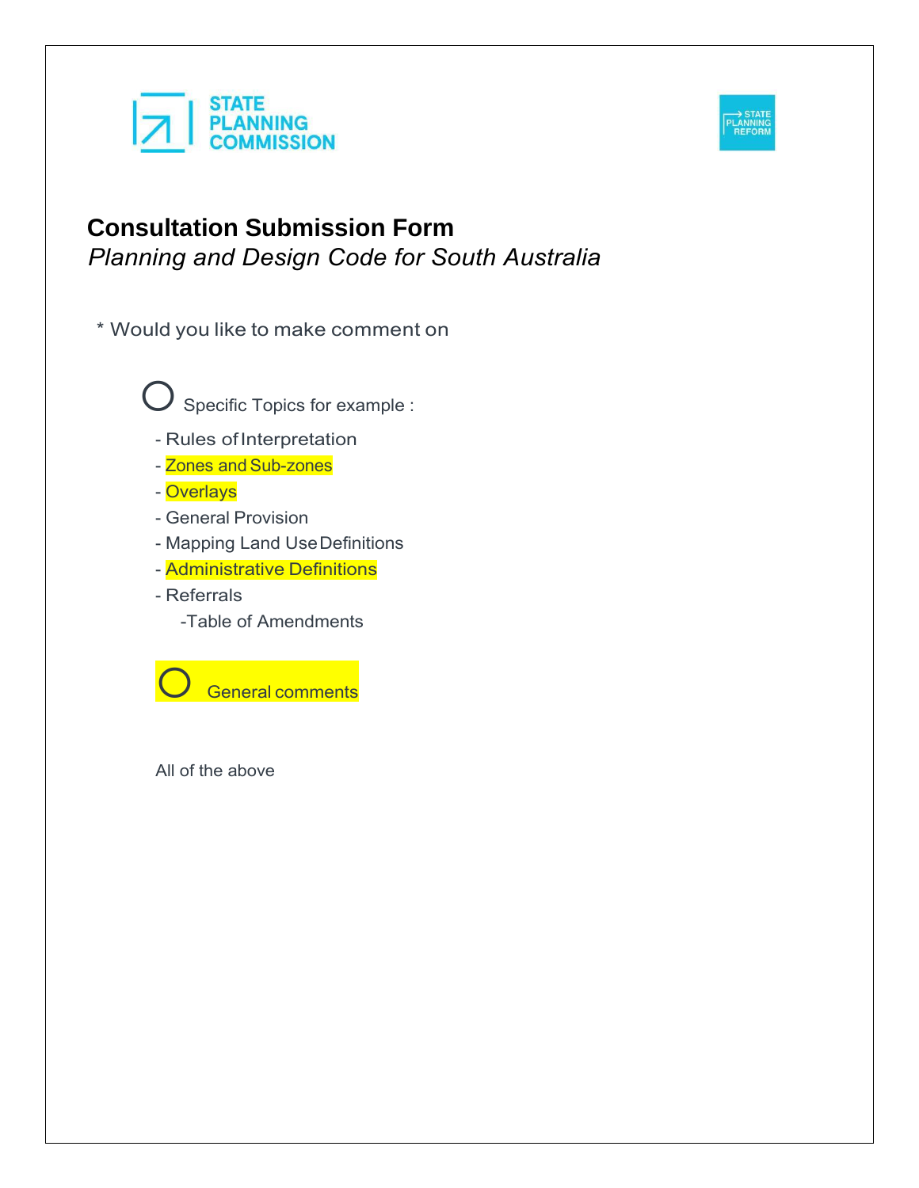STATE PLANNING COMMISSION

STATE PLANNING REFORM

# Consultation Submission Form

*Planning and Design Code for South Australia*

\* Would you like to make comment on

○ Specific Topics for example :

- Rules of Interpretation
- Zones and Sub-zones
- Overlays
- General Provision
- Mapping Land Use Definitions
- Administrative Definitions
- Referrals
  - Table of Amendments

○ General comments

All of the above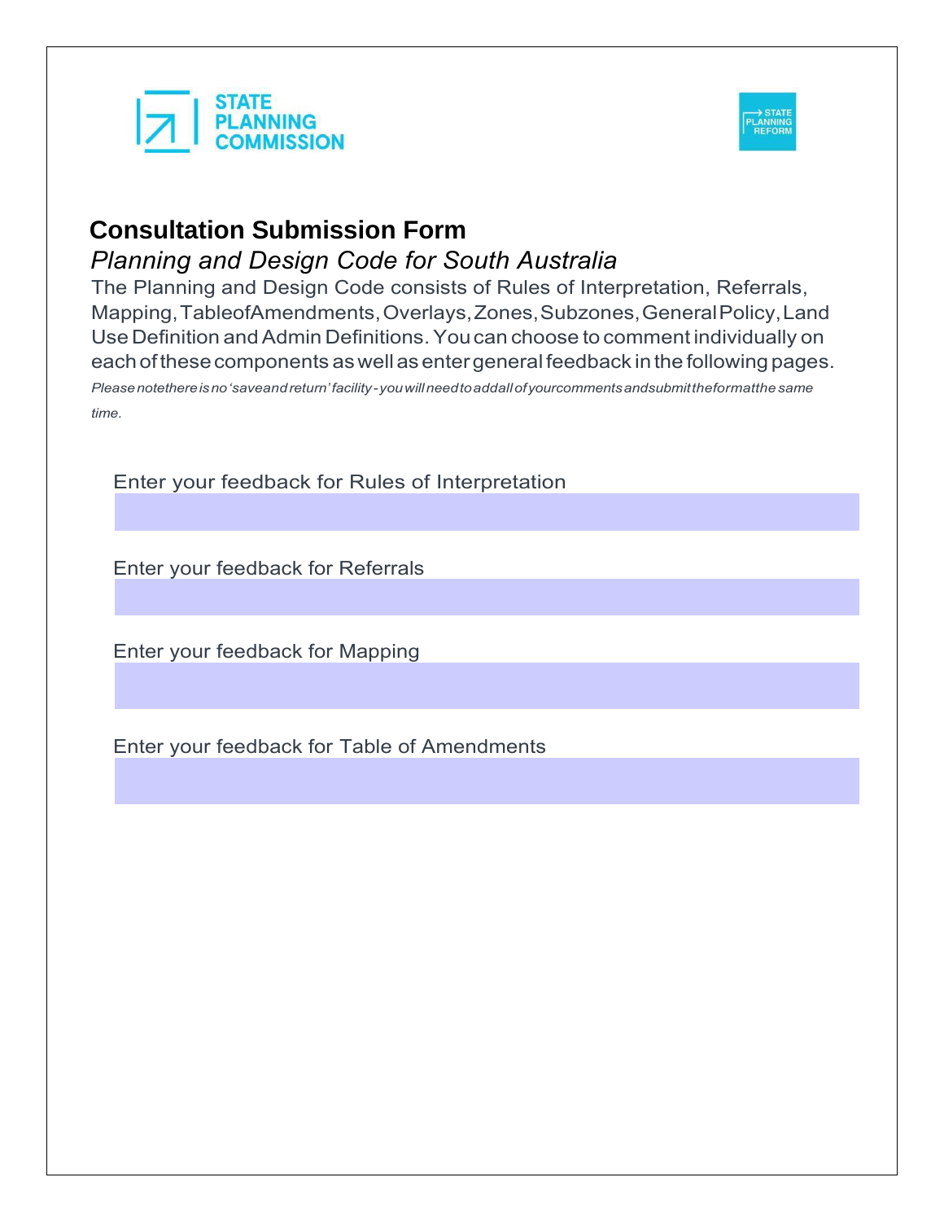STATE PLANNING COMMISSION

STATE PLANNING REFORM

# Consultation Submission Form

*Planning and Design Code for South Australia*

The Planning and Design Code consists of Rules of Interpretation, Referrals, Mapping, Table of Amendments, Overlays, Zones, Subzones, General Policy, Land Use Definition and Admin Definitions. You can choose to comment individually on each of these components as well as enter general feedback in the following pages.

*Please note there is no 'save and return' facility - you will need to add all of your comments and submit the form at the same time.*

Enter your feedback for Rules of Interpretation

Enter your feedback for Referrals

Enter your feedback for Mapping

Enter your feedback for Table of Amendments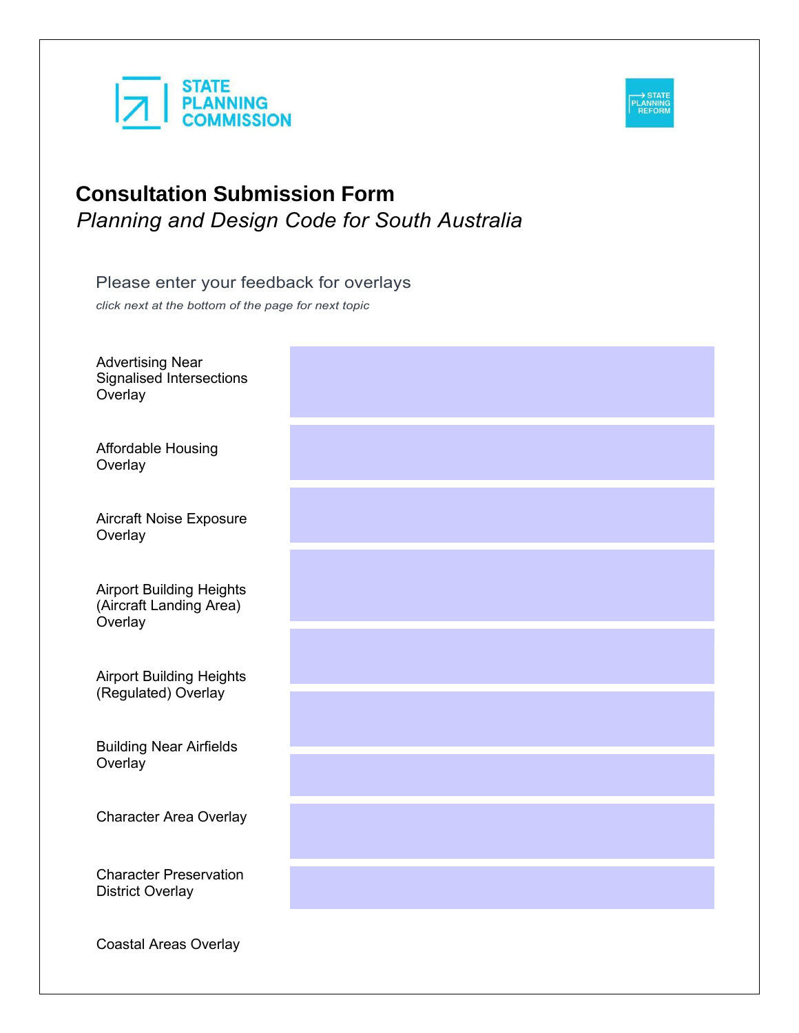STATE PLANNING COMMISSION

STATE PLANNING REFORM

# Consultation Submission Form

*Planning and Design Code for South Australia*

Please enter your feedback for overlays

*click next at the bottom of the page for next topic*

| Overlay | Feedback |
| --- | --- |
| Advertising Near Signalised Intersections Overlay | |
| Affordable Housing Overlay | |
| Aircraft Noise Exposure Overlay | |
| Airport Building Heights (Aircraft Landing Area) Overlay | |
| Airport Building Heights (Regulated) Overlay | |
| Building Near Airfields Overlay | |
| Character Area Overlay | |
| Character Preservation District Overlay | |
| Coastal Areas Overlay | |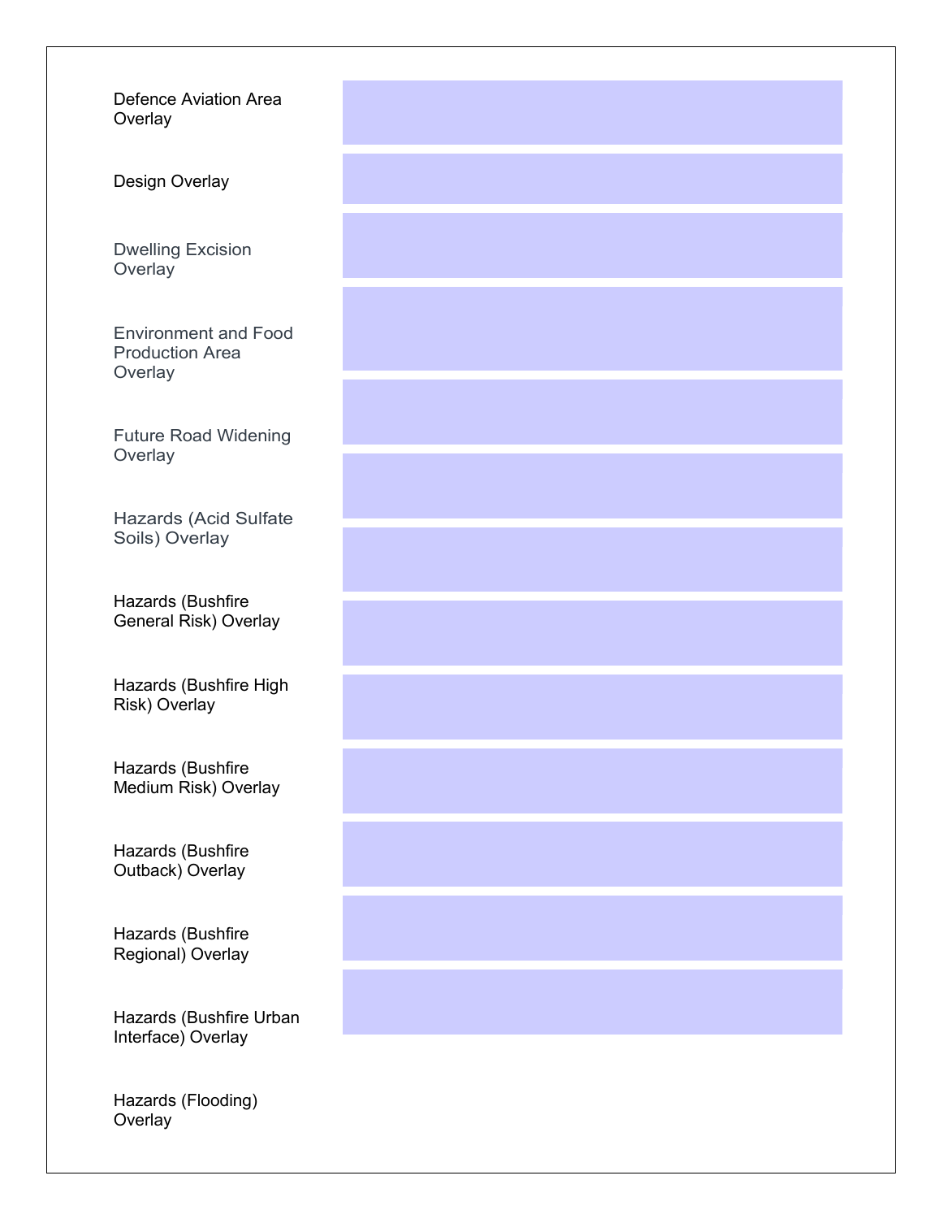Defence Aviation Area Overlay

Design Overlay

Dwelling Excision Overlay

Environment and Food Production Area Overlay

Future Road Widening Overlay

Hazards (Acid Sulfate Soils) Overlay

Hazards (Bushfire General Risk) Overlay

Hazards (Bushfire High Risk) Overlay

Hazards (Bushfire Medium Risk) Overlay

Hazards (Bushfire Outback) Overlay

Hazards (Bushfire Regional) Overlay

Hazards (Bushfire Urban Interface) Overlay

Hazards (Flooding) Overlay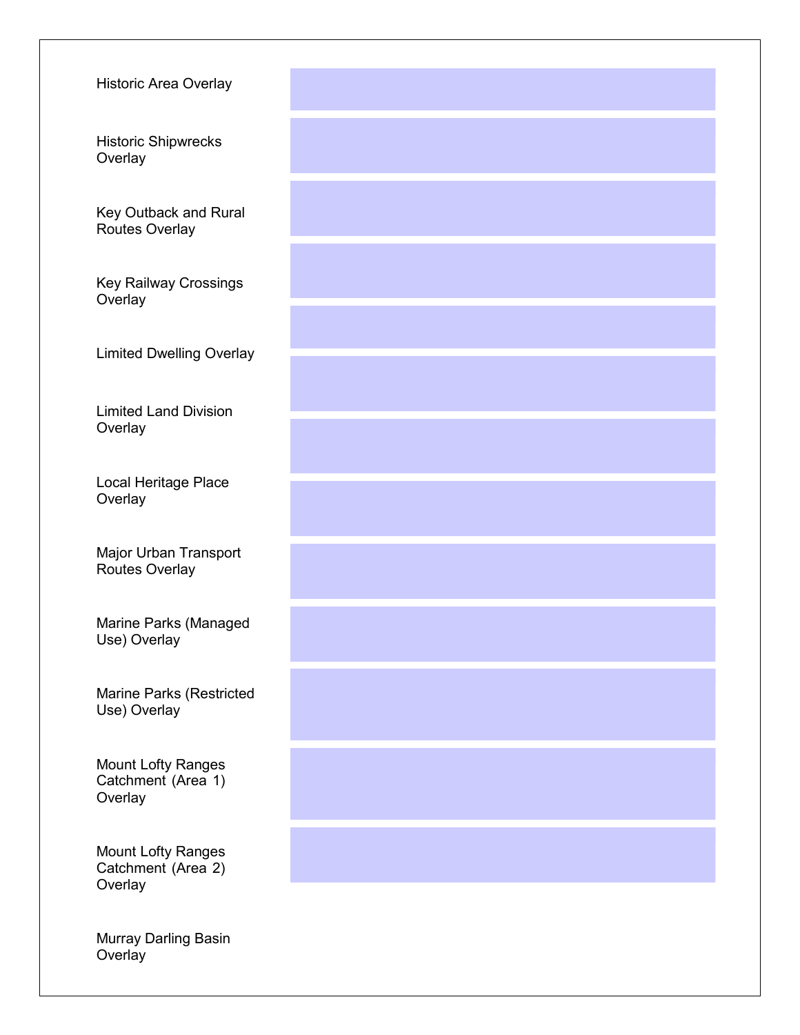| | |
|---|---|
| Historic Area Overlay | |
| Historic Shipwrecks Overlay | |
| Key Outback and Rural Routes Overlay | |
| Key Railway Crossings Overlay | |
| Limited Dwelling Overlay | |
| Limited Land Division Overlay | |
| Local Heritage Place Overlay | |
| Major Urban Transport Routes Overlay | |
| Marine Parks (Managed Use) Overlay | |
| Marine Parks (Restricted Use) Overlay | |
| Mount Lofty Ranges Catchment (Area 1) Overlay | |
| Mount Lofty Ranges Catchment (Area 2) Overlay | |
| Murray Darling Basin Overlay | |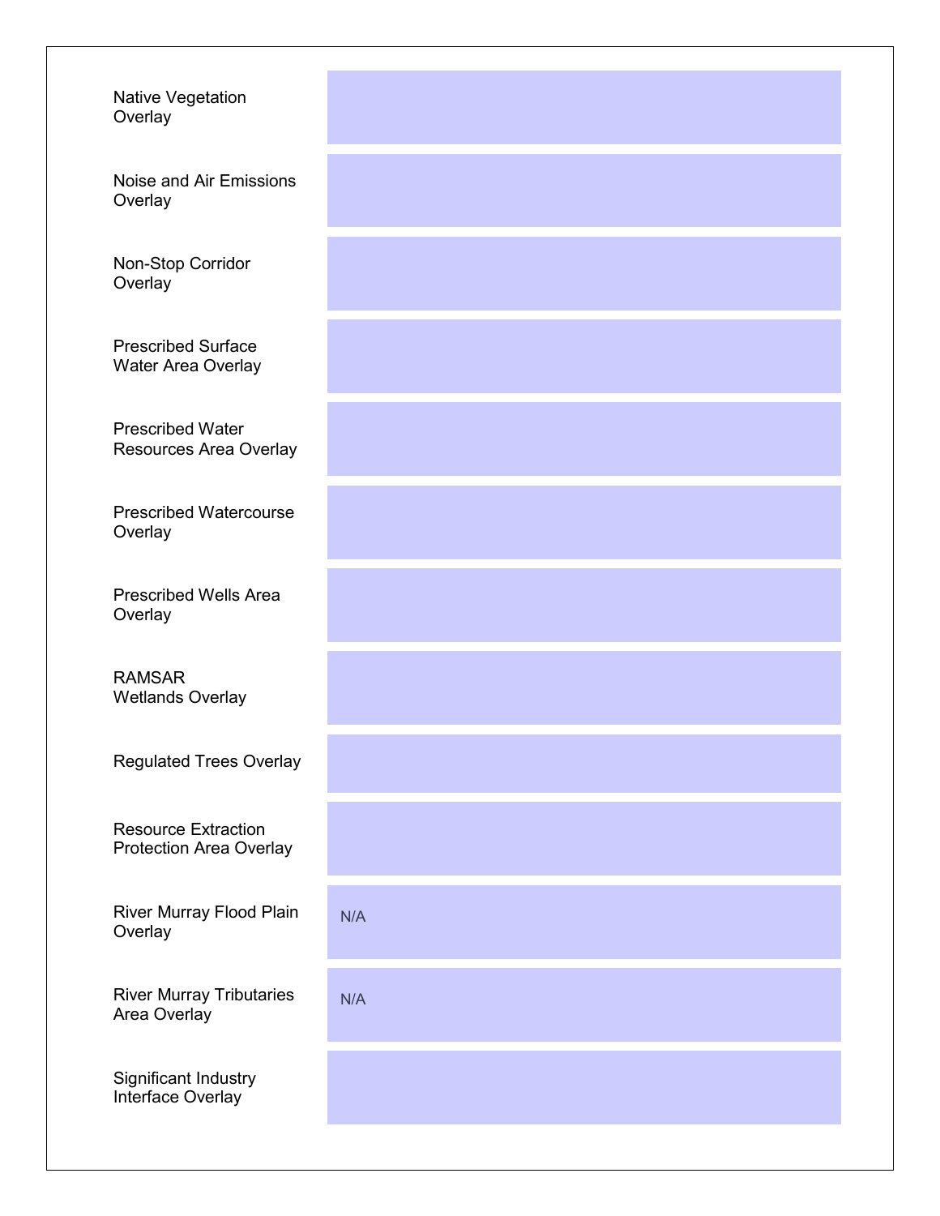| | |
|---|---|
| Native Vegetation Overlay | |
| Noise and Air Emissions Overlay | |
| Non-Stop Corridor Overlay | |
| Prescribed Surface Water Area Overlay | |
| Prescribed Water Resources Area Overlay | |
| Prescribed Watercourse Overlay | |
| Prescribed Wells Area Overlay | |
| RAMSAR Wetlands Overlay | |
| Regulated Trees Overlay | |
| Resource Extraction Protection Area Overlay | |
| River Murray Flood Plain Overlay | N/A |
| River Murray Tributaries Area Overlay | N/A |
| Significant Industry Interface Overlay | |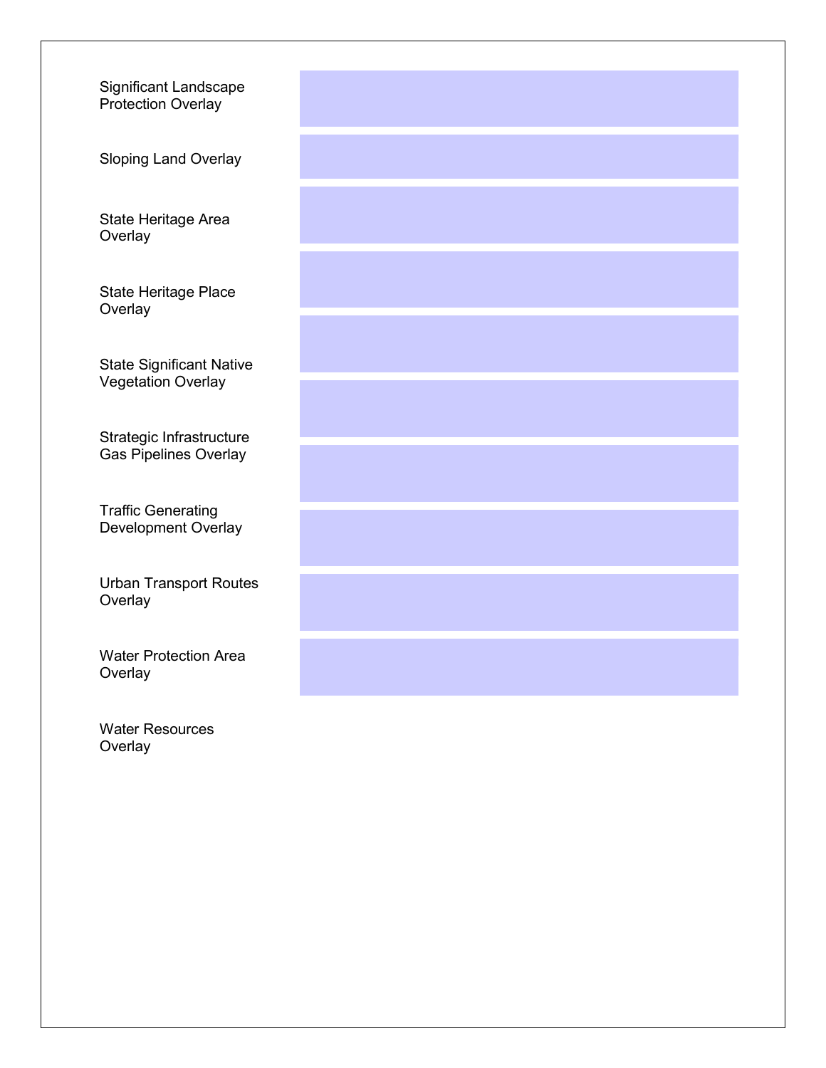Significant Landscape Protection Overlay

Sloping Land Overlay

State Heritage Area Overlay

State Heritage Place Overlay

State Significant Native Vegetation Overlay

Strategic Infrastructure Gas Pipelines Overlay

Traffic Generating Development Overlay

Urban Transport Routes Overlay

Water Protection Area Overlay

Water Resources Overlay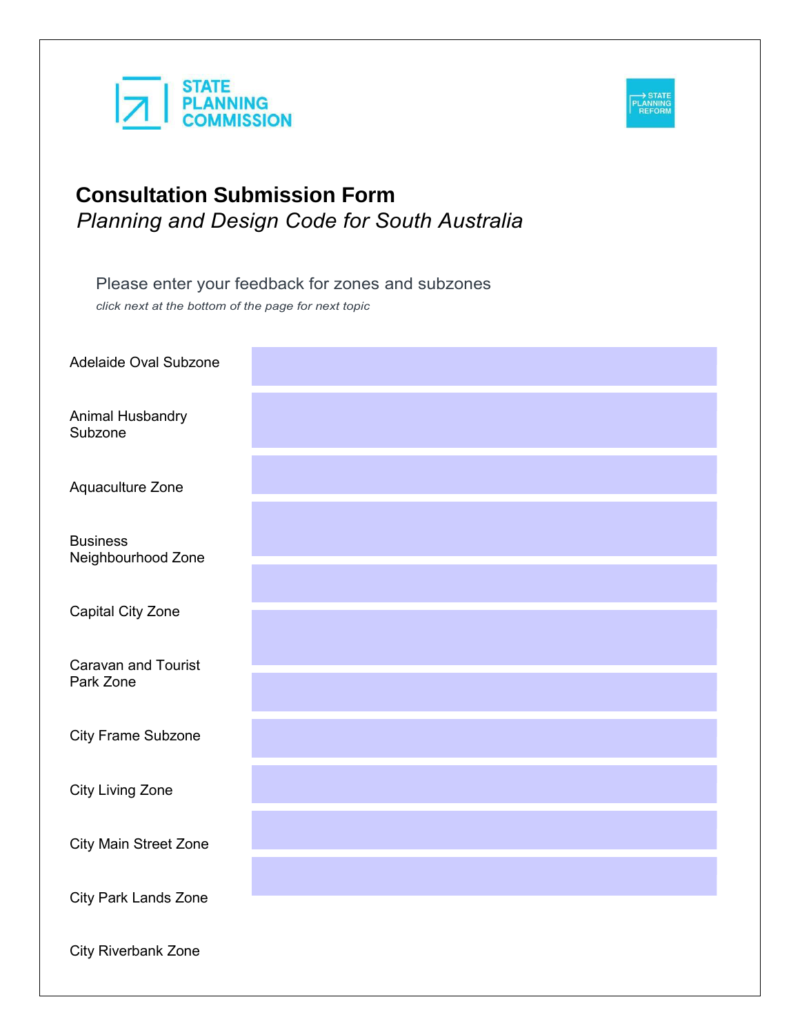STATE PLANNING COMMISSION

STATE PLANNING REFORM

# Consultation Submission Form

*Planning and Design Code for South Australia*

Please enter your feedback for zones and subzones

*click next at the bottom of the page for next topic*

Adelaide Oval Subzone

Animal Husbandry Subzone

Aquaculture Zone

Business Neighbourhood Zone

Capital City Zone

Caravan and Tourist Park Zone

City Frame Subzone

City Living Zone

City Main Street Zone

City Park Lands Zone

City Riverbank Zone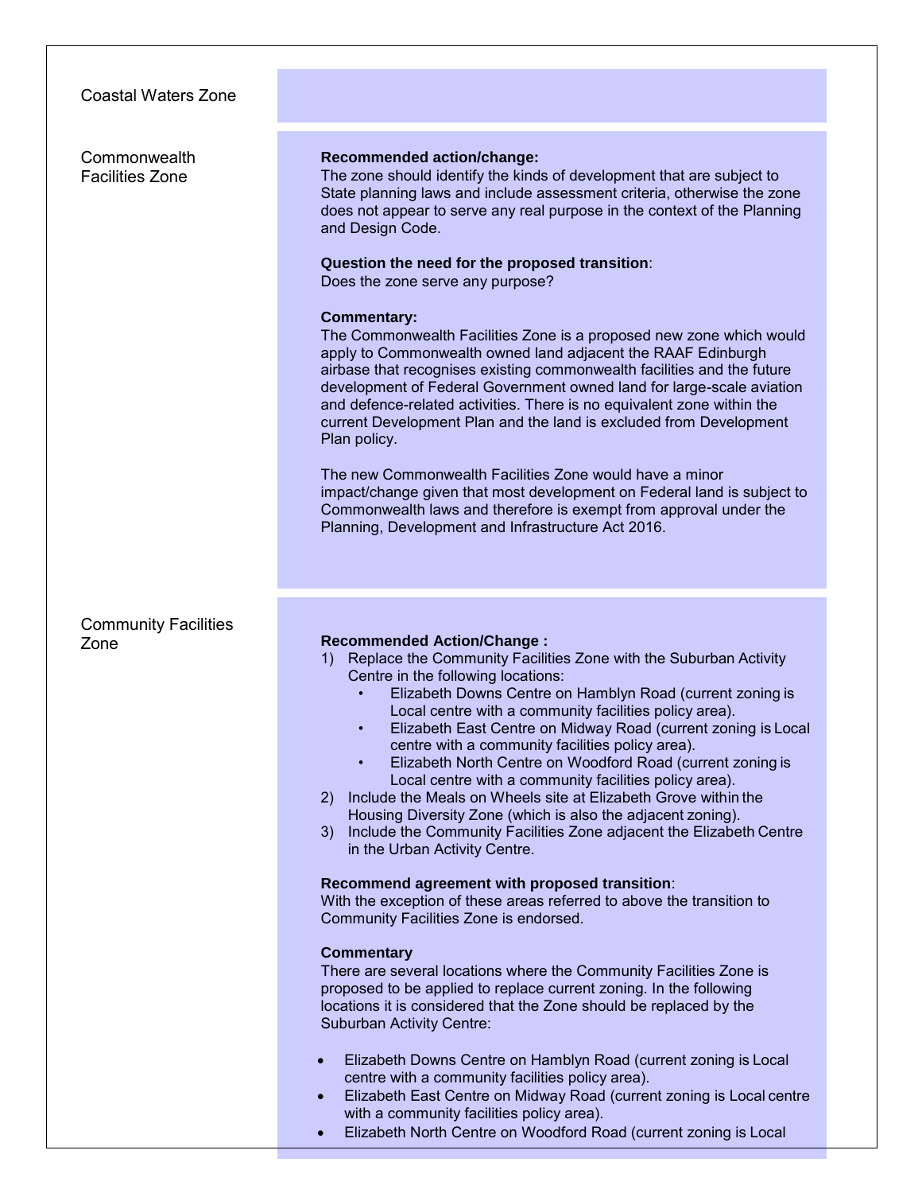| Zone | Recommendation |
|---|---|
| Coastal Waters Zone | |
| Commonwealth Facilities Zone | **Recommended action/change:**<br>The zone should identify the kinds of development that are subject to State planning laws and include assessment criteria, otherwise the zone does not appear to serve any real purpose in the context of the Planning and Design Code.<br><br>**Question the need for the proposed transition**:<br>Does the zone serve any purpose?<br><br>**Commentary:**<br>The Commonwealth Facilities Zone is a proposed new zone which would apply to Commonwealth owned land adjacent the RAAF Edinburgh airbase that recognises existing commonwealth facilities and the future development of Federal Government owned land for large-scale aviation and defence-related activities. There is no equivalent zone within the current Development Plan and the land is excluded from Development Plan policy.<br><br>The new Commonwealth Facilities Zone would have a minor impact/change given that most development on Federal land is subject to Commonwealth laws and therefore is exempt from approval under the Planning, Development and Infrastructure Act 2016. |
| Community Facilities Zone | **Recommended Action/Change :**<br>1) Replace the Community Facilities Zone with the Suburban Activity Centre in the following locations:<br>• Elizabeth Downs Centre on Hamblyn Road (current zoning is Local centre with a community facilities policy area).<br>• Elizabeth East Centre on Midway Road (current zoning is Local centre with a community facilities policy area).<br>• Elizabeth North Centre on Woodford Road (current zoning is Local centre with a community facilities policy area).<br>2) Include the Meals on Wheels site at Elizabeth Grove within the Housing Diversity Zone (which is also the adjacent zoning).<br>3) Include the Community Facilities Zone adjacent the Elizabeth Centre in the Urban Activity Centre.<br><br>**Recommend agreement with proposed transition**:<br>With the exception of these areas referred to above the transition to Community Facilities Zone is endorsed.<br><br>**Commentary**<br>There are several locations where the Community Facilities Zone is proposed to be applied to replace current zoning. In the following locations it is considered that the Zone should be replaced by the Suburban Activity Centre:<br><br>• Elizabeth Downs Centre on Hamblyn Road (current zoning is Local centre with a community facilities policy area).<br>• Elizabeth East Centre on Midway Road (current zoning is Local centre with a community facilities policy area).<br>• Elizabeth North Centre on Woodford Road (current zoning is Local |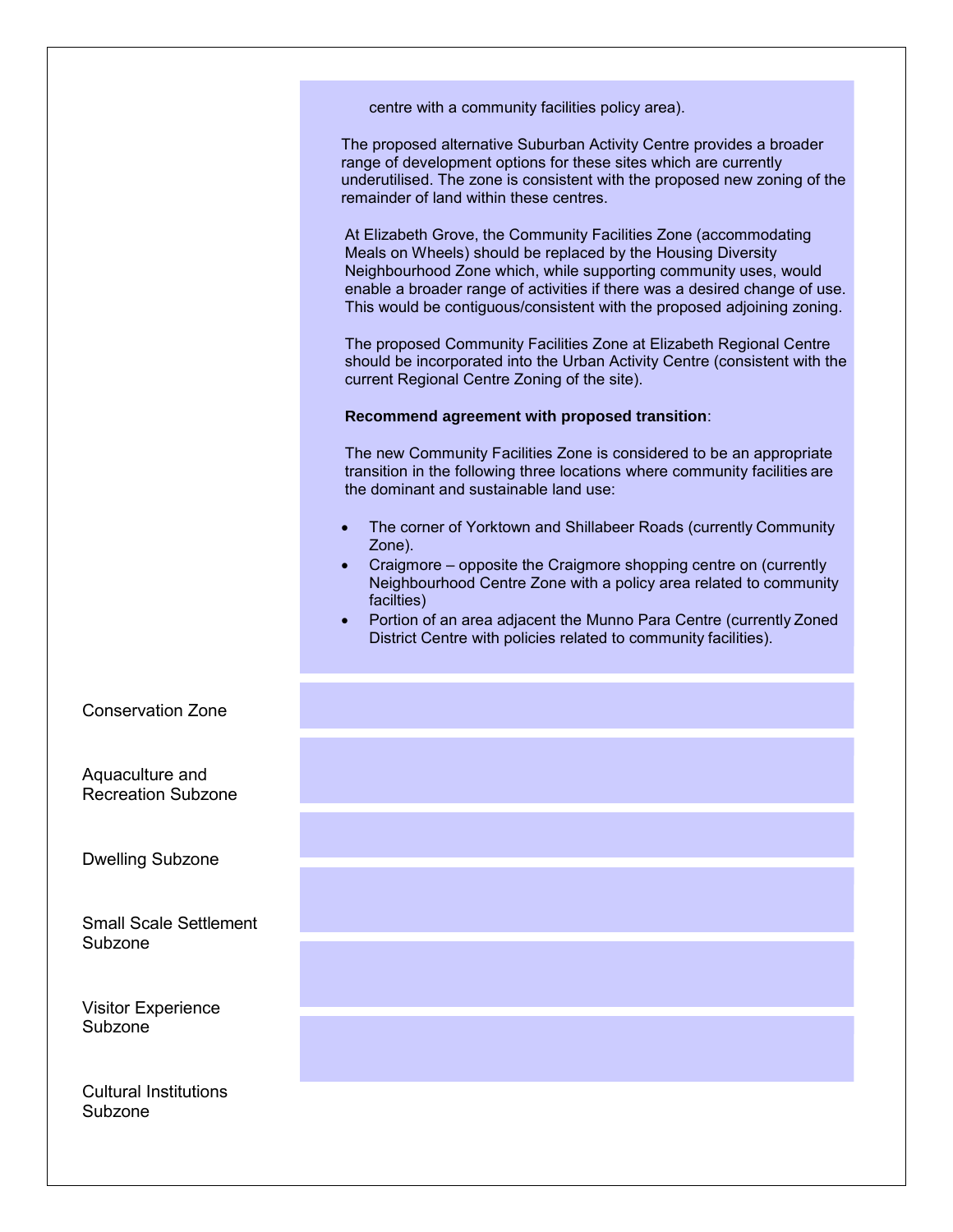| | |
|---|---|
| | centre with a community facilities policy area).<br><br>The proposed alternative Suburban Activity Centre provides a broader range of development options for these sites which are currently underutilised. The zone is consistent with the proposed new zoning of the remainder of land within these centres.<br><br>At Elizabeth Grove, the Community Facilities Zone (accommodating Meals on Wheels) should be replaced by the Housing Diversity Neighbourhood Zone which, while supporting community uses, would enable a broader range of activities if there was a desired change of use. This would be contiguous/consistent with the proposed adjoining zoning.<br><br>The proposed Community Facilities Zone at Elizabeth Regional Centre should be incorporated into the Urban Activity Centre (consistent with the current Regional Centre Zoning of the site).<br><br>**Recommend agreement with proposed transition**:<br><br>The new Community Facilities Zone is considered to be an appropriate transition in the following three locations where community facilities are the dominant and sustainable land use:<br><br>• The corner of Yorktown and Shillabeer Roads (currently Community Zone).<br>• Craigmore – opposite the Craigmore shopping centre on (currently Neighbourhood Centre Zone with a policy area related to community facilties)<br>• Portion of an area adjacent the Munno Para Centre (currently Zoned District Centre with policies related to community facilities). |
| Conservation Zone | |
| Aquaculture and Recreation Subzone | |
| Dwelling Subzone | |
| Small Scale Settlement Subzone | |
| Visitor Experience Subzone | |
| Cultural Institutions Subzone | |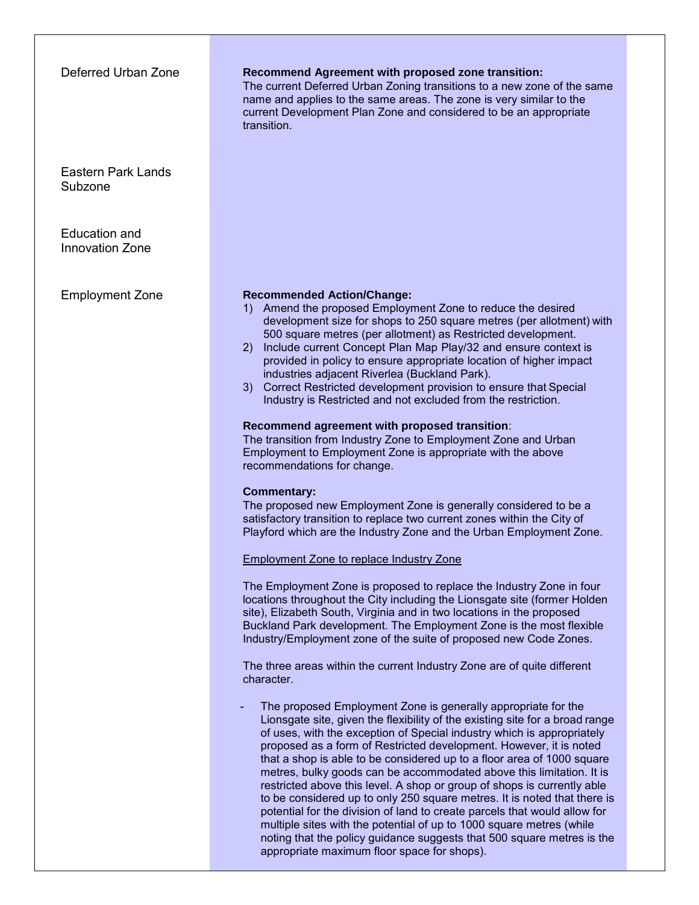| | |
|---|---|
| Deferred Urban Zone | **Recommend Agreement with proposed zone transition:**<br>The current Deferred Urban Zoning transitions to a new zone of the same name and applies to the same areas. The zone is very similar to the current Development Plan Zone and considered to be an appropriate transition. |
| Eastern Park Lands Subzone | |
| Education and Innovation Zone | |
| Employment Zone | **Recommended Action/Change:**<br>1) Amend the proposed Employment Zone to reduce the desired development size for shops to 250 square metres (per allotment) with 500 square metres (per allotment) as Restricted development.<br>2) Include current Concept Plan Map Play/32 and ensure context is provided in policy to ensure appropriate location of higher impact industries adjacent Riverlea (Buckland Park).<br>3) Correct Restricted development provision to ensure that Special Industry is Restricted and not excluded from the restriction.<br><br>**Recommend agreement with proposed transition**:<br>The transition from Industry Zone to Employment Zone and Urban Employment to Employment Zone is appropriate with the above recommendations for change.<br><br>**Commentary:**<br>The proposed new Employment Zone is generally considered to be a satisfactory transition to replace two current zones within the City of Playford which are the Industry Zone and the Urban Employment Zone.<br><br><u>Employment Zone to replace Industry Zone</u><br><br>The Employment Zone is proposed to replace the Industry Zone in four locations throughout the City including the Lionsgate site (former Holden site), Elizabeth South, Virginia and in two locations in the proposed Buckland Park development. The Employment Zone is the most flexible Industry/Employment zone of the suite of proposed new Code Zones.<br><br>The three areas within the current Industry Zone are of quite different character.<br><br>- The proposed Employment Zone is generally appropriate for the Lionsgate site, given the flexibility of the existing site for a broad range of uses, with the exception of Special industry which is appropriately proposed as a form of Restricted development. However, it is noted that a shop is able to be considered up to a floor area of 1000 square metres, bulky goods can be accommodated above this limitation. It is restricted above this level. A shop or group of shops is currently able to be considered up to only 250 square metres. It is noted that there is potential for the division of land to create parcels that would allow for multiple sites with the potential of up to 1000 square metres (while noting that the policy guidance suggests that 500 square metres is the appropriate maximum floor space for shops). |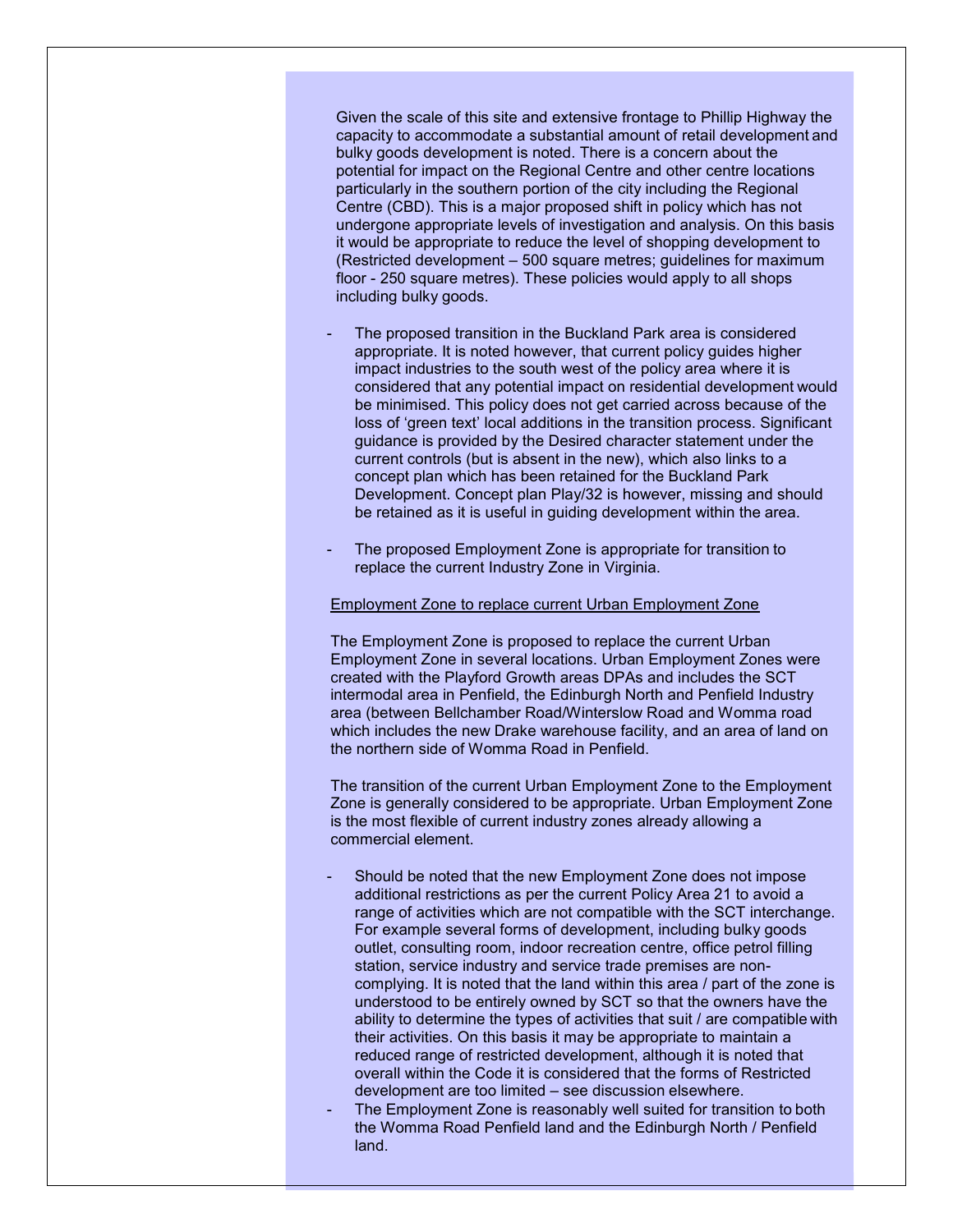Given the scale of this site and extensive frontage to Phillip Highway the capacity to accommodate a substantial amount of retail development and bulky goods development is noted. There is a concern about the potential for impact on the Regional Centre and other centre locations particularly in the southern portion of the city including the Regional Centre (CBD). This is a major proposed shift in policy which has not undergone appropriate levels of investigation and analysis. On this basis it would be appropriate to reduce the level of shopping development to (Restricted development – 500 square metres; guidelines for maximum floor - 250 square metres). These policies would apply to all shops including bulky goods.

- The proposed transition in the Buckland Park area is considered appropriate. It is noted however, that current policy guides higher impact industries to the south west of the policy area where it is considered that any potential impact on residential development would be minimised. This policy does not get carried across because of the loss of 'green text' local additions in the transition process. Significant guidance is provided by the Desired character statement under the current controls (but is absent in the new), which also links to a concept plan which has been retained for the Buckland Park Development. Concept plan Play/32 is however, missing and should be retained as it is useful in guiding development within the area.

- The proposed Employment Zone is appropriate for transition to replace the current Industry Zone in Virginia.

<u>Employment Zone to replace current Urban Employment Zone</u>

The Employment Zone is proposed to replace the current Urban Employment Zone in several locations. Urban Employment Zones were created with the Playford Growth areas DPAs and includes the SCT intermodal area in Penfield, the Edinburgh North and Penfield Industry area (between Bellchamber Road/Winterslow Road and Womma road which includes the new Drake warehouse facility, and an area of land on the northern side of Womma Road in Penfield.

The transition of the current Urban Employment Zone to the Employment Zone is generally considered to be appropriate. Urban Employment Zone is the most flexible of current industry zones already allowing a commercial element.

- Should be noted that the new Employment Zone does not impose additional restrictions as per the current Policy Area 21 to avoid a range of activities which are not compatible with the SCT interchange. For example several forms of development, including bulky goods outlet, consulting room, indoor recreation centre, office petrol filling station, service industry and service trade premises are non-complying. It is noted that the land within this area / part of the zone is understood to be entirely owned by SCT so that the owners have the ability to determine the types of activities that suit / are compatible with their activities. On this basis it may be appropriate to maintain a reduced range of restricted development, although it is noted that overall within the Code it is considered that the forms of Restricted development are too limited – see discussion elsewhere.
- The Employment Zone is reasonably well suited for transition to both the Womma Road Penfield land and the Edinburgh North / Penfield land.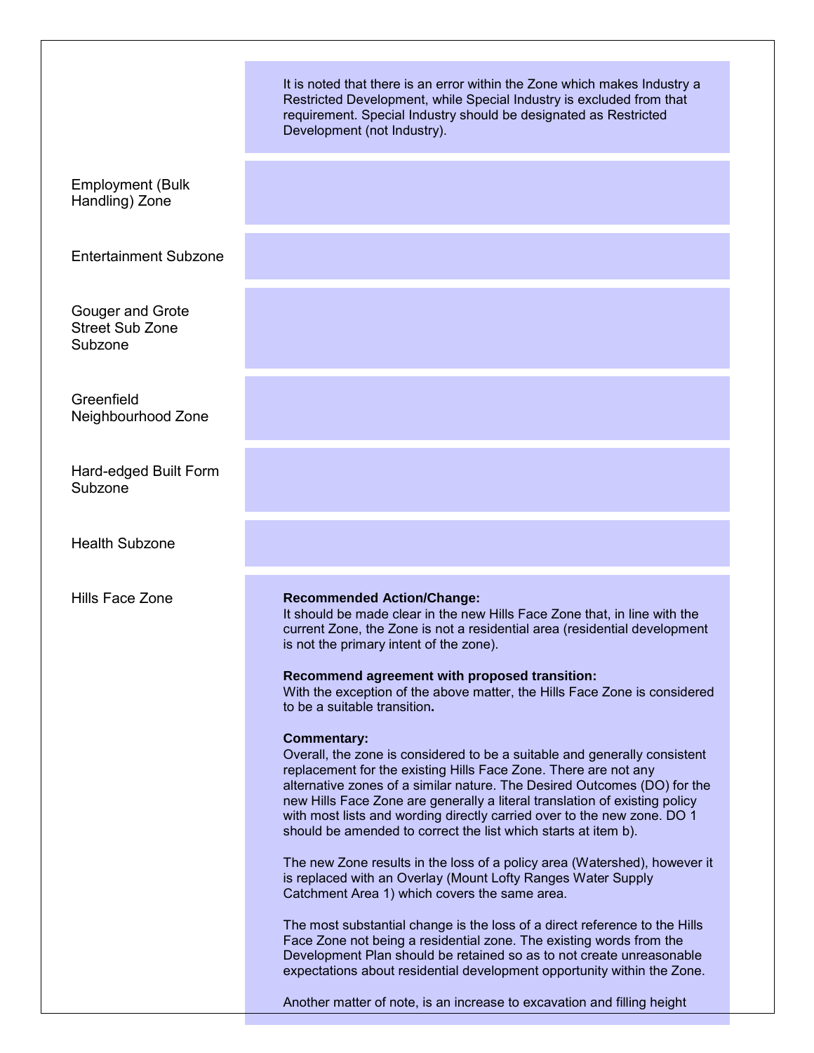| | |
|---|---|
| | It is noted that there is an error within the Zone which makes Industry a Restricted Development, while Special Industry is excluded from that requirement. Special Industry should be designated as Restricted Development (not Industry). |
| Employment (Bulk Handling) Zone | |
| Entertainment Subzone | |
| Gouger and Grote Street Sub Zone Subzone | |
| Greenfield Neighbourhood Zone | |
| Hard-edged Built Form Subzone | |
| Health Subzone | |
| Hills Face Zone | **Recommended Action/Change:**<br>It should be made clear in the new Hills Face Zone that, in line with the current Zone, the Zone is not a residential area (residential development is not the primary intent of the zone).<br><br>**Recommend agreement with proposed transition:**<br>With the exception of the above matter, the Hills Face Zone is considered to be a suitable transition.<br><br>**Commentary:**<br>Overall, the zone is considered to be a suitable and generally consistent replacement for the existing Hills Face Zone. There are not any alternative zones of a similar nature. The Desired Outcomes (DO) for the new Hills Face Zone are generally a literal translation of existing policy with most lists and wording directly carried over to the new zone. DO 1 should be amended to correct the list which starts at item b).<br><br>The new Zone results in the loss of a policy area (Watershed), however it is replaced with an Overlay (Mount Lofty Ranges Water Supply Catchment Area 1) which covers the same area.<br><br>The most substantial change is the loss of a direct reference to the Hills Face Zone not being a residential zone. The existing words from the Development Plan should be retained so as to not create unreasonable expectations about residential development opportunity within the Zone.<br><br>Another matter of note, is an increase to excavation and filling height |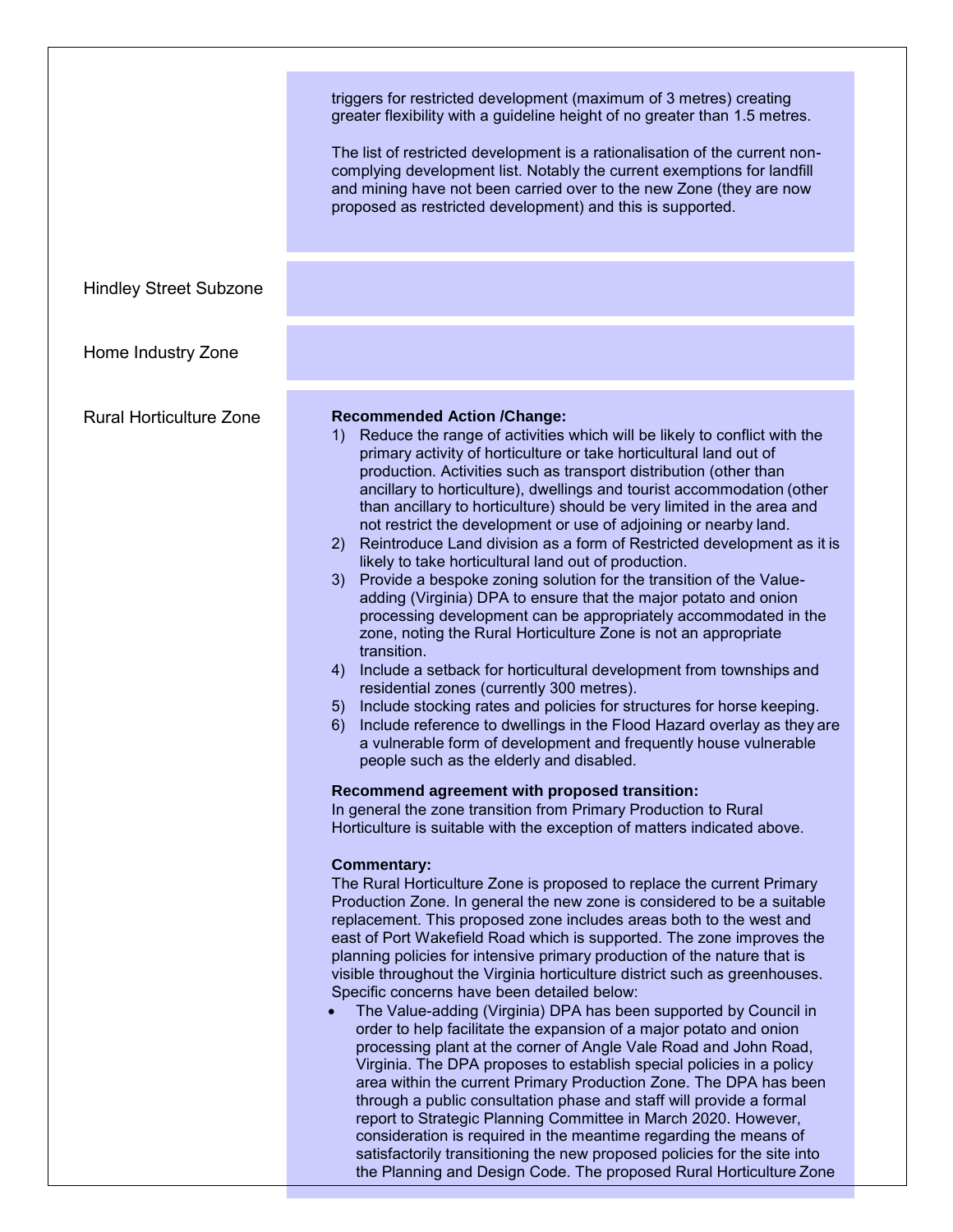| | |
|---|---|
| | triggers for restricted development (maximum of 3 metres) creating greater flexibility with a guideline height of no greater than 1.5 metres.<br><br>The list of restricted development is a rationalisation of the current non-complying development list. Notably the current exemptions for landfill and mining have not been carried over to the new Zone (they are now proposed as restricted development) and this is supported. |
| Hindley Street Subzone | |
| Home Industry Zone | |
| Rural Horticulture Zone | **Recommended Action /Change:**<br>1) Reduce the range of activities which will be likely to conflict with the primary activity of horticulture or take horticultural land out of production. Activities such as transport distribution (other than ancillary to horticulture), dwellings and tourist accommodation (other than ancillary to horticulture) should be very limited in the area and not restrict the development or use of adjoining or nearby land.<br>2) Reintroduce Land division as a form of Restricted development as it is likely to take horticultural land out of production.<br>3) Provide a bespoke zoning solution for the transition of the Value-adding (Virginia) DPA to ensure that the major potato and onion processing development can be appropriately accommodated in the zone, noting the Rural Horticulture Zone is not an appropriate transition.<br>4) Include a setback for horticultural development from townships and residential zones (currently 300 metres).<br>5) Include stocking rates and policies for structures for horse keeping.<br>6) Include reference to dwellings in the Flood Hazard overlay as they are a vulnerable form of development and frequently house vulnerable people such as the elderly and disabled.<br><br>**Recommend agreement with proposed transition:**<br>In general the zone transition from Primary Production to Rural Horticulture is suitable with the exception of matters indicated above.<br><br>**Commentary:**<br>The Rural Horticulture Zone is proposed to replace the current Primary Production Zone. In general the new zone is considered to be a suitable replacement. This proposed zone includes areas both to the west and east of Port Wakefield Road which is supported. The zone improves the planning policies for intensive primary production of the nature that is visible throughout the Virginia horticulture district such as greenhouses. Specific concerns have been detailed below:<br>• The Value-adding (Virginia) DPA has been supported by Council in order to help facilitate the expansion of a major potato and onion processing plant at the corner of Angle Vale Road and John Road, Virginia. The DPA proposes to establish special policies in a policy area within the current Primary Production Zone. The DPA has been through a public consultation phase and staff will provide a formal report to Strategic Planning Committee in March 2020. However, consideration is required in the meantime regarding the means of satisfactorily transitioning the new proposed policies for the site into the Planning and Design Code. The proposed Rural Horticulture Zone |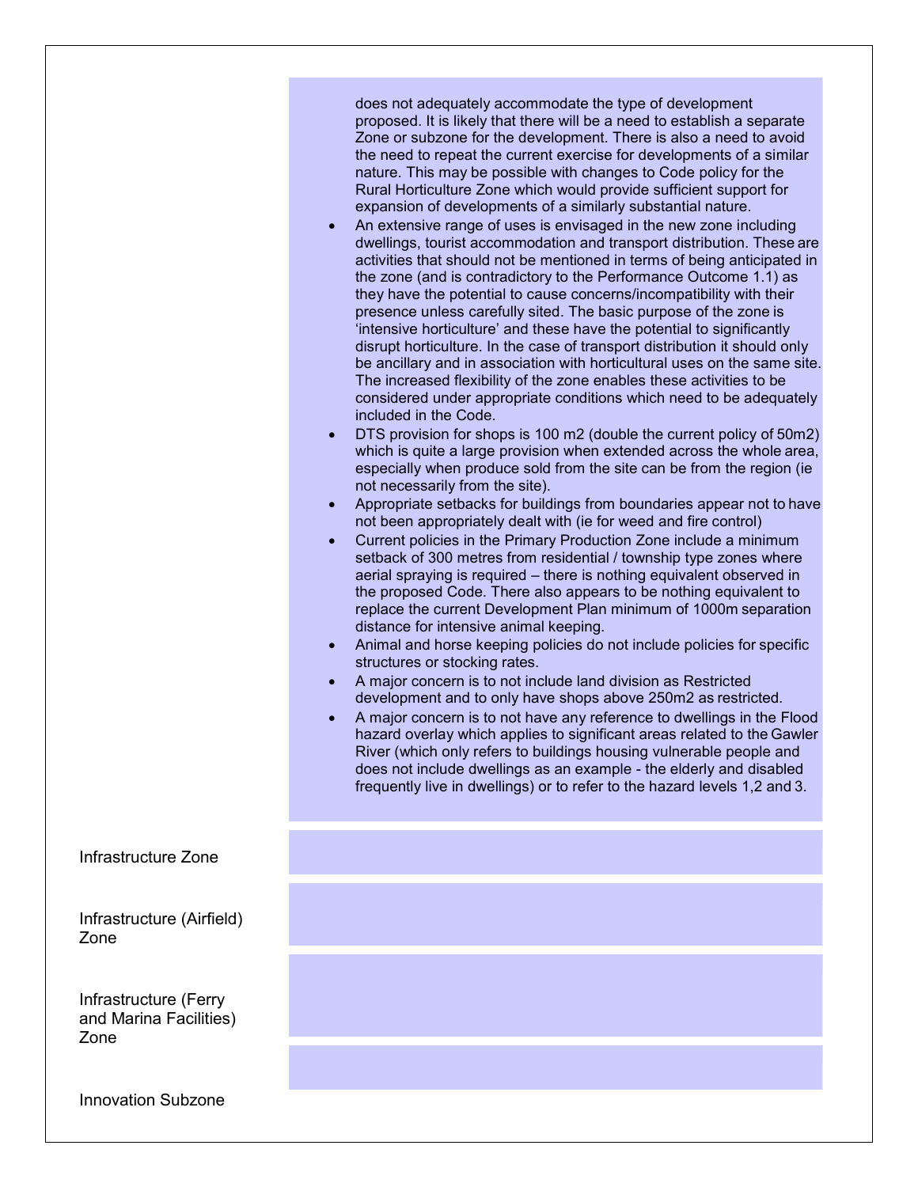| | |
|---|---|
| | does not adequately accommodate the type of development proposed. It is likely that there will be a need to establish a separate Zone or subzone for the development. There is also a need to avoid the need to repeat the current exercise for developments of a similar nature. This may be possible with changes to Code policy for the Rural Horticulture Zone which would provide sufficient support for expansion of developments of a similarly substantial nature.<br>• An extensive range of uses is envisaged in the new zone including dwellings, tourist accommodation and transport distribution. These are activities that should not be mentioned in terms of being anticipated in the zone (and is contradictory to the Performance Outcome 1.1) as they have the potential to cause concerns/incompatibility with their presence unless carefully sited. The basic purpose of the zone is 'intensive horticulture' and these have the potential to significantly disrupt horticulture. In the case of transport distribution it should only be ancillary and in association with horticultural uses on the same site. The increased flexibility of the zone enables these activities to be considered under appropriate conditions which need to be adequately included in the Code.<br>• DTS provision for shops is 100 m2 (double the current policy of 50m2) which is quite a large provision when extended across the whole area, especially when produce sold from the site can be from the region (ie not necessarily from the site).<br>• Appropriate setbacks for buildings from boundaries appear not to have not been appropriately dealt with (ie for weed and fire control)<br>• Current policies in the Primary Production Zone include a minimum setback of 300 metres from residential / township type zones where aerial spraying is required – there is nothing equivalent observed in the proposed Code. There also appears to be nothing equivalent to replace the current Development Plan minimum of 1000m separation distance for intensive animal keeping.<br>• Animal and horse keeping policies do not include policies for specific structures or stocking rates.<br>• A major concern is to not include land division as Restricted development and to only have shops above 250m2 as restricted.<br>• A major concern is to not have any reference to dwellings in the Flood hazard overlay which applies to significant areas related to the Gawler River (which only refers to buildings housing vulnerable people and does not include dwellings as an example - the elderly and disabled frequently live in dwellings) or to refer to the hazard levels 1,2 and 3. |
| Infrastructure Zone | |
| Infrastructure (Airfield) Zone | |
| Infrastructure (Ferry and Marina Facilities) Zone | |
| Innovation Subzone | |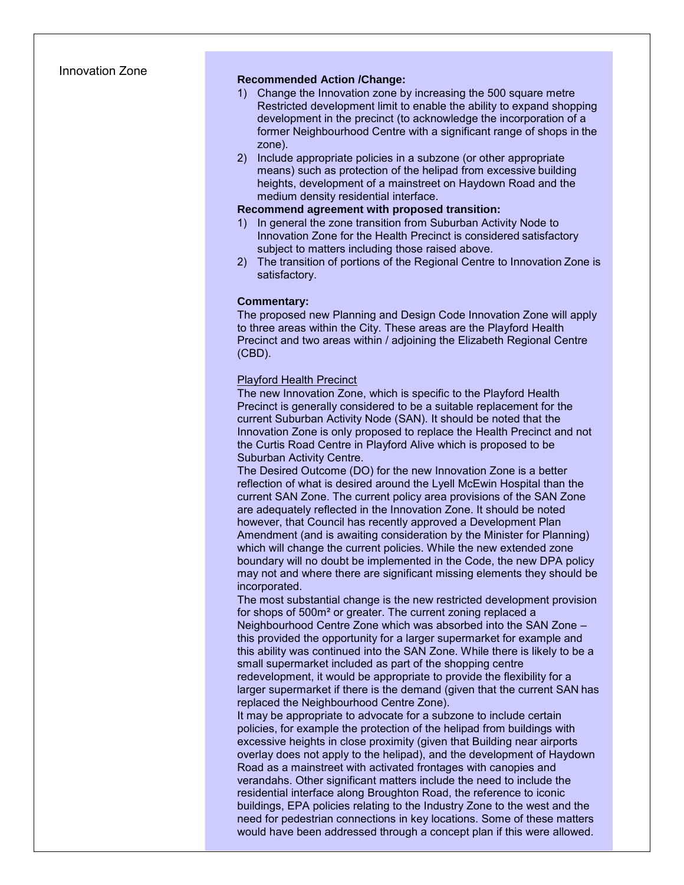Innovation Zone

**Recommended Action /Change:**

1) Change the Innovation zone by increasing the 500 square metre Restricted development limit to enable the ability to expand shopping development in the precinct (to acknowledge the incorporation of a former Neighbourhood Centre with a significant range of shops in the zone).
2) Include appropriate policies in a subzone (or other appropriate means) such as protection of the helipad from excessive building heights, development of a mainstreet on Haydown Road and the medium density residential interface.

**Recommend agreement with proposed transition:**

1) In general the zone transition from Suburban Activity Node to Innovation Zone for the Health Precinct is considered satisfactory subject to matters including those raised above.
2) The transition of portions of the Regional Centre to Innovation Zone is satisfactory.

**Commentary:**

The proposed new Planning and Design Code Innovation Zone will apply to three areas within the City. These areas are the Playford Health Precinct and two areas within / adjoining the Elizabeth Regional Centre (CBD).

<u>Playford Health Precinct</u>

The new Innovation Zone, which is specific to the Playford Health Precinct is generally considered to be a suitable replacement for the current Suburban Activity Node (SAN). It should be noted that the Innovation Zone is only proposed to replace the Health Precinct and not the Curtis Road Centre in Playford Alive which is proposed to be Suburban Activity Centre.

The Desired Outcome (DO) for the new Innovation Zone is a better reflection of what is desired around the Lyell McEwin Hospital than the current SAN Zone. The current policy area provisions of the SAN Zone are adequately reflected in the Innovation Zone. It should be noted however, that Council has recently approved a Development Plan Amendment (and is awaiting consideration by the Minister for Planning) which will change the current policies. While the new extended zone boundary will no doubt be implemented in the Code, the new DPA policy may not and where there are significant missing elements they should be incorporated.

The most substantial change is the new restricted development provision for shops of 500m² or greater. The current zoning replaced a Neighbourhood Centre Zone which was absorbed into the SAN Zone – this provided the opportunity for a larger supermarket for example and this ability was continued into the SAN Zone. While there is likely to be a small supermarket included as part of the shopping centre redevelopment, it would be appropriate to provide the flexibility for a larger supermarket if there is the demand (given that the current SAN has replaced the Neighbourhood Centre Zone).

It may be appropriate to advocate for a subzone to include certain policies, for example the protection of the helipad from buildings with excessive heights in close proximity (given that Building near airports overlay does not apply to the helipad), and the development of Haydown Road as a mainstreet with activated frontages with canopies and verandahs. Other significant matters include the need to include the residential interface along Broughton Road, the reference to iconic buildings, EPA policies relating to the Industry Zone to the west and the need for pedestrian connections in key locations. Some of these matters would have been addressed through a concept plan if this were allowed.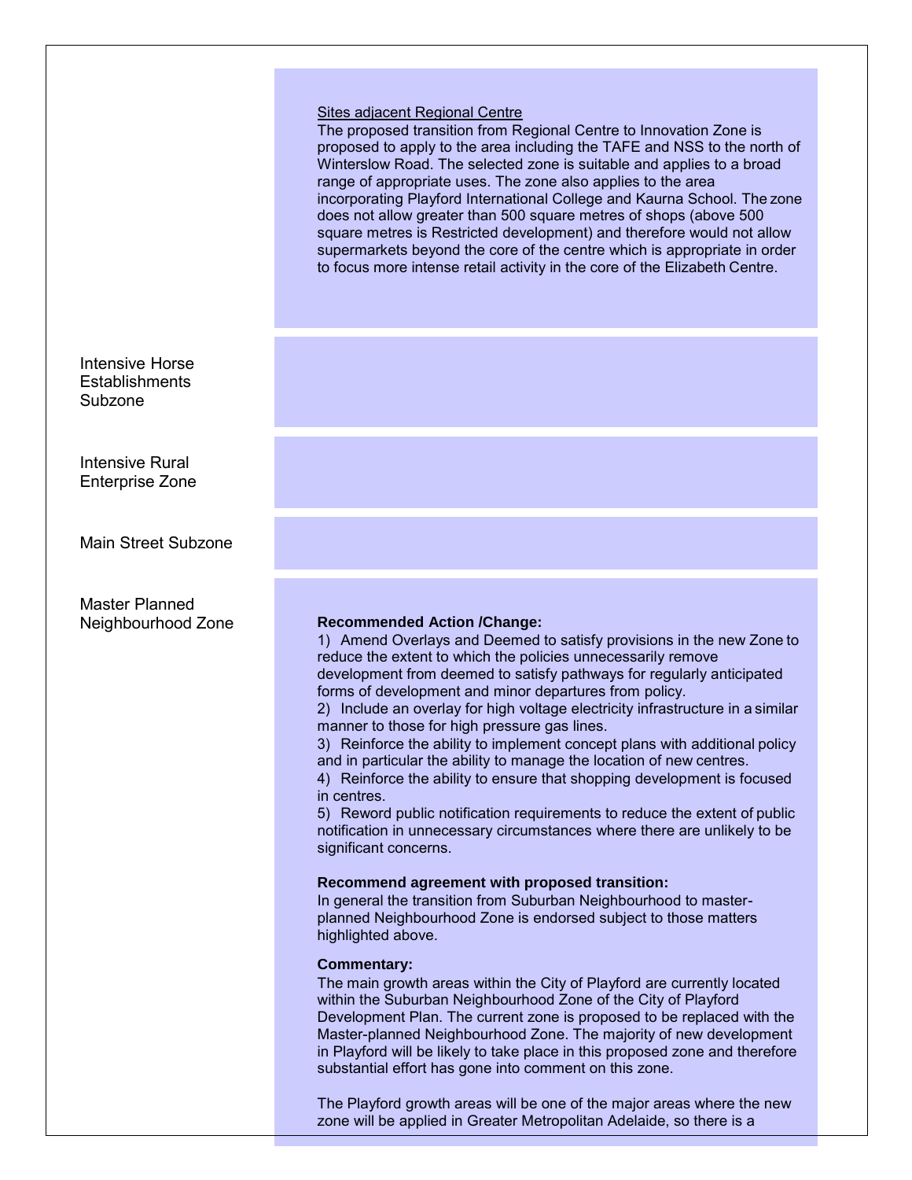| | |
|---|---|
| | <u>Sites adjacent Regional Centre</u><br>The proposed transition from Regional Centre to Innovation Zone is proposed to apply to the area including the TAFE and NSS to the north of Winterslow Road. The selected zone is suitable and applies to a broad range of appropriate uses. The zone also applies to the area incorporating Playford International College and Kaurna School. The zone does not allow greater than 500 square metres of shops (above 500 square metres is Restricted development) and therefore would not allow supermarkets beyond the core of the centre which is appropriate in order to focus more intense retail activity in the core of the Elizabeth Centre. |
| Intensive Horse Establishments Subzone | |
| Intensive Rural Enterprise Zone | |
| Main Street Subzone | |
| Master Planned Neighbourhood Zone | **Recommended Action /Change:**<br>1) Amend Overlays and Deemed to satisfy provisions in the new Zone to reduce the extent to which the policies unnecessarily remove development from deemed to satisfy pathways for regularly anticipated forms of development and minor departures from policy.<br>2) Include an overlay for high voltage electricity infrastructure in a similar manner to those for high pressure gas lines.<br>3) Reinforce the ability to implement concept plans with additional policy and in particular the ability to manage the location of new centres.<br>4) Reinforce the ability to ensure that shopping development is focused in centres.<br>5) Reword public notification requirements to reduce the extent of public notification in unnecessary circumstances where there are unlikely to be significant concerns.<br><br>**Recommend agreement with proposed transition:**<br>In general the transition from Suburban Neighbourhood to master-planned Neighbourhood Zone is endorsed subject to those matters highlighted above.<br><br>**Commentary:**<br>The main growth areas within the City of Playford are currently located within the Suburban Neighbourhood Zone of the City of Playford Development Plan. The current zone is proposed to be replaced with the Master-planned Neighbourhood Zone. The majority of new development in Playford will be likely to take place in this proposed zone and therefore substantial effort has gone into comment on this zone.<br><br>The Playford growth areas will be one of the major areas where the new zone will be applied in Greater Metropolitan Adelaide, so there is a |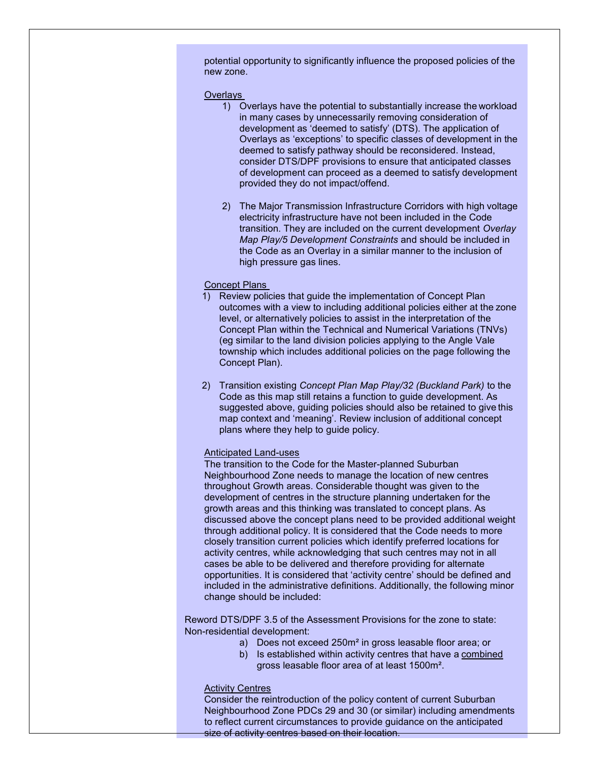potential opportunity to significantly influence the proposed policies of the new zone.

Overlays

1) Overlays have the potential to substantially increase the workload in many cases by unnecessarily removing consideration of development as 'deemed to satisfy' (DTS). The application of Overlays as 'exceptions' to specific classes of development in the deemed to satisfy pathway should be reconsidered. Instead, consider DTS/DPF provisions to ensure that anticipated classes of development can proceed as a deemed to satisfy development provided they do not impact/offend.

2) The Major Transmission Infrastructure Corridors with high voltage electricity infrastructure have not been included in the Code transition. They are included on the current development *Overlay Map Play/5 Development Constraints* and should be included in the Code as an Overlay in a similar manner to the inclusion of high pressure gas lines.

Concept Plans

1) Review policies that guide the implementation of Concept Plan outcomes with a view to including additional policies either at the zone level, or alternatively policies to assist in the interpretation of the Concept Plan within the Technical and Numerical Variations (TNVs) (eg similar to the land division policies applying to the Angle Vale township which includes additional policies on the page following the Concept Plan).

2) Transition existing *Concept Plan Map Play/32 (Buckland Park)* to the Code as this map still retains a function to guide development. As suggested above, guiding policies should also be retained to give this map context and 'meaning'. Review inclusion of additional concept plans where they help to guide policy.

Anticipated Land-uses

The transition to the Code for the Master-planned Suburban Neighbourhood Zone needs to manage the location of new centres throughout Growth areas. Considerable thought was given to the development of centres in the structure planning undertaken for the growth areas and this thinking was translated to concept plans. As discussed above the concept plans need to be provided additional weight through additional policy. It is considered that the Code needs to more closely transition current policies which identify preferred locations for activity centres, while acknowledging that such centres may not in all cases be able to be delivered and therefore providing for alternate opportunities. It is considered that 'activity centre' should be defined and included in the administrative definitions. Additionally, the following minor change should be included:

Reword DTS/DPF 3.5 of the Assessment Provisions for the zone to state:
Non-residential development:

a) Does not exceed 250m² in gross leasable floor area; or
b) Is established within activity centres that have a combined gross leasable floor area of at least 1500m².

Activity Centres

Consider the reintroduction of the policy content of current Suburban Neighbourhood Zone PDCs 29 and 30 (or similar) including amendments to reflect current circumstances to provide guidance on the anticipated size of activity centres based on their location.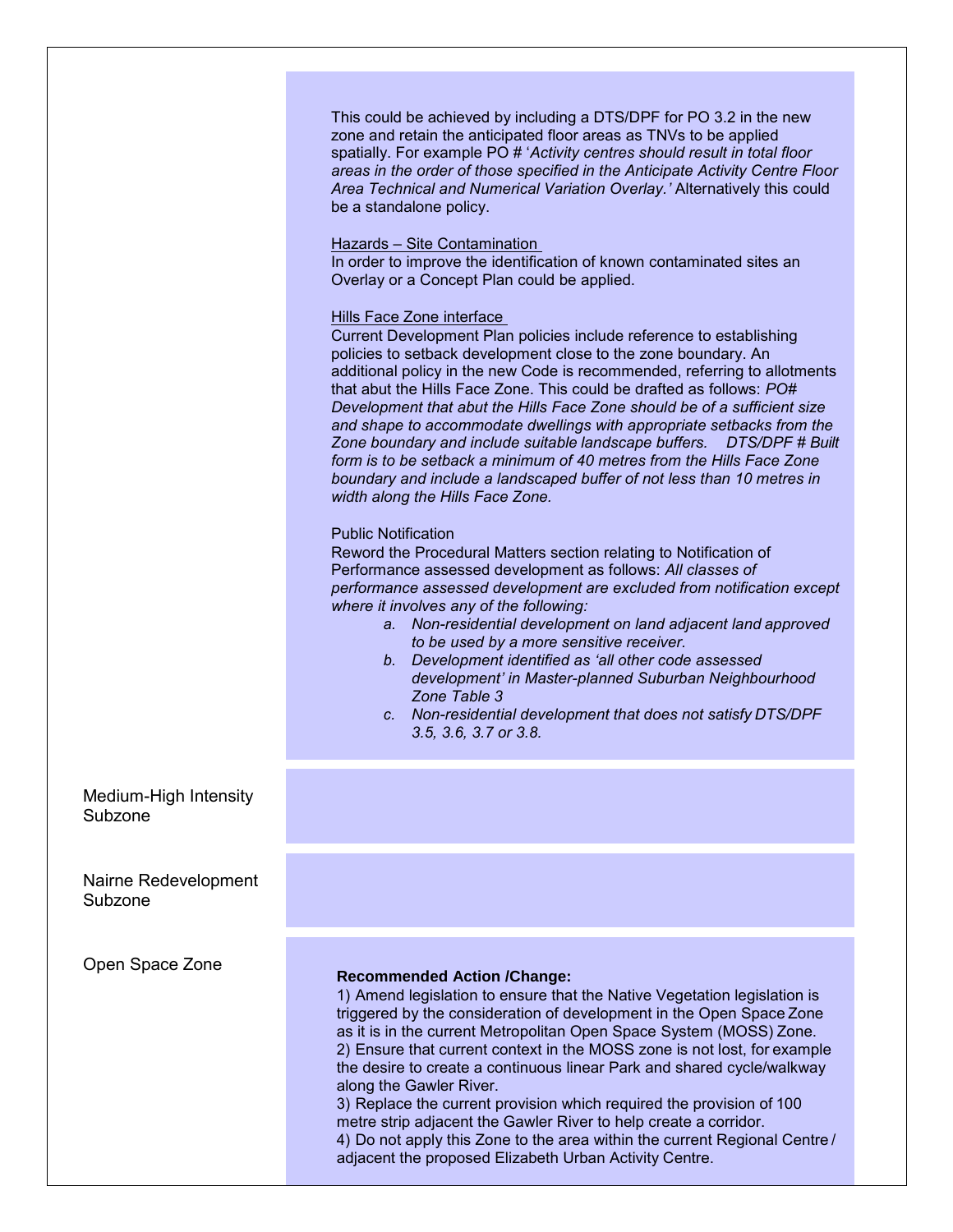| | |
|---|---|
| | This could be achieved by including a DTS/DPF for PO 3.2 in the new zone and retain the anticipated floor areas as TNVs to be applied spatially. For example PO # '*Activity centres should result in total floor areas in the order of those specified in the Anticipate Activity Centre Floor Area Technical and Numerical Variation Overlay.*' Alternatively this could be a standalone policy.<br><br><u>Hazards – Site Contamination</u><br>In order to improve the identification of known contaminated sites an Overlay or a Concept Plan could be applied.<br><br><u>Hills Face Zone interface</u><br>Current Development Plan policies include reference to establishing policies to setback development close to the zone boundary. An additional policy in the new Code is recommended, referring to allotments that abut the Hills Face Zone. This could be drafted as follows: *PO# Development that abut the Hills Face Zone should be of a sufficient size and shape to accommodate dwellings with appropriate setbacks from the Zone boundary and include suitable landscape buffers. DTS/DPF # Built form is to be setback a minimum of 40 metres from the Hills Face Zone boundary and include a landscaped buffer of not less than 10 metres in width along the Hills Face Zone.*<br><br>Public Notification<br>Reword the Procedural Matters section relating to Notification of Performance assessed development as follows: *All classes of performance assessed development are excluded from notification except where it involves any of the following:*<br>*a. Non-residential development on land adjacent land approved to be used by a more sensitive receiver.*<br>*b. Development identified as 'all other code assessed development' in Master-planned Suburban Neighbourhood Zone Table 3*<br>*c. Non-residential development that does not satisfy DTS/DPF 3.5, 3.6, 3.7 or 3.8.* |
| Medium-High Intensity Subzone | |
| Nairne Redevelopment Subzone | |
| Open Space Zone | **Recommended Action /Change:**<br>1) Amend legislation to ensure that the Native Vegetation legislation is triggered by the consideration of development in the Open Space Zone as it is in the current Metropolitan Open Space System (MOSS) Zone.<br>2) Ensure that current context in the MOSS zone is not lost, for example the desire to create a continuous linear Park and shared cycle/walkway along the Gawler River.<br>3) Replace the current provision which required the provision of 100 metre strip adjacent the Gawler River to help create a corridor.<br>4) Do not apply this Zone to the area within the current Regional Centre / adjacent the proposed Elizabeth Urban Activity Centre. |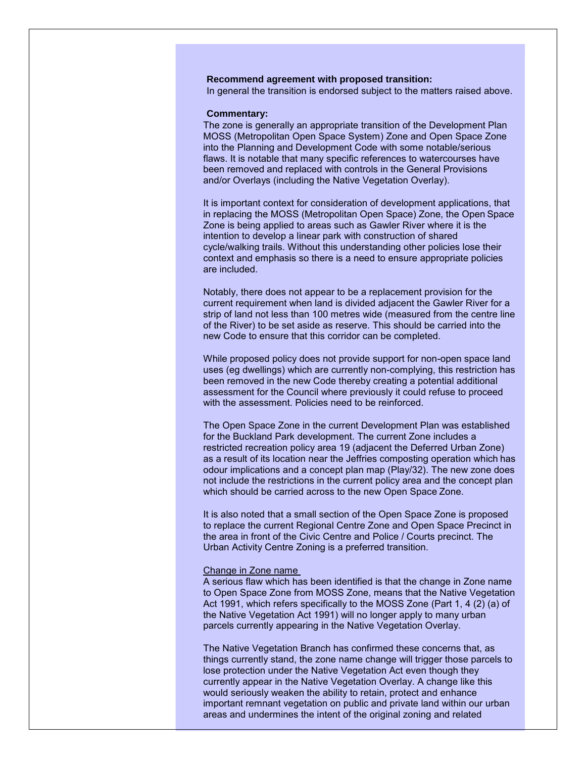**Recommend agreement with proposed transition:**
In general the transition is endorsed subject to the matters raised above.

**Commentary:**
The zone is generally an appropriate transition of the Development Plan MOSS (Metropolitan Open Space System) Zone and Open Space Zone into the Planning and Development Code with some notable/serious flaws. It is notable that many specific references to watercourses have been removed and replaced with controls in the General Provisions and/or Overlays (including the Native Vegetation Overlay).

It is important context for consideration of development applications, that in replacing the MOSS (Metropolitan Open Space) Zone, the Open Space Zone is being applied to areas such as Gawler River where it is the intention to develop a linear park with construction of shared cycle/walking trails. Without this understanding other policies lose their context and emphasis so there is a need to ensure appropriate policies are included.

Notably, there does not appear to be a replacement provision for the current requirement when land is divided adjacent the Gawler River for a strip of land not less than 100 metres wide (measured from the centre line of the River) to be set aside as reserve. This should be carried into the new Code to ensure that this corridor can be completed.

While proposed policy does not provide support for non-open space land uses (eg dwellings) which are currently non-complying, this restriction has been removed in the new Code thereby creating a potential additional assessment for the Council where previously it could refuse to proceed with the assessment. Policies need to be reinforced.

The Open Space Zone in the current Development Plan was established for the Buckland Park development. The current Zone includes a restricted recreation policy area 19 (adjacent the Deferred Urban Zone) as a result of its location near the Jeffries composting operation which has odour implications and a concept plan map (Play/32). The new zone does not include the restrictions in the current policy area and the concept plan which should be carried across to the new Open Space Zone.

It is also noted that a small section of the Open Space Zone is proposed to replace the current Regional Centre Zone and Open Space Precinct in the area in front of the Civic Centre and Police / Courts precinct. The Urban Activity Centre Zoning is a preferred transition.

Change in Zone name

A serious flaw which has been identified is that the change in Zone name to Open Space Zone from MOSS Zone, means that the Native Vegetation Act 1991, which refers specifically to the MOSS Zone (Part 1, 4 (2) (a) of the Native Vegetation Act 1991) will no longer apply to many urban parcels currently appearing in the Native Vegetation Overlay.

The Native Vegetation Branch has confirmed these concerns that, as things currently stand, the zone name change will trigger those parcels to lose protection under the Native Vegetation Overlay Act even though they currently appear in the Native Vegetation Overlay. A change like this would seriously weaken the ability to retain, protect and enhance important remnant vegetation on public and private land within our urban areas and undermines the intent of the original zoning and related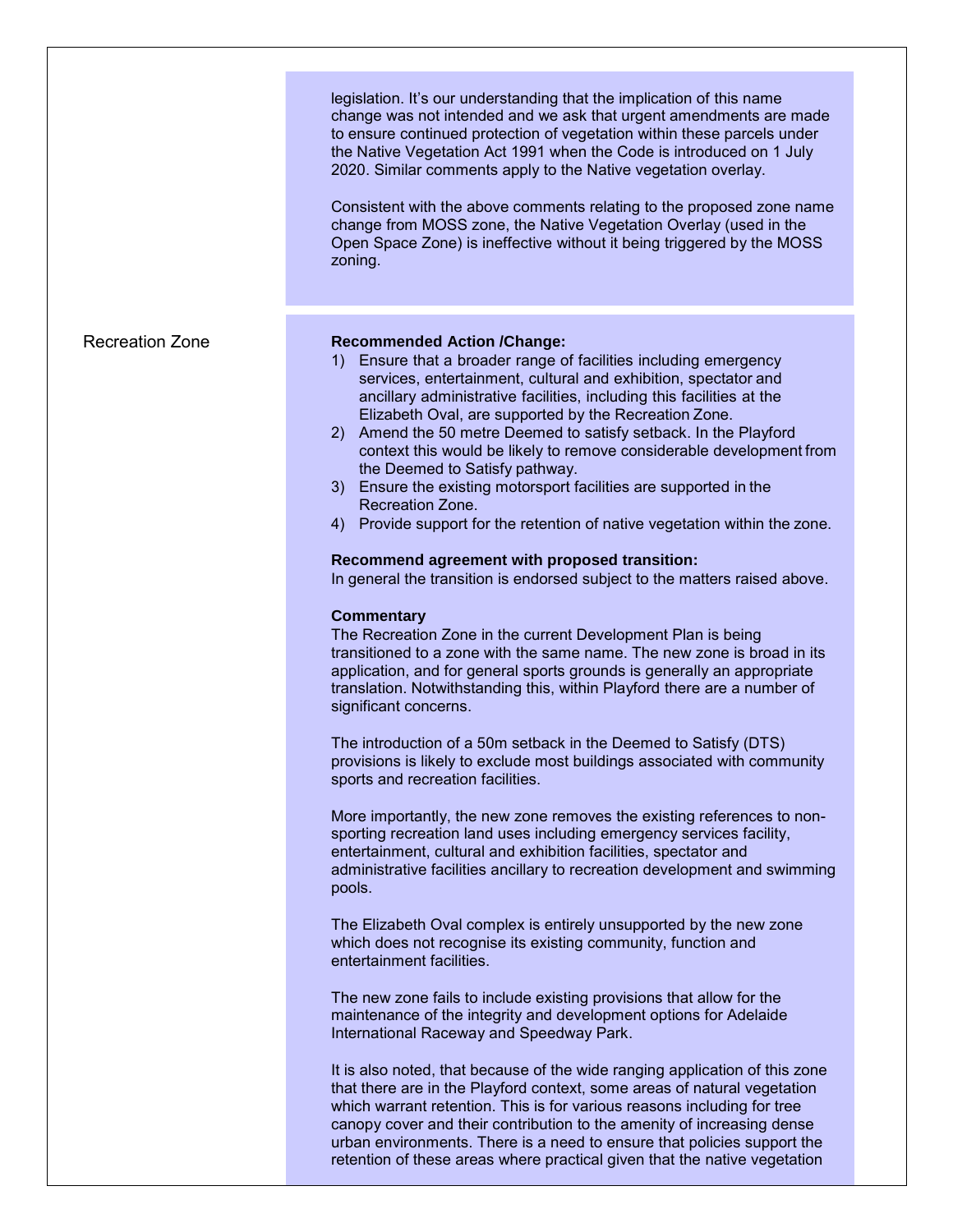legislation. It's our understanding that the implication of this name change was not intended and we ask that urgent amendments are made to ensure continued protection of vegetation within these parcels under the Native Vegetation Act 1991 when the Code is introduced on 1 July 2020. Similar comments apply to the Native vegetation overlay.

Consistent with the above comments relating to the proposed zone name change from MOSS zone, the Native Vegetation Overlay (used in the Open Space Zone) is ineffective without it being triggered by the MOSS zoning.

Recreation Zone

**Recommended Action /Change:**

1) Ensure that a broader range of facilities including emergency services, entertainment, cultural and exhibition, spectator and ancillary administrative facilities, including this facilities at the Elizabeth Oval, are supported by the Recreation Zone.
2) Amend the 50 metre Deemed to satisfy setback. In the Playford context this would be likely to remove considerable development from the Deemed to Satisfy pathway.
3) Ensure the existing motorsport facilities are supported in the Recreation Zone.
4) Provide support for the retention of native vegetation within the zone.

**Recommend agreement with proposed transition:**

In general the transition is endorsed subject to the matters raised above.

**Commentary**

The Recreation Zone in the current Development Plan is being transitioned to a zone with the same name. The new zone is broad in its application, and for general sports grounds is generally an appropriate translation. Notwithstanding this, within Playford there are a number of significant concerns.

The introduction of a 50m setback in the Deemed to Satisfy (DTS) provisions is likely to exclude most buildings associated with community sports and recreation facilities.

More importantly, the new zone removes the existing references to non-sporting recreation land uses including emergency services facility, entertainment, cultural and exhibition facilities, spectator and administrative facilities ancillary to recreation development and swimming pools.

The Elizabeth Oval complex is entirely unsupported by the new zone which does not recognise its existing community, function and entertainment facilities.

The new zone fails to include existing provisions that allow for the maintenance of the integrity and development options for Adelaide International Raceway and Speedway Park.

It is also noted, that because of the wide ranging application of this zone that there are in the Playford context, some areas of natural vegetation which warrant retention. This is for various reasons including for tree canopy cover and their contribution to the amenity of increasing dense urban environments. There is a need to ensure that policies support the retention of these areas where practical given that the native vegetation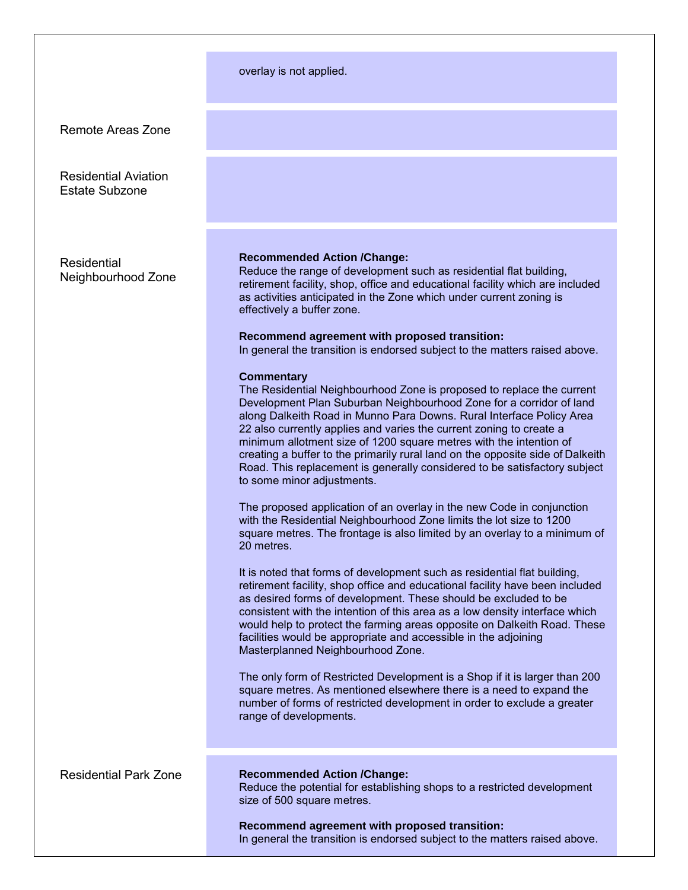| | |
|---|---|
| | overlay is not applied. |
| Remote Areas Zone | |
| Residential Aviation Estate Subzone | |
| Residential Neighbourhood Zone | **Recommended Action /Change:**<br>Reduce the range of development such as residential flat building, retirement facility, shop, office and educational facility which are included as activities anticipated in the Zone which under current zoning is effectively a buffer zone.<br><br>**Recommend agreement with proposed transition:**<br>In general the transition is endorsed subject to the matters raised above.<br><br>**Commentary**<br>The Residential Neighbourhood Zone is proposed to replace the current Development Plan Suburban Neighbourhood Zone for a corridor of land along Dalkeith Road in Munno Para Downs. Rural Interface Policy Area 22 also currently applies and varies the current zoning to create a minimum allotment size of 1200 square metres with the intention of creating a buffer to the primarily rural land on the opposite side of Dalkeith Road. This replacement is generally considered to be satisfactory subject to some minor adjustments.<br><br>The proposed application of an overlay in the new Code in conjunction with the Residential Neighbourhood Zone limits the lot size to 1200 square metres. The frontage is also limited by an overlay to a minimum of 20 metres.<br><br>It is noted that forms of development such as residential flat building, retirement facility, shop office and educational facility have been included as desired forms of development. These should be excluded to be consistent with the intention of this area as a low density interface which would help to protect the farming areas opposite on Dalkeith Road. These facilities would be appropriate and accessible in the adjoining Masterplanned Neighbourhood Zone.<br><br>The only form of Restricted Development is a Shop if it is larger than 200 square metres. As mentioned elsewhere there is a need to expand the number of forms of restricted development in order to exclude a greater range of developments. |
| Residential Park Zone | **Recommended Action /Change:**<br>Reduce the potential for establishing shops to a restricted development size of 500 square metres.<br><br>**Recommend agreement with proposed transition:**<br>In general the transition is endorsed subject to the matters raised above. |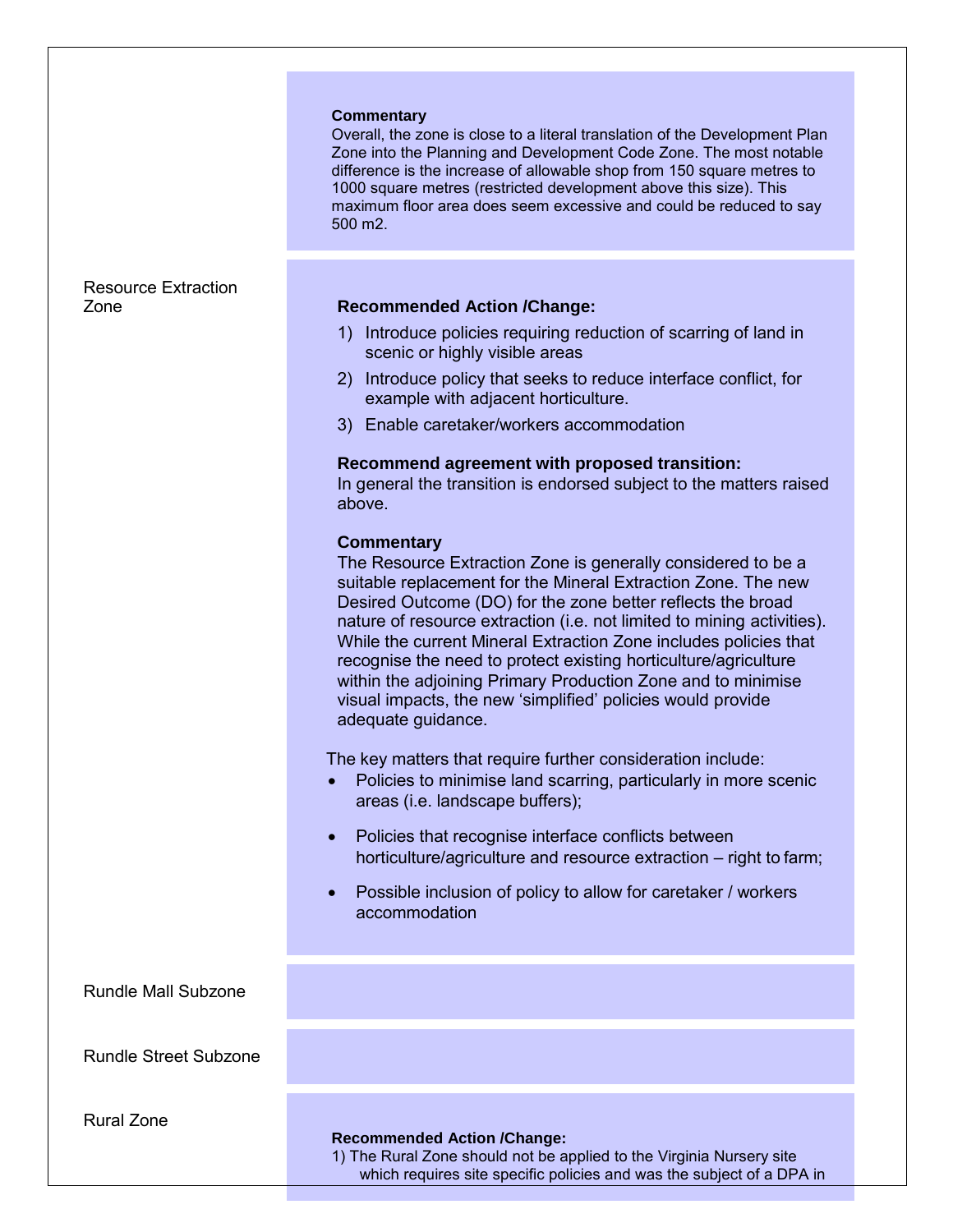| | |
|---|---|
| | **Commentary**<br>Overall, the zone is close to a literal translation of the Development Plan Zone into the Planning and Development Code Zone. The most notable difference is the increase of allowable shop from 150 square metres to 1000 square metres (restricted development above this size). This maximum floor area does seem excessive and could be reduced to say 500 m2. |
| Resource Extraction Zone | **Recommended Action /Change:**<br>1) Introduce policies requiring reduction of scarring of land in scenic or highly visible areas<br>2) Introduce policy that seeks to reduce interface conflict, for example with adjacent horticulture.<br>3) Enable caretaker/workers accommodation<br><br>**Recommend agreement with proposed transition:**<br>In general the transition is endorsed subject to the matters raised above.<br><br>**Commentary**<br>The Resource Extraction Zone is generally considered to be a suitable replacement for the Mineral Extraction Zone. The new Desired Outcome (DO) for the zone better reflects the broad nature of resource extraction (i.e. not limited to mining activities). While the current Mineral Extraction Zone includes policies that recognise the need to protect existing horticulture/agriculture within the adjoining Primary Production Zone and to minimise visual impacts, the new 'simplified' policies would provide adequate guidance.<br><br>The key matters that require further consideration include:<br>• Policies to minimise land scarring, particularly in more scenic areas (i.e. landscape buffers);<br>• Policies that recognise interface conflicts between horticulture/agriculture and resource extraction – right to farm;<br>• Possible inclusion of policy to allow for caretaker / workers accommodation |
| Rundle Mall Subzone | |
| Rundle Street Subzone | |
| Rural Zone | **Recommended Action /Change:**<br>1) The Rural Zone should not be applied to the Virginia Nursery site which requires site specific policies and was the subject of a DPA in |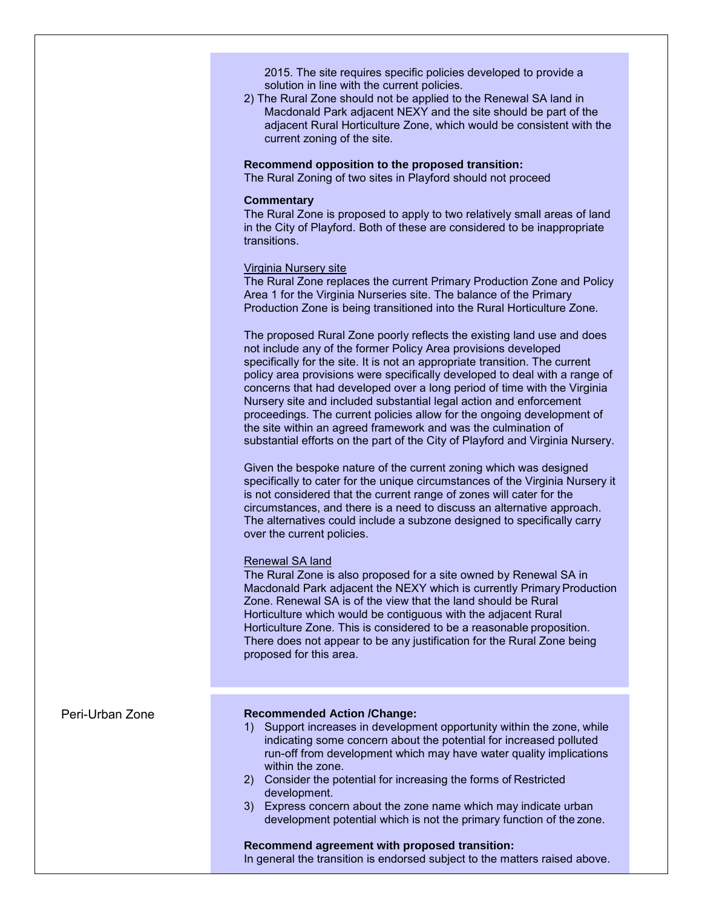2015. The site requires specific policies developed to provide a solution in line with the current policies.

2) The Rural Zone should not be applied to the Renewal SA land in Macdonald Park adjacent NEXY and the site should be part of the adjacent Rural Horticulture Zone, which would be consistent with the current zoning of the site.

**Recommend opposition to the proposed transition:**
The Rural Zoning of two sites in Playford should not proceed

**Commentary**
The Rural Zone is proposed to apply to two relatively small areas of land in the City of Playford. Both of these are considered to be inappropriate transitions.

<u>Virginia Nursery site</u>
The Rural Zone replaces the current Primary Production Zone and Policy Area 1 for the Virginia Nurseries site. The balance of the Primary Production Zone is being transitioned into the Rural Horticulture Zone.

The proposed Rural Zone poorly reflects the existing land use and does not include any of the former Policy Area provisions developed specifically for the site. It is not an appropriate transition. The current policy area provisions were specifically developed to deal with a range of concerns that had developed over a long period of time with the Virginia Nursery site and included substantial legal action and enforcement proceedings. The current policies allow for the ongoing development of the site within an agreed framework and was the culmination of substantial efforts on the part of the City of Playford and Virginia Nursery.

Given the bespoke nature of the current zoning which was designed specifically to cater for the unique circumstances of the Virginia Nursery it is not considered that the current range of zones will cater for the circumstances, and there is a need to discuss an alternative approach. The alternatives could include a subzone designed to specifically carry over the current policies.

<u>Renewal SA land</u>
The Rural Zone is also proposed for a site owned by Renewal SA in Macdonald Park adjacent the NEXY which is currently Primary Production Zone. Renewal SA is of the view that the land should be Rural Horticulture which would be contiguous with the adjacent Rural Horticulture Zone. This is considered to be a reasonable proposition. There does not appear to be any justification for the Rural Zone being proposed for this area.

Peri-Urban Zone

**Recommended Action /Change:**

1) Support increases in development opportunity within the zone, while indicating some concern about the potential for increased polluted run-off from development which may have water quality implications within the zone.
2) Consider the potential for increasing the forms of Restricted development.
3) Express concern about the zone name which may indicate urban development potential which is not the primary function of the zone.

**Recommend agreement with proposed transition:**
In general the transition is endorsed subject to the matters raised above.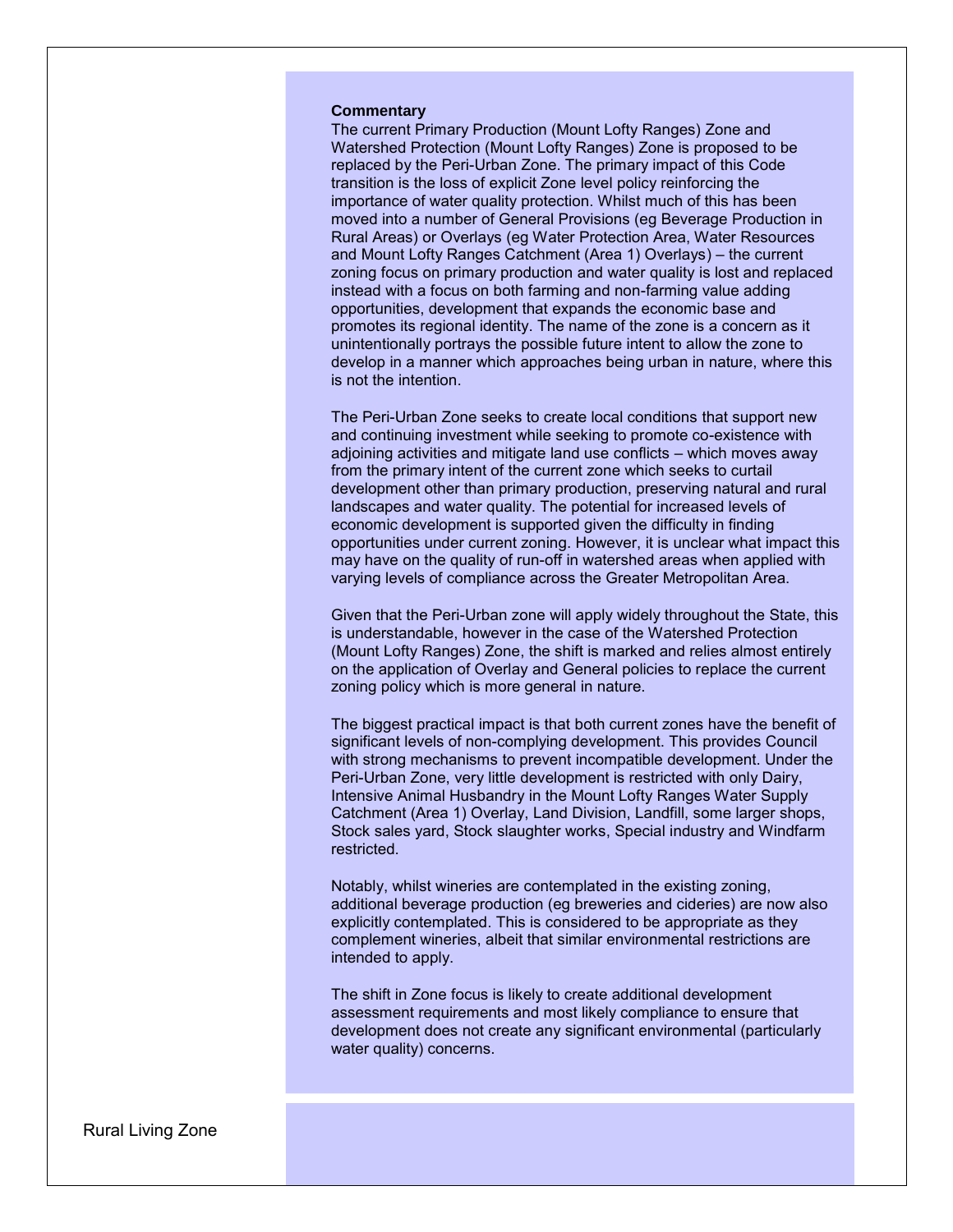**Commentary**

The current Primary Production (Mount Lofty Ranges) Zone and Watershed Protection (Mount Lofty Ranges) Zone is proposed to be replaced by the Peri-Urban Zone. The primary impact of this Code transition is the loss of explicit Zone level policy reinforcing the importance of water quality protection. Whilst much of this has been moved into a number of General Provisions (eg Beverage Production in Rural Areas) or Overlays (eg Water Protection Area, Water Resources and Mount Lofty Ranges Catchment (Area 1) Overlays) – the current zoning focus on primary production and water quality is lost and replaced instead with a focus on both farming and non-farming value adding opportunities, development that expands the economic base and promotes its regional identity. The name of the zone is a concern as it unintentionally portrays the possible future intent to allow the zone to develop in a manner which approaches being urban in nature, where this is not the intention.

The Peri-Urban Zone seeks to create local conditions that support new and continuing investment while seeking to promote co-existence with adjoining activities and mitigate land use conflicts – which moves away from the primary intent of the current zone which seeks to curtail development other than primary production, preserving natural and rural landscapes and water quality. The potential for increased levels of economic development is supported given the difficulty in finding opportunities under current zoning. However, it is unclear what impact this may have on the quality of run-off in watershed areas when applied with varying levels of compliance across the Greater Metropolitan Area.

Given that the Peri-Urban zone will apply widely throughout the State, this is understandable, however in the case of the Watershed Protection (Mount Lofty Ranges) Zone, the shift is marked and relies almost entirely on the application of Overlay and General policies to replace the current zoning policy which is more general in nature.

The biggest practical impact is that both current zones have the benefit of significant levels of non-complying development. This provides Council with strong mechanisms to prevent incompatible development. Under the Peri-Urban Zone, very little development is restricted with only Dairy, Intensive Animal Husbandry in the Mount Lofty Ranges Water Supply Catchment (Area 1) Overlay, Land Division, Landfill, some larger shops, Stock sales yard, Stock slaughter works, Special industry and Windfarm restricted.

Notably, whilst wineries are contemplated in the existing zoning, additional beverage production (eg breweries and cideries) are now also explicitly contemplated. This is considered to be appropriate as they complement wineries, albeit that similar environmental restrictions are intended to apply.

The shift in Zone focus is likely to create additional development assessment requirements and most likely compliance to ensure that development does not create any significant environmental (particularly water quality) concerns.

Rural Living Zone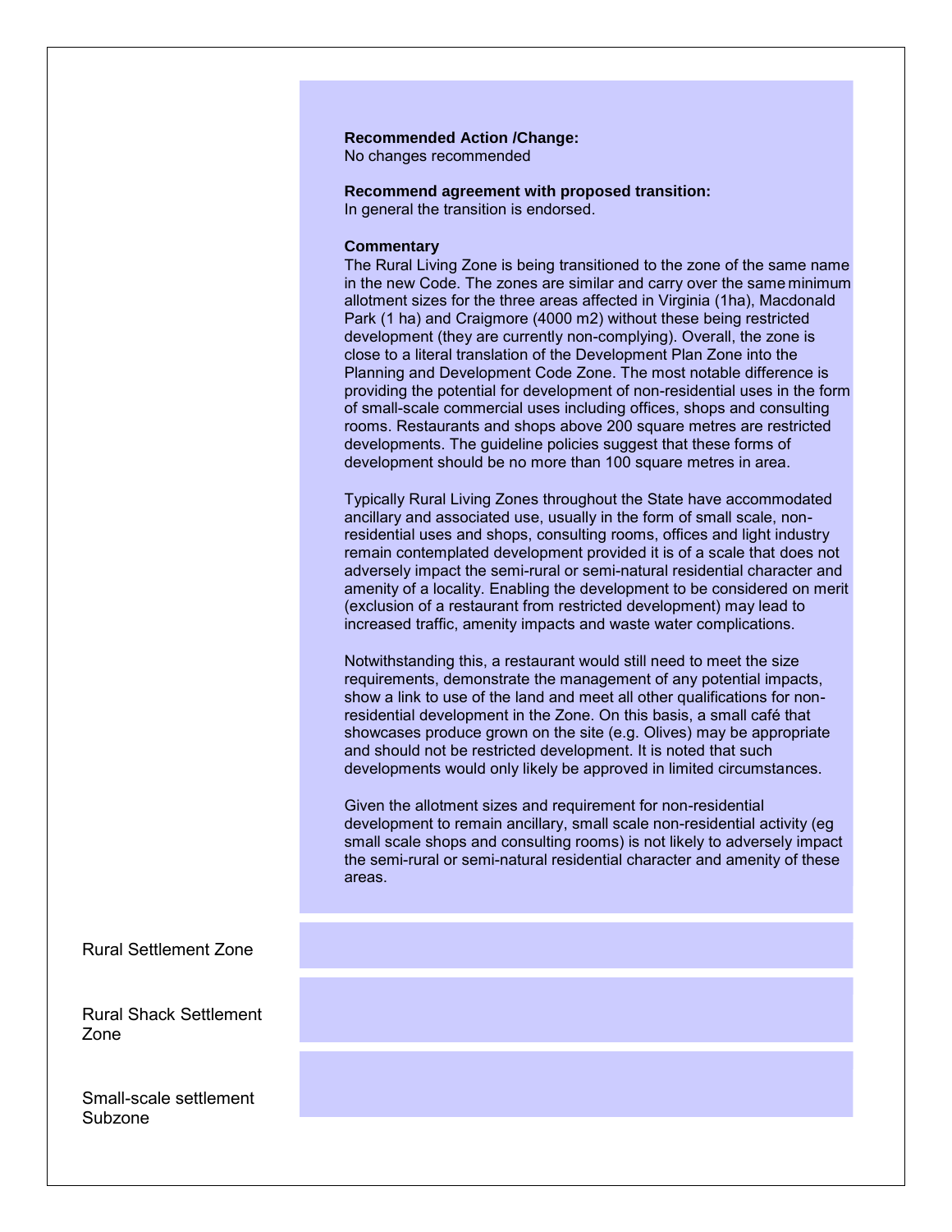| | |
|---|---|
| | **Recommended Action /Change:**<br>No changes recommended<br><br>**Recommend agreement with proposed transition:**<br>In general the transition is endorsed.<br><br>**Commentary**<br>The Rural Living Zone is being transitioned to the zone of the same name in the new Code. The zones are similar and carry over the same minimum allotment sizes for the three areas affected in Virginia (1ha), Macdonald Park (1 ha) and Craigmore (4000 m2) without these being restricted development (they are currently non-complying). Overall, the zone is close to a literal translation of the Development Plan Zone into the Planning and Development Code Zone. The most notable difference is providing the potential for development of non-residential uses in the form of small-scale commercial uses including offices, shops and consulting rooms. Restaurants and shops above 200 square metres are restricted developments. The guideline policies suggest that these forms of development should be no more than 100 square metres in area.<br><br>Typically Rural Living Zones throughout the State have accommodated ancillary and associated use, usually in the form of small scale, non-residential uses and shops, consulting rooms, offices and light industry remain contemplated development provided it is of a scale that does not adversely impact the semi-rural or semi-natural residential character and amenity of a locality. Enabling the development to be considered on merit (exclusion of a restaurant from restricted development) may lead to increased traffic, amenity impacts and waste water complications.<br><br>Notwithstanding this, a restaurant would still need to meet the size requirements, demonstrate the management of any potential impacts, show a link to use of the land and meet all other qualifications for non-residential development in the Zone. On this basis, a small café that showcases produce grown on the site (e.g. Olives) may be appropriate and should not be restricted development. It is noted that such developments would only likely be approved in limited circumstances.<br><br>Given the allotment sizes and requirement for non-residential development to remain ancillary, small scale non-residential activity (eg small scale shops and consulting rooms) is not likely to adversely impact the semi-rural or semi-natural residential character and amenity of these areas. |
| Rural Settlement Zone | |
| Rural Shack Settlement Zone | |
| Small-scale settlement Subzone | |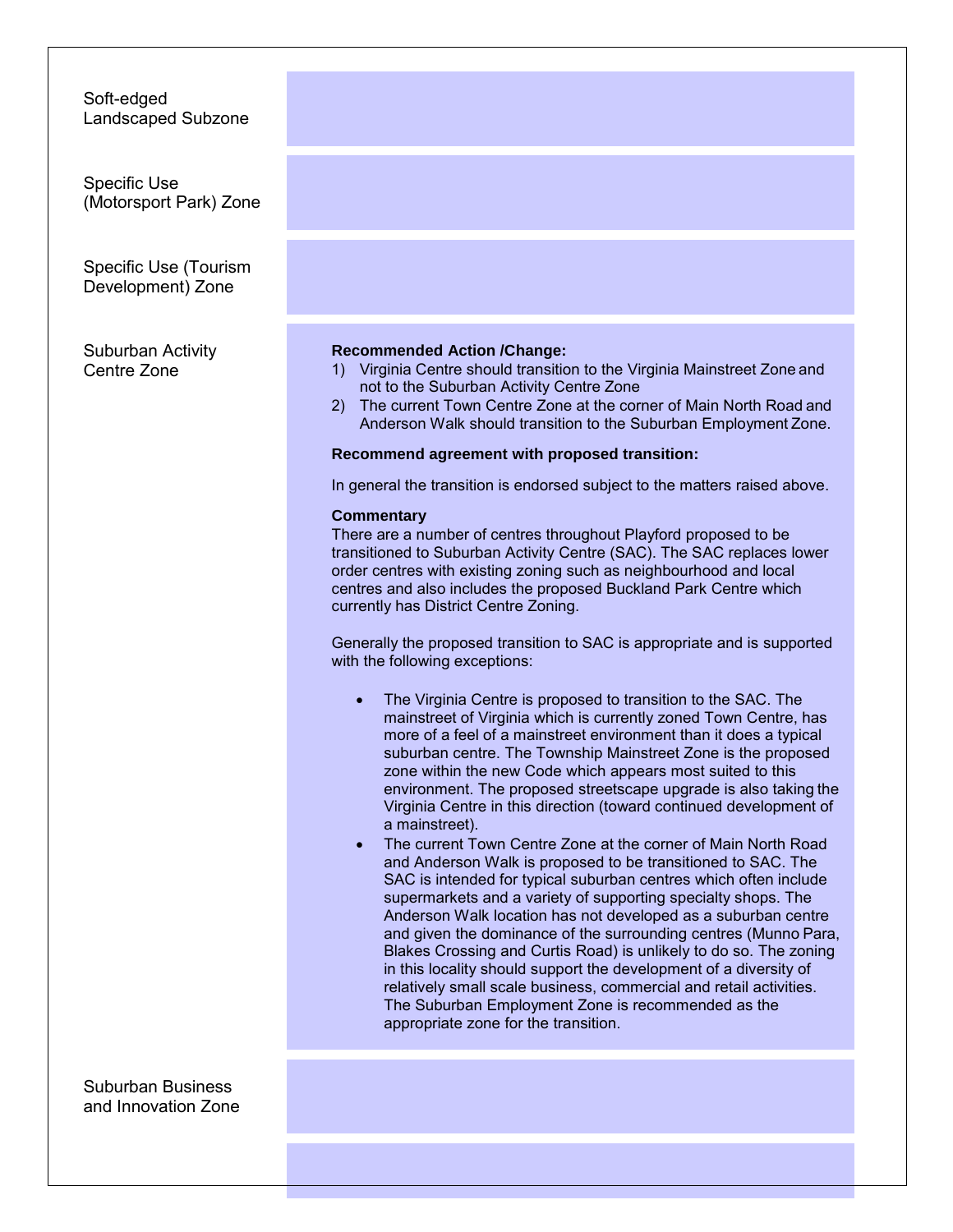| Zone | Comments |
|---|---|
| Soft-edged Landscaped Subzone | |
| Specific Use (Motorsport Park) Zone | |
| Specific Use (Tourism Development) Zone | |
| Suburban Activity Centre Zone | **Recommended Action /Change:**<br>1) Virginia Centre should transition to the Virginia Mainstreet Zone and not to the Suburban Activity Centre Zone<br>2) The current Town Centre Zone at the corner of Main North Road and Anderson Walk should transition to the Suburban Employment Zone.<br><br>**Recommend agreement with proposed transition:**<br><br>In general the transition is endorsed subject to the matters raised above.<br><br>**Commentary**<br>There are a number of centres throughout Playford proposed to be transitioned to Suburban Activity Centre (SAC). The SAC replaces lower order centres with existing zoning such as neighbourhood and local centres and also includes the proposed Buckland Park Centre which currently has District Centre Zoning.<br><br>Generally the proposed transition to SAC is appropriate and is supported with the following exceptions:<br><br>• The Virginia Centre is proposed to transition to the SAC. The mainstreet of Virginia which is currently zoned Town Centre, has more of a feel of a mainstreet environment than it does a typical suburban centre. The Township Mainstreet Zone is the proposed zone within the new Code which appears most suited to this environment. The proposed streetscape upgrade is also taking the Virginia Centre in this direction (toward continued development of a mainstreet).<br>• The current Town Centre Zone at the corner of Main North Road and Anderson Walk is proposed to be transitioned to SAC. The SAC is intended for typical suburban centres which often include supermarkets and a variety of supporting specialty shops. The Anderson Walk location has not developed as a suburban centre and given the dominance of the surrounding centres (Munno Para, Blakes Crossing and Curtis Road) is unlikely to do so. The zoning in this locality should support the development of a diversity of relatively small scale business, commercial and retail activities. The Suburban Employment Zone is recommended as the appropriate zone for the transition. |
| Suburban Business and Innovation Zone | |
| | |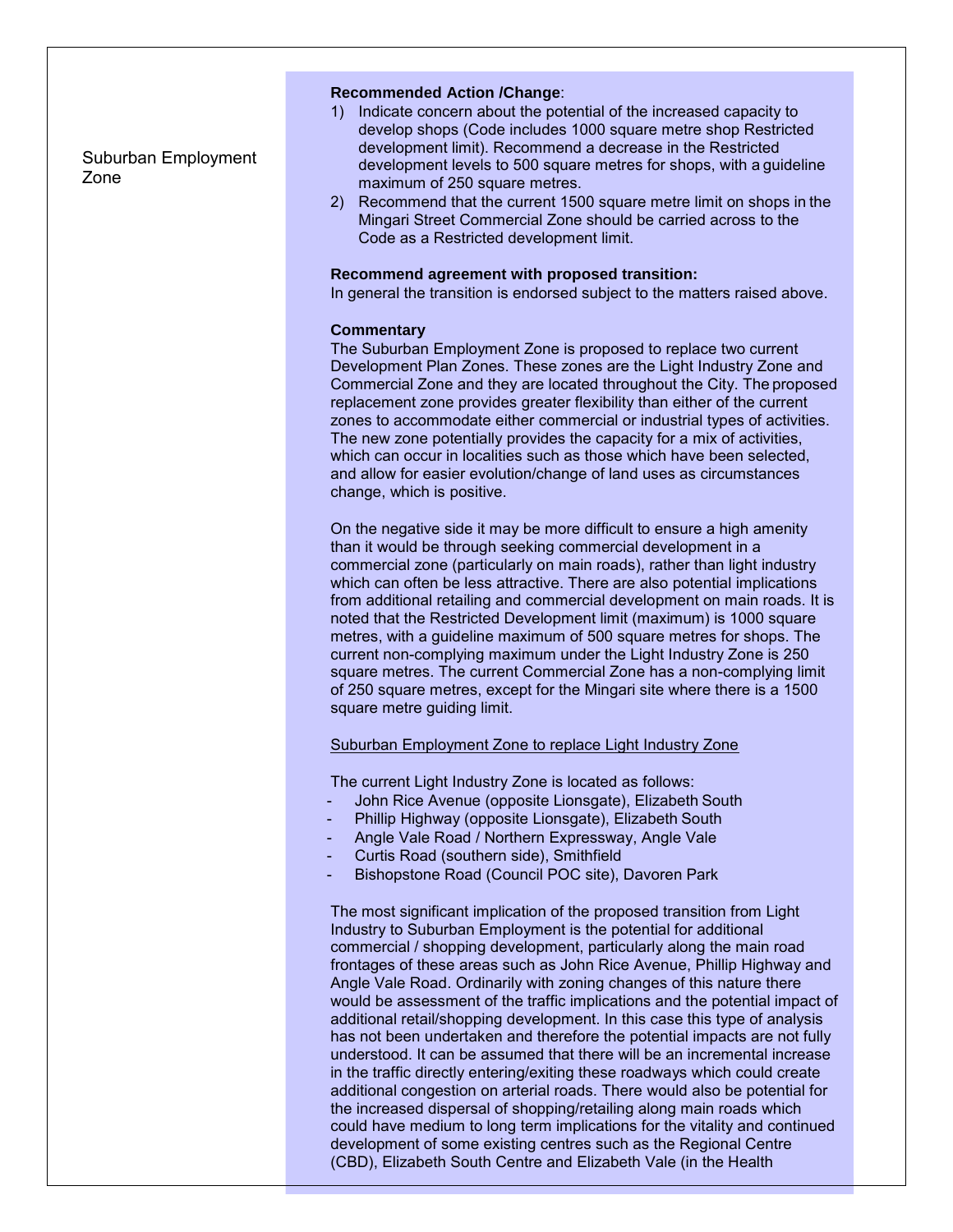Suburban Employment Zone

**Recommended Action /Change**:

1) Indicate concern about the potential of the increased capacity to develop shops (Code includes 1000 square metre shop Restricted development limit). Recommend a decrease in the Restricted development levels to 500 square metres for shops, with a guideline maximum of 250 square metres.
2) Recommend that the current 1500 square metre limit on shops in the Mingari Street Commercial Zone should be carried across to the Code as a Restricted development limit.

**Recommend agreement with proposed transition:**
In general the transition is endorsed subject to the matters raised above.

**Commentary**
The Suburban Employment Zone is proposed to replace two current Development Plan Zones. These zones are the Light Industry Zone and Commercial Zone and they are located throughout the City. The proposed replacement zone provides greater flexibility than either of the current zones to accommodate either commercial or industrial types of activities. The new zone potentially provides the capacity for a mix of activities, which can occur in localities such as those which have been selected, and allow for easier evolution/change of land uses as circumstances change, which is positive.

On the negative side it may be more difficult to ensure a high amenity than it would be through seeking commercial development in a commercial zone (particularly on main roads), rather than light industry which can often be less attractive. There are also potential implications from additional retailing and commercial development on main roads. It is noted that the Restricted Development limit (maximum) is 1000 square metres, with a guideline maximum of 500 square metres for shops. The current non-complying maximum under the Light Industry Zone is 250 square metres. The current Commercial Zone has a non-complying limit of 250 square metres, except for the Mingari site where there is a 1500 square metre guiding limit.

<u>Suburban Employment Zone to replace Light Industry Zone</u>

The current Light Industry Zone is located as follows:

- John Rice Avenue (opposite Lionsgate), Elizabeth South
- Phillip Highway (opposite Lionsgate), Elizabeth South
- Angle Vale Road / Northern Expressway, Angle Vale
- Curtis Road (southern side), Smithfield
- Bishopstone Road (Council POC site), Davoren Park

The most significant implication of the proposed transition from Light Industry to Suburban Employment is the potential for additional commercial / shopping development, particularly along the main road frontages of these areas such as John Rice Avenue, Phillip Highway and Angle Vale Road. Ordinarily with zoning changes of this nature there would be assessment of the traffic implications and the potential impact of additional retail/shopping development. In this case this type of analysis has not been undertaken and therefore the potential impacts are not fully understood. It can be assumed that there will be an incremental increase in the traffic directly entering/exiting these roadways which could create additional congestion on arterial roads. There would also be potential for the increased dispersal of shopping/retailing along main roads which could have medium to long term implications for the vitality and continued development of some existing centres such as the Regional Centre (CBD), Elizabeth South Centre and Elizabeth Vale (in the Health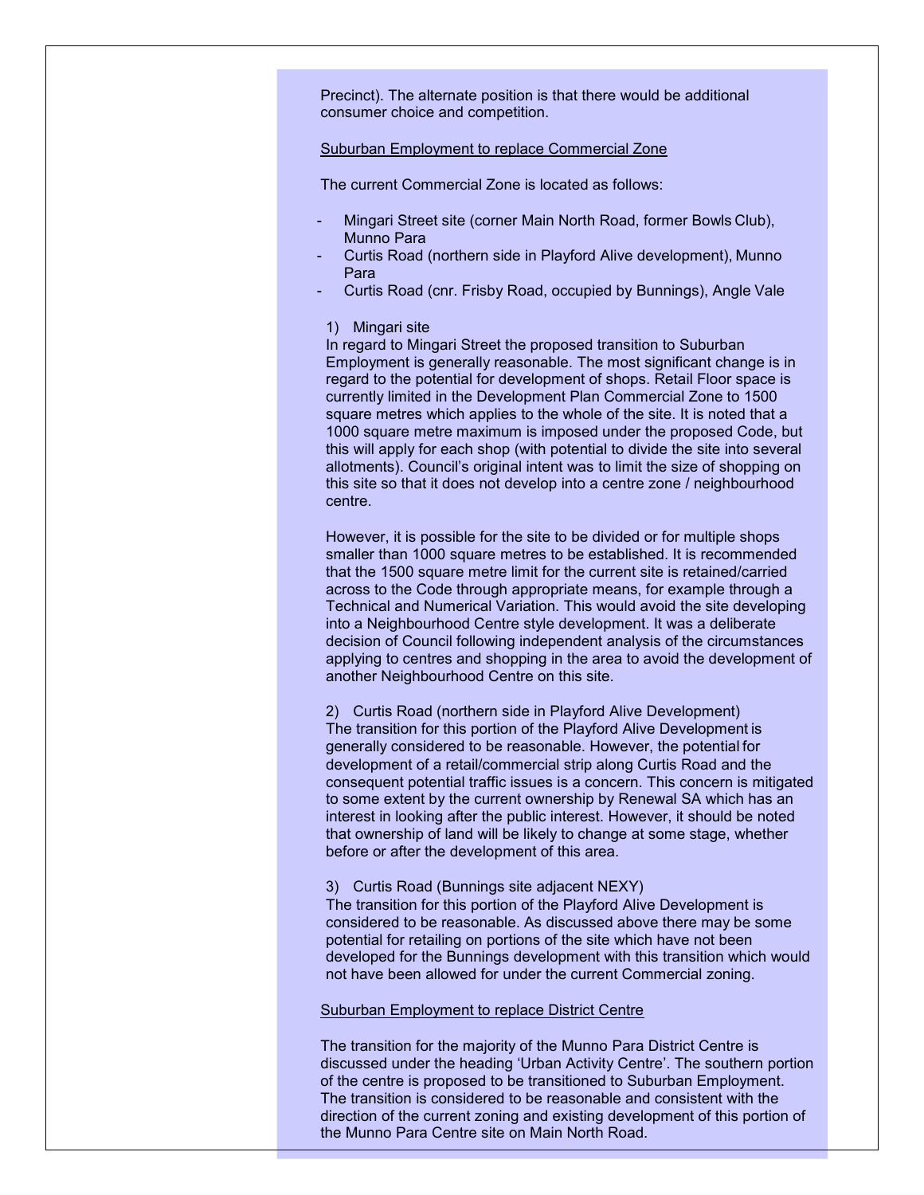Precinct). The alternate position is that there would be additional consumer choice and competition.

<u>Suburban Employment to replace Commercial Zone</u>

The current Commercial Zone is located as follows:

- Mingari Street site (corner Main North Road, former Bowls Club), Munno Para
- Curtis Road (northern side in Playford Alive development), Munno Para
- Curtis Road (cnr. Frisby Road, occupied by Bunnings), Angle Vale

1) Mingari site
In regard to Mingari Street the proposed transition to Suburban Employment is generally reasonable. The most significant change is in regard to the potential for development of shops. Retail Floor space is currently limited in the Development Plan Commercial Zone to 1500 square metres which applies to the whole of the site. It is noted that a 1000 square metre maximum is imposed under the proposed Code, but this will apply for each shop (with potential to divide the site into several allotments). Council's original intent was to limit the size of shopping on this site so that it does not develop into a centre zone / neighbourhood centre.

However, it is possible for the site to be divided or for multiple shops smaller than 1000 square metres to be established. It is recommended that the 1500 square metre limit for the current site is retained/carried across to the Code through appropriate means, for example through a Technical and Numerical Variation. This would avoid the site developing into a Neighbourhood Centre style development. It was a deliberate decision of Council following independent analysis of the circumstances applying to centres and shopping in the area to avoid the development of another Neighbourhood Centre on this site.

2) Curtis Road (northern side in Playford Alive Development)
The transition for this portion of the Playford Alive Development is generally considered to be reasonable. However, the potential for development of a retail/commercial strip along Curtis Road and the consequent potential traffic issues is a concern. This concern is mitigated to some extent by the current ownership by Renewal SA which has an interest in looking after the public interest. However, it should be noted that ownership of land will be likely to change at some stage, whether before or after the development of this area.

3) Curtis Road (Bunnings site adjacent NEXY)
The transition for this portion of the Playford Alive Development is considered to be reasonable. As discussed above there may be some potential for retailing on portions of the site which have not been developed for the Bunnings development with this transition which would not have been allowed for under the current Commercial zoning.

<u>Suburban Employment to replace District Centre</u>

The transition for the majority of the Munno Para District Centre is discussed under the heading 'Urban Activity Centre'. The southern portion of the centre is proposed to be transitioned to Suburban Employment. The transition is considered to be reasonable and consistent with the direction of the current zoning and existing development of this portion of the Munno Para Centre site on Main North Road.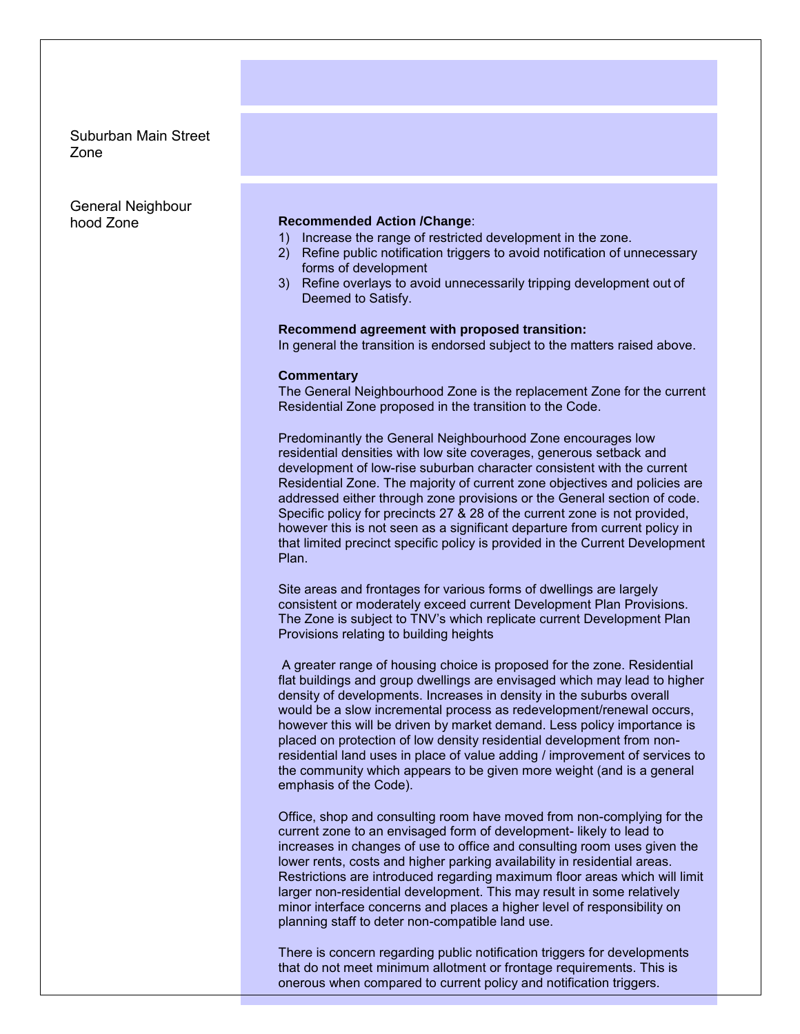| | |
|---|---|
| | |
| Suburban Main Street Zone | |
| General Neighbourhood Zone | **Recommended Action /Change**:<br>1) Increase the range of restricted development in the zone.<br>2) Refine public notification triggers to avoid notification of unnecessary forms of development<br>3) Refine overlays to avoid unnecessarily tripping development out of Deemed to Satisfy.<br><br>**Recommend agreement with proposed transition:**<br>In general the transition is endorsed subject to the matters raised above.<br><br>**Commentary**<br>The General Neighbourhood Zone is the replacement Zone for the current Residential Zone proposed in the transition to the Code.<br><br>Predominantly the General Neighbourhood Zone encourages low residential densities with low site coverages, generous setback and development of low-rise suburban character consistent with the current Residential Zone. The majority of current zone objectives and policies are addressed either through zone provisions or the General section of code. Specific policy for precincts 27 & 28 of the current zone is not provided, however this is not seen as a significant departure from current policy in that limited precinct specific policy is provided in the Current Development Plan.<br><br>Site areas and frontages for various forms of dwellings are largely consistent or moderately exceed current Development Plan Provisions. The Zone is subject to TNV's which replicate current Development Plan Provisions relating to building heights<br><br>A greater range of housing choice is proposed for the zone. Residential flat buildings and group dwellings are envisaged which may lead to higher density of developments. Increases in density in the suburbs overall would be a slow incremental process as redevelopment/renewal occurs, however this will be driven by market demand. Less policy importance is placed on protection of low density residential development from non-residential land uses in place of value adding / improvement of services to the community which appears to be given more weight (and is a general emphasis of the Code).<br><br>Office, shop and consulting room have moved from non-complying for the current zone to an envisaged form of development- likely to lead to increases in changes of use to office and consulting room uses given the lower rents, costs and higher parking availability in residential areas. Restrictions are introduced regarding maximum floor areas which will limit larger non-residential development. This may result in some relatively minor interface concerns and places a higher level of responsibility on planning staff to deter non-compatible land use.<br><br>There is concern regarding public notification triggers for developments that do not meet minimum allotment or frontage requirements. This is onerous when compared to current policy and notification triggers. |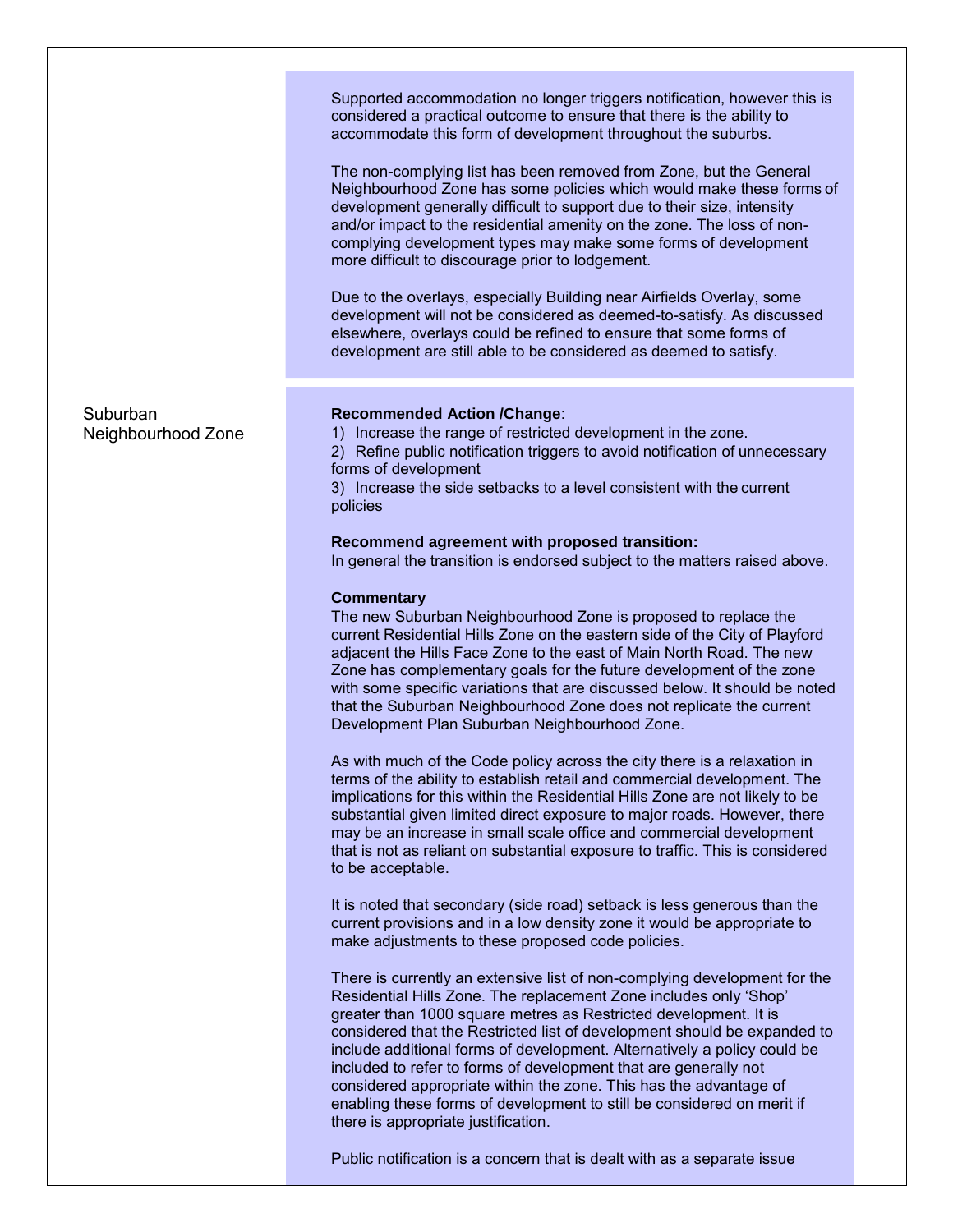| | |
|---|---|
| | Supported accommodation no longer triggers notification, however this is considered a practical outcome to ensure that there is the ability to accommodate this form of development throughout the suburbs.<br><br>The non-complying list has been removed from Zone, but the General Neighbourhood Zone has some policies which would make these forms of development generally difficult to support due to their size, intensity and/or impact to the residential amenity on the zone. The loss of non-complying development types may make some forms of development more difficult to discourage prior to lodgement.<br><br>Due to the overlays, especially Building near Airfields Overlay, some development will not be considered as deemed-to-satisfy. As discussed elsewhere, overlays could be refined to ensure that some forms of development are still able to be considered as deemed to satisfy. |
| Suburban Neighbourhood Zone | **Recommended Action /Change**:<br>1) Increase the range of restricted development in the zone.<br>2) Refine public notification triggers to avoid notification of unnecessary forms of development<br>3) Increase the side setbacks to a level consistent with the current policies<br><br>**Recommend agreement with proposed transition:**<br>In general the transition is endorsed subject to the matters raised above.<br><br>**Commentary**<br>The new Suburban Neighbourhood Zone is proposed to replace the current Residential Hills Zone on the eastern side of the City of Playford adjacent the Hills Face Zone to the east of Main North Road. The new Zone has complementary goals for the future development of the zone with some specific variations that are discussed below. It should be noted that the Suburban Neighbourhood Zone does not replicate the current Development Plan Suburban Neighbourhood Zone.<br><br>As with much of the Code policy across the city there is a relaxation in terms of the ability to establish retail and commercial development. The implications for this within the Residential Hills Zone are not likely to be substantial given limited direct exposure to major roads. However, there may be an increase in small scale office and commercial development that is not as reliant on substantial exposure to traffic. This is considered to be acceptable.<br><br>It is noted that secondary (side road) setback is less generous than the current provisions and in a low density zone it would be appropriate to make adjustments to these proposed code policies.<br><br>There is currently an extensive list of non-complying development for the Residential Hills Zone. The replacement Zone includes only 'Shop' greater than 1000 square metres as Restricted development. It is considered that the Restricted list of development should be expanded to include additional forms of development. Alternatively a policy could be included to refer to forms of development that are generally not considered appropriate within the zone. This has the advantage of enabling these forms of development to still be considered on merit if there is appropriate justification.<br><br>Public notification is a concern that is dealt with as a separate issue |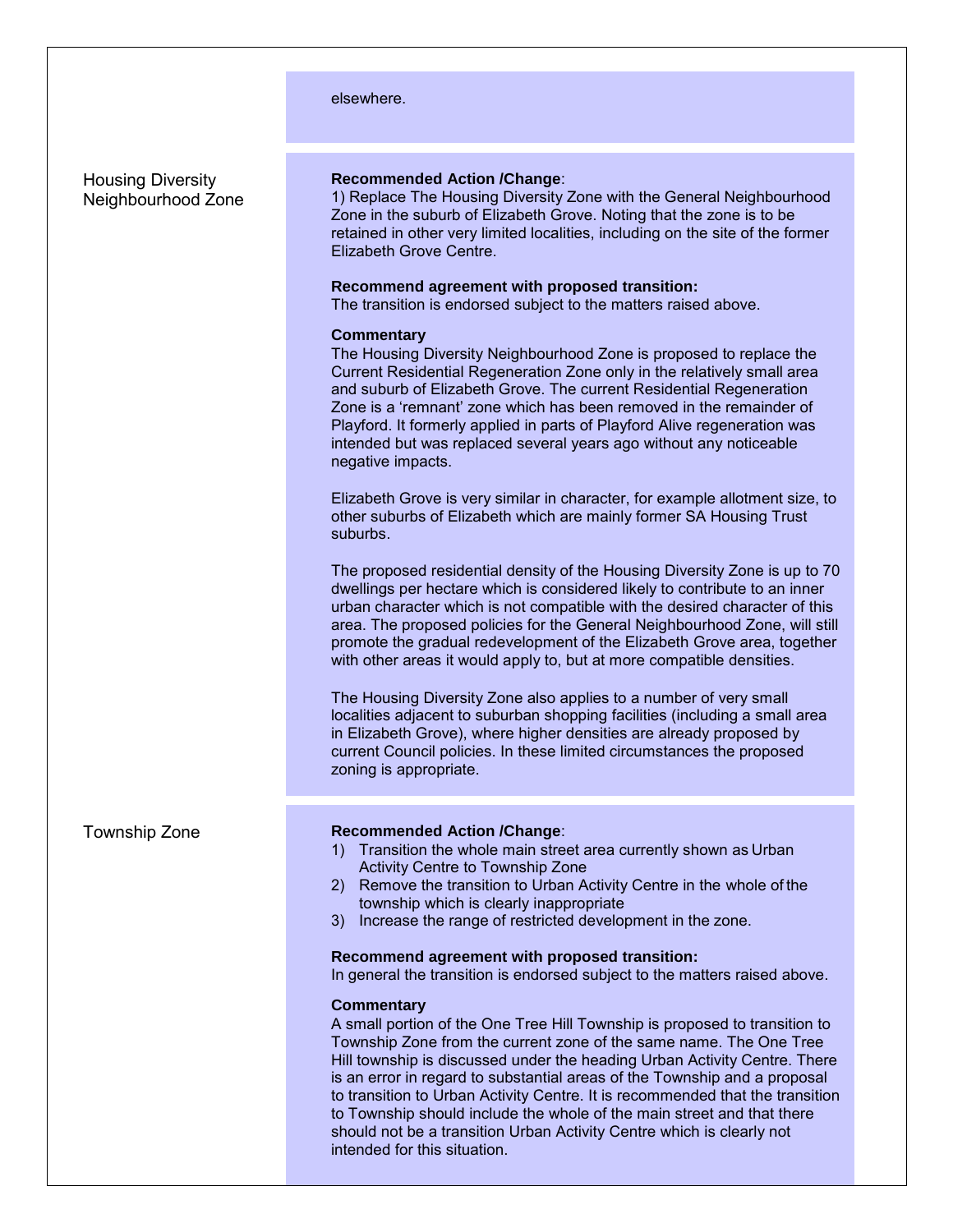elsewhere.

| | |
|---|---|
| Housing Diversity Neighbourhood Zone | **Recommended Action /Change**:<br>1) Replace The Housing Diversity Zone with the General Neighbourhood Zone in the suburb of Elizabeth Grove. Noting that the zone is to be retained in other very limited localities, including on the site of the former Elizabeth Grove Centre.<br><br>**Recommend agreement with proposed transition:**<br>The transition is endorsed subject to the matters raised above.<br><br>**Commentary**<br>The Housing Diversity Neighbourhood Zone is proposed to replace the Current Residential Regeneration Zone only in the relatively small area and suburb of Elizabeth Grove. The current Residential Regeneration Zone is a 'remnant' zone which has been removed in the remainder of Playford. It formerly applied in parts of Playford Alive regeneration was intended but was replaced several years ago without any noticeable negative impacts.<br><br>Elizabeth Grove is very similar in character, for example allotment size, to other suburbs of Elizabeth which are mainly former SA Housing Trust suburbs.<br><br>The proposed residential density of the Housing Diversity Zone is up to 70 dwellings per hectare which is considered likely to contribute to an inner urban character which is not compatible with the desired character of this area. The proposed policies for the General Neighbourhood Zone, will still promote the gradual redevelopment of the Elizabeth Grove area, together with other areas it would apply to, but at more compatible densities.<br><br>The Housing Diversity Zone also applies to a number of very small localities adjacent to suburban shopping facilities (including a small area in Elizabeth Grove), where higher densities are already proposed by current Council policies. In these limited circumstances the proposed zoning is appropriate. |
| Township Zone | **Recommended Action /Change**:<br>1) Transition the whole main street area currently shown as Urban Activity Centre to Township Zone<br>2) Remove the transition to Urban Activity Centre in the whole of the township which is clearly inappropriate<br>3) Increase the range of restricted development in the zone.<br><br>**Recommend agreement with proposed transition:**<br>In general the transition is endorsed subject to the matters raised above.<br><br>**Commentary**<br>A small portion of the One Tree Hill Township is proposed to transition to Township Zone from the current zone of the same name. The One Tree Hill township is discussed under the heading Urban Activity Centre. There is an error in regard to substantial areas of the Township and a proposal to transition to Urban Activity Centre. It is recommended that the transition to Township should include the whole of the main street and that there should not be a transition Urban Activity Centre which is clearly not intended for this situation. |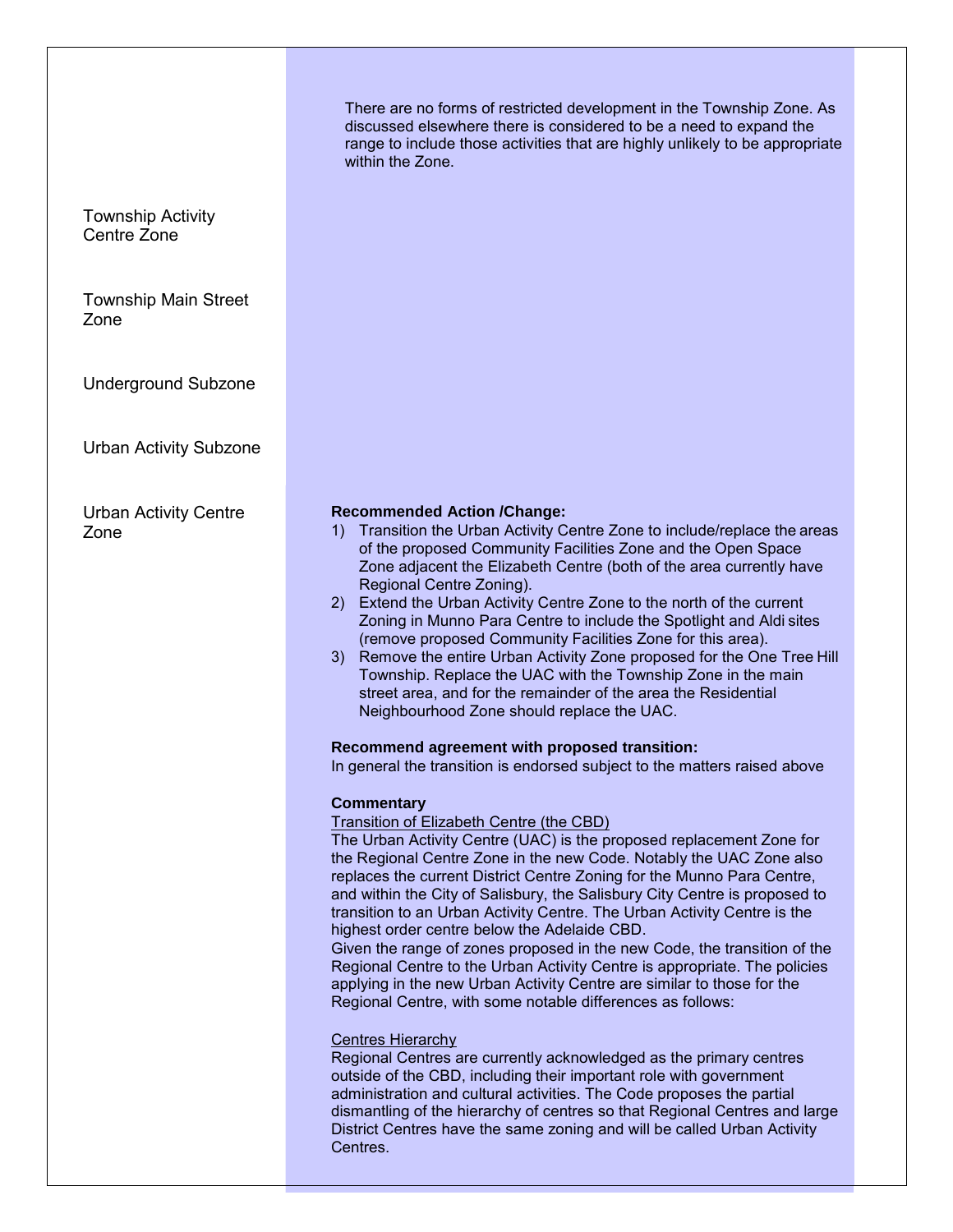| | |
|---|---|
| | There are no forms of restricted development in the Township Zone. As discussed elsewhere there is considered to be a need to expand the range to include those activities that are highly unlikely to be appropriate within the Zone. |
| Township Activity Centre Zone | |
| Township Main Street Zone | |
| Underground Subzone | |
| Urban Activity Subzone | |
| Urban Activity Centre Zone | **Recommended Action /Change:**<br>1) Transition the Urban Activity Centre Zone to include/replace the areas of the proposed Community Facilities Zone and the Open Space Zone adjacent the Elizabeth Centre (both of the area currently have Regional Centre Zoning).<br>2) Extend the Urban Activity Centre Zone to the north of the current Zoning in Munno Para Centre to include the Spotlight and Aldi sites (remove proposed Community Facilities Zone for this area).<br>3) Remove the entire Urban Activity Zone proposed for the One Tree Hill Township. Replace the UAC with the Township Zone in the main street area, and for the remainder of the area the Residential Neighbourhood Zone should replace the UAC.<br><br>**Recommend agreement with proposed transition:**<br>In general the transition is endorsed subject to the matters raised above<br><br>**Commentary**<br>Transition of Elizabeth Centre (the CBD)<br>The Urban Activity Centre (UAC) is the proposed replacement Zone for the Regional Centre Zone in the new Code. Notably the UAC Zone also replaces the current District Centre Zoning for the Munno Para Centre, and within the City of Salisbury, the Salisbury City Centre is proposed to transition to an Urban Activity Centre. The Urban Activity Centre is the highest order centre below the Adelaide CBD.<br>Given the range of zones proposed in the new Code, the transition of the Regional Centre to the Urban Activity Centre is appropriate. The policies applying in the new Urban Activity Centre are similar to those for the Regional Centre, with some notable differences as follows:<br><br>Centres Hierarchy<br>Regional Centres are currently acknowledged as the primary centres outside of the CBD, including their important role with government administration and cultural activities. The Code proposes the partial dismantling of the hierarchy of centres so that Regional Centres and large District Centres have the same zoning and will be called Urban Activity Centres. |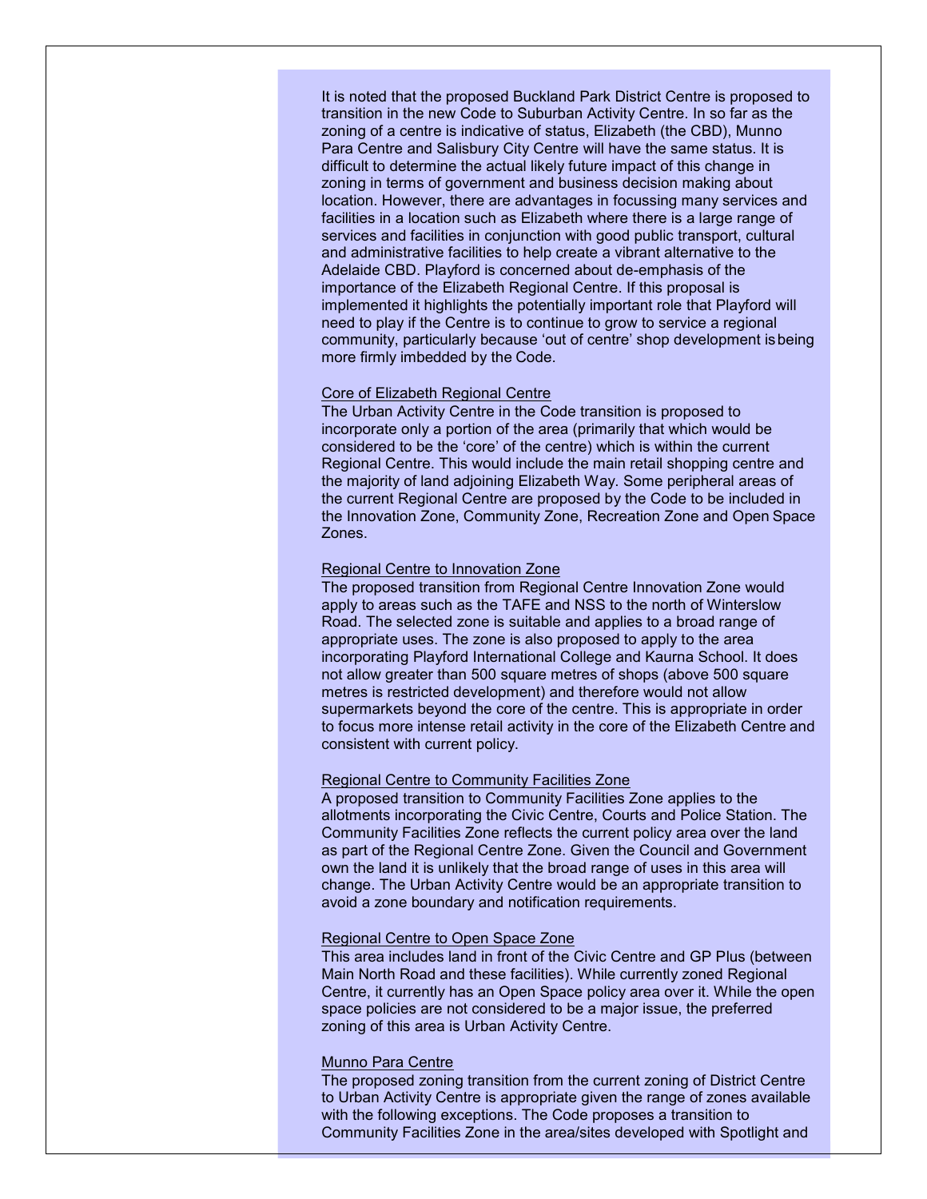It is noted that the proposed Buckland Park District Centre is proposed to transition in the new Code to Suburban Activity Centre. In so far as the zoning of a centre is indicative of status, Elizabeth (the CBD), Munno Para Centre and Salisbury City Centre will have the same status. It is difficult to determine the actual likely future impact of this change in zoning in terms of government and business decision making about location. However, there are advantages in focussing many services and facilities in a location such as Elizabeth where there is a large range of services and facilities in conjunction with good public transport, cultural and administrative facilities to help create a vibrant alternative to the Adelaide CBD. Playford is concerned about de-emphasis of the importance of the Elizabeth Regional Centre. If this proposal is implemented it highlights the potentially important role that Playford will need to play if the Centre is to continue to grow to service a regional community, particularly because 'out of centre' shop development is being more firmly imbedded by the Code.

Core of Elizabeth Regional Centre

The Urban Activity Centre in the Code transition is proposed to incorporate only a portion of the area (primarily that which would be considered to be the 'core' of the centre) which is within the current Regional Centre. This would include the main retail shopping centre and the majority of land adjoining Elizabeth Way. Some peripheral areas of the current Regional Centre are proposed by the Code to be included in the Innovation Zone, Community Zone, Recreation Zone and Open Space Zones.

Regional Centre to Innovation Zone

The proposed transition from Regional Centre Innovation Zone would apply to areas such as the TAFE and NSS to the north of Winterslow Road. The selected zone is suitable and applies to a broad range of appropriate uses. The zone is also proposed to apply to the area incorporating Playford International College and Kaurna School. It does not allow greater than 500 square metres of shops (above 500 square metres is restricted development) and therefore would not allow supermarkets beyond the core of the centre. This is appropriate in order to focus more intense retail activity in the core of the Elizabeth Centre and consistent with current policy.

Regional Centre to Community Facilities Zone

A proposed transition to Community Facilities Zone applies to the allotments incorporating the Civic Centre, Courts and Police Station. The Community Facilities Zone reflects the current policy area over the land as part of the Regional Centre Zone. Given the Council and Government own the land it is unlikely that the broad range of uses in this area will change. The Urban Activity Centre would be an appropriate transition to avoid a zone boundary and notification requirements.

Regional Centre to Open Space Zone

This area includes land in front of the Civic Centre and GP Plus (between Main North Road and these facilities). While currently zoned Regional Centre, it currently has an Open Space policy area over it. While the open space policies are not considered to be a major issue, the preferred zoning of this area is Urban Activity Centre.

Munno Para Centre

The proposed zoning transition from the current zoning of District Centre to Urban Activity Centre is appropriate given the range of zones available with the following exceptions. The Code proposes a transition to Community Facilities Zone in the area/sites developed with Spotlight and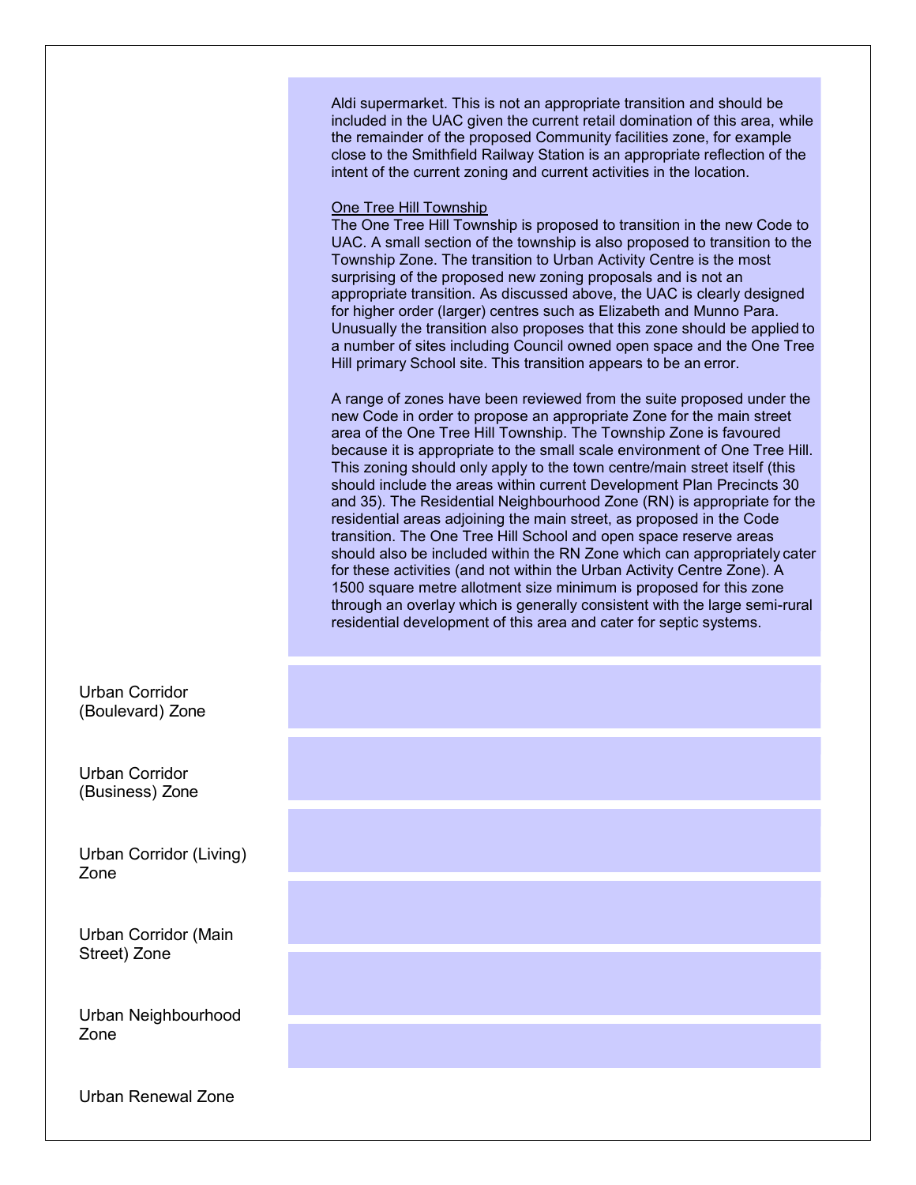| | |
|---|---|
| | Aldi supermarket. This is not an appropriate transition and should be included in the UAC given the current retail domination of this area, while the remainder of the proposed Community facilities zone, for example close to the Smithfield Railway Station is an appropriate reflection of the intent of the current zoning and current activities in the location.<br><br><u>One Tree Hill Township</u><br>The One Tree Hill Township is proposed to transition in the new Code to UAC. A small section of the township is also proposed to transition to the Township Zone. The transition to Urban Activity Centre is the most surprising of the proposed new zoning proposals and is not an appropriate transition. As discussed above, the UAC is clearly designed for higher order (larger) centres such as Elizabeth and Munno Para. Unusually the transition also proposes that this zone should be applied to a number of sites including Council owned open space and the One Tree Hill primary School site. This transition appears to be an error.<br><br>A range of zones have been reviewed from the suite proposed under the new Code in order to propose an appropriate Zone for the main street area of the One Tree Hill Township. The Township Zone is favoured because it is appropriate to the small scale environment of One Tree Hill. This zoning should only apply to the town centre/main street itself (this should include the areas within current Development Plan Precincts 30 and 35). The Residential Neighbourhood Zone (RN) is appropriate for the residential areas adjoining the main street, as proposed in the Code transition. The One Tree Hill School and open space reserve areas should also be included within the RN Zone which can appropriately cater for these activities (and not within the Urban Activity Centre Zone). A 1500 square metre allotment size minimum is proposed for this zone through an overlay which is generally consistent with the large semi-rural residential development of this area and cater for septic systems. |
| Urban Corridor (Boulevard) Zone | |
| Urban Corridor (Business) Zone | |
| Urban Corridor (Living) Zone | |
| Urban Corridor (Main Street) Zone | |
| Urban Neighbourhood Zone | |
| Urban Renewal Zone | |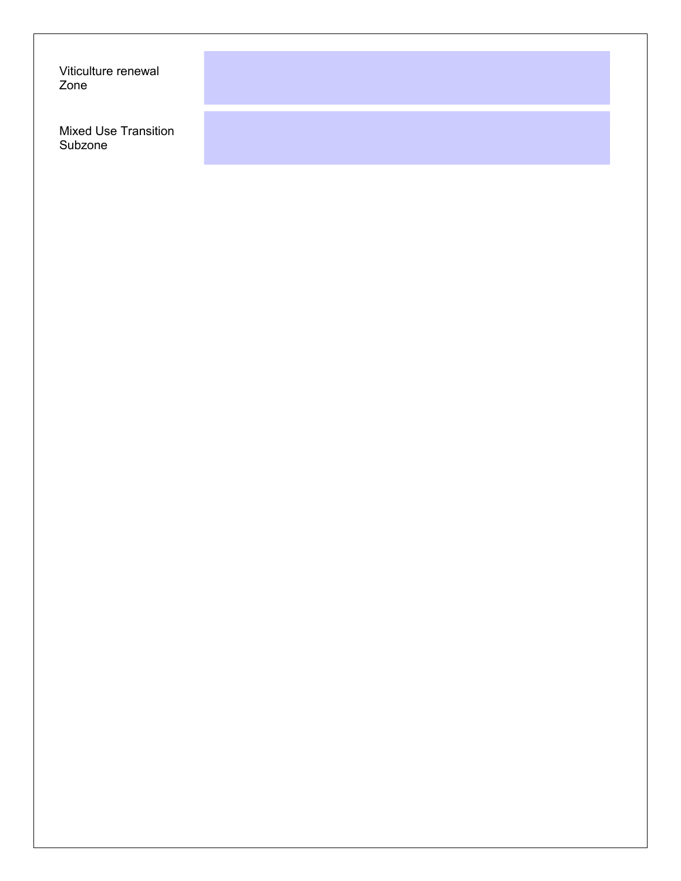| | |
| --- | --- |
| Viticulture renewal Zone | |
| Mixed Use Transition Subzone | |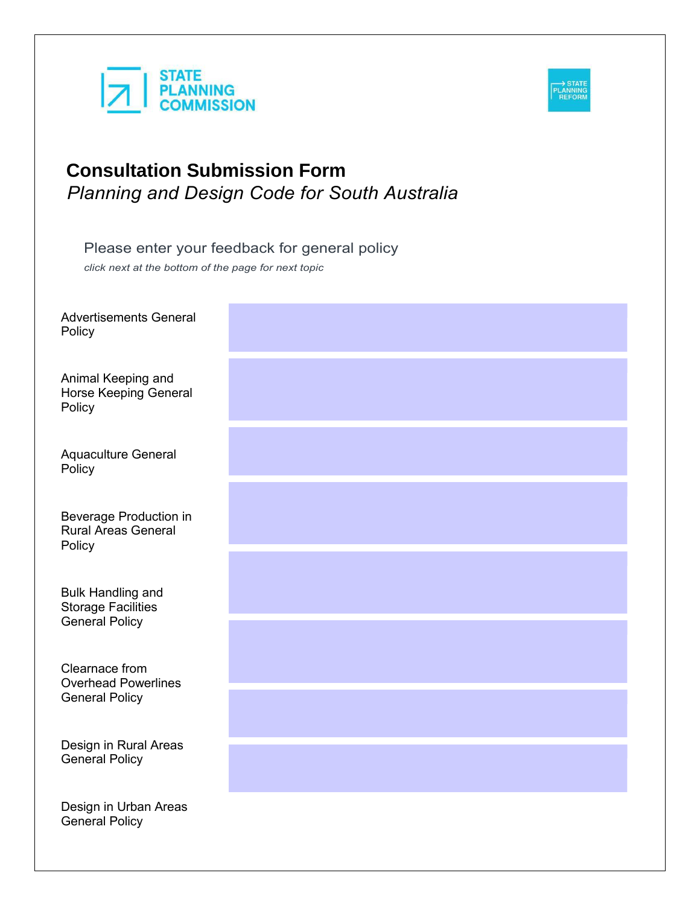STATE PLANNING COMMISSION

STATE PLANNING REFORM

# Consultation Submission Form

*Planning and Design Code for South Australia*

Please enter your feedback for general policy

*click next at the bottom of the page for next topic*

Advertisements General Policy

Animal Keeping and Horse Keeping General Policy

Aquaculture General Policy

Beverage Production in Rural Areas General Policy

Bulk Handling and Storage Facilities General Policy

Clearnace from Overhead Powerlines General Policy

Design in Rural Areas General Policy

Design in Urban Areas General Policy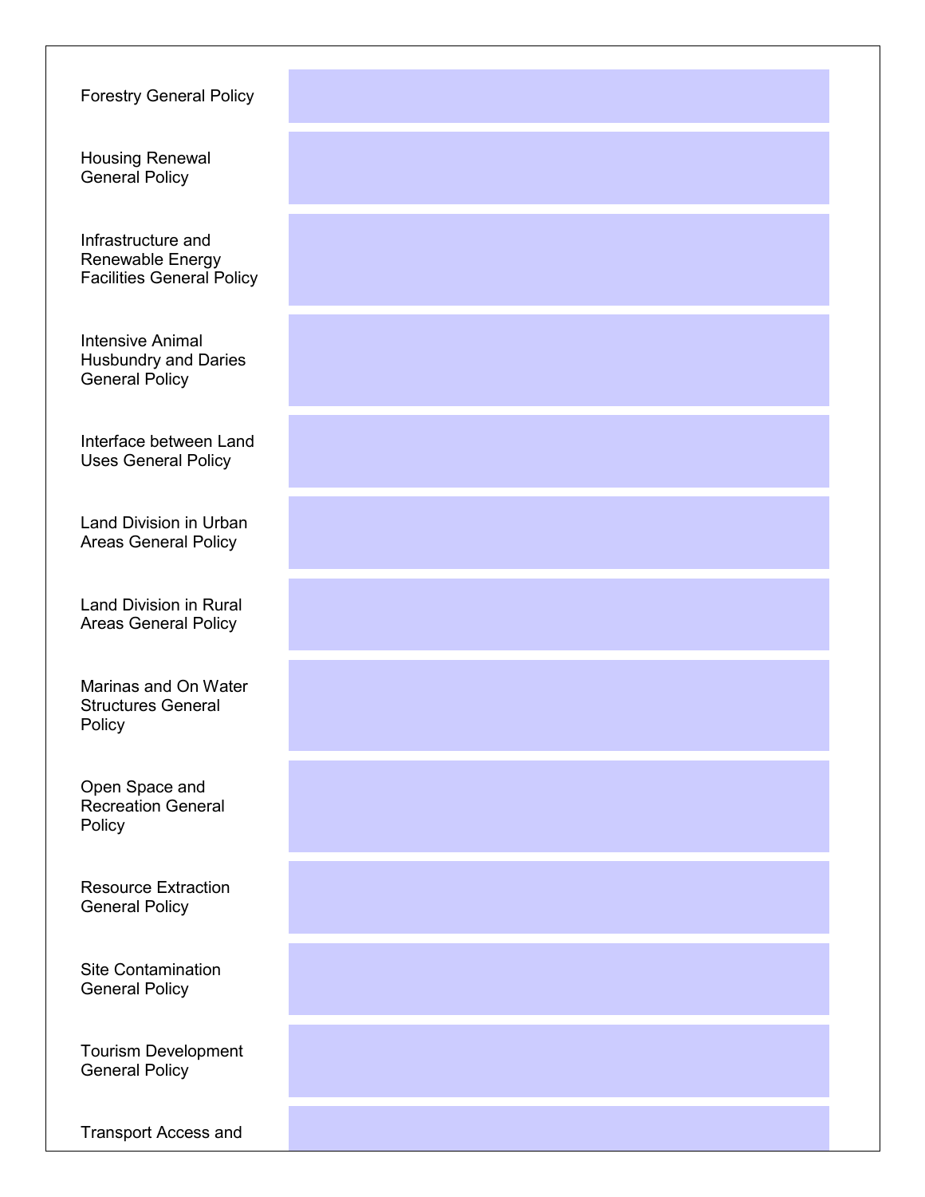| | |
|---|---|
| Forestry General Policy | |
| Housing Renewal General Policy | |
| Infrastructure and Renewable Energy Facilities General Policy | |
| Intensive Animal Husbundry and Daries General Policy | |
| Interface between Land Uses General Policy | |
| Land Division in Urban Areas General Policy | |
| Land Division in Rural Areas General Policy | |
| Marinas and On Water Structures General Policy | |
| Open Space and Recreation General Policy | |
| Resource Extraction General Policy | |
| Site Contamination General Policy | |
| Tourism Development General Policy | |
| Transport Access and | |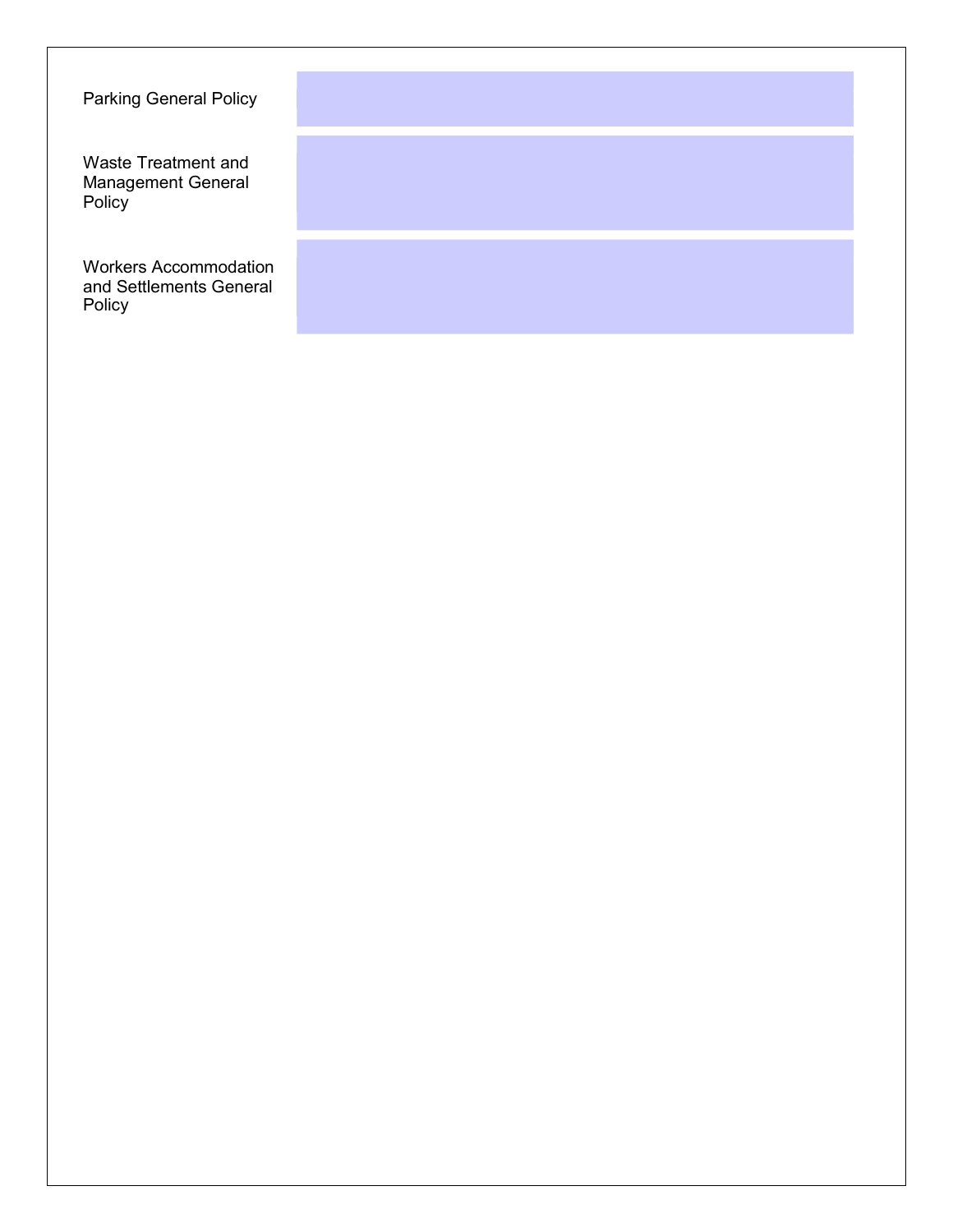| | |
|---|---|
| Parking General Policy | |
| Waste Treatment and Management General Policy | |
| Workers Accommodation and Settlements General Policy | |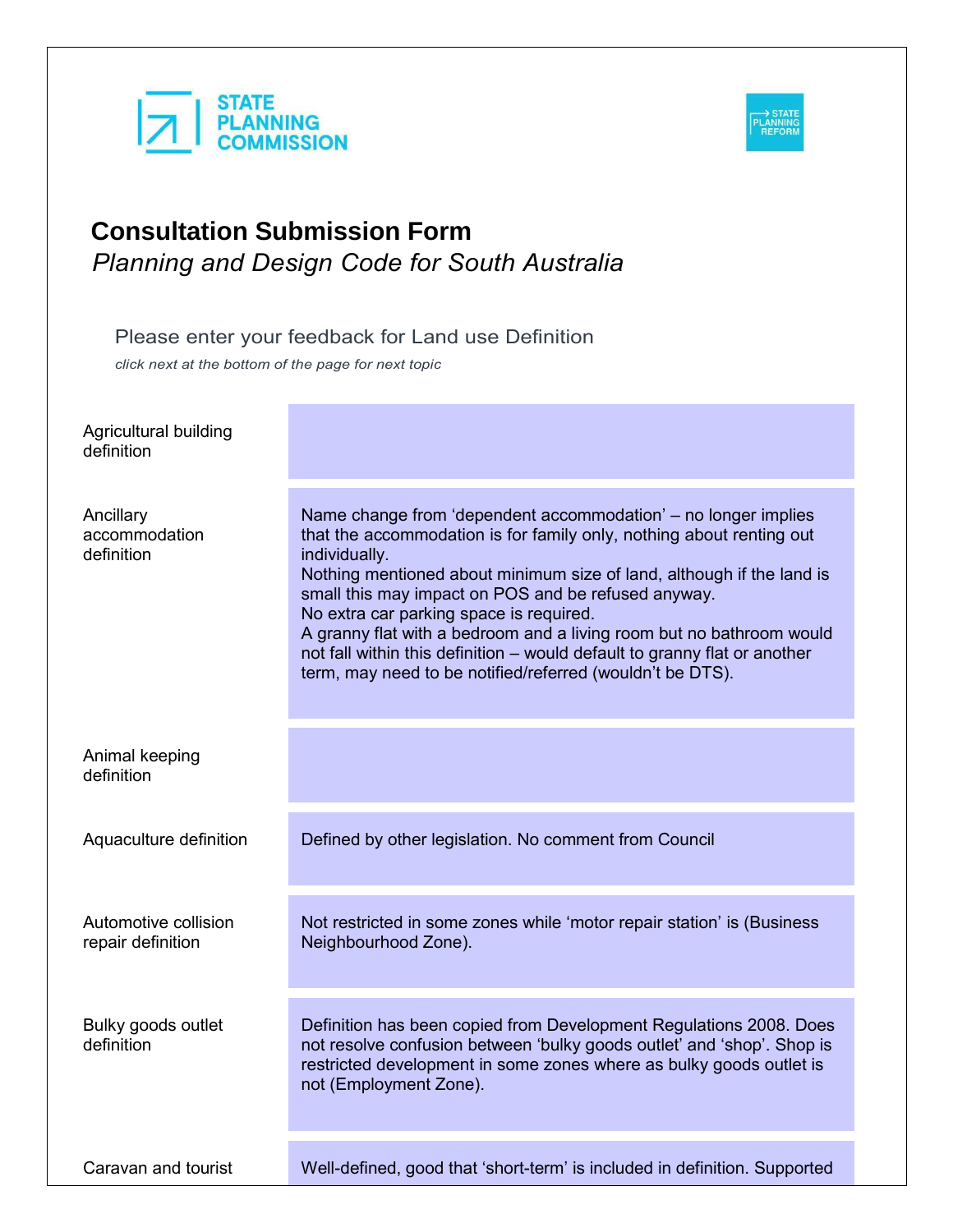STATE PLANNING COMMISSION

STATE PLANNING REFORM

# Consultation Submission Form

*Planning and Design Code for South Australia*

Please enter your feedback for Land use Definition

*click next at the bottom of the page for next topic*

| | |
|---|---|
| Agricultural building definition | |
| Ancillary accommodation definition | Name change from 'dependent accommodation' – no longer implies that the accommodation is for family only, nothing about renting out individually.<br>Nothing mentioned about minimum size of land, although if the land is small this may impact on POS and be refused anyway.<br>No extra car parking space is required.<br>A granny flat with a bedroom and a living room but no bathroom would not fall within this definition – would default to granny flat or another term, may need to be notified/referred (wouldn't be DTS). |
| Animal keeping definition | |
| Aquaculture definition | Defined by other legislation. No comment from Council |
| Automotive collision repair definition | Not restricted in some zones while 'motor repair station' is (Business Neighbourhood Zone). |
| Bulky goods outlet definition | Definition has been copied from Development Regulations 2008. Does not resolve confusion between 'bulky goods outlet' and 'shop'. Shop is restricted development in some zones where as bulky goods outlet is not (Employment Zone). |
| Caravan and tourist | Well-defined, good that 'short-term' is included in definition. Supported |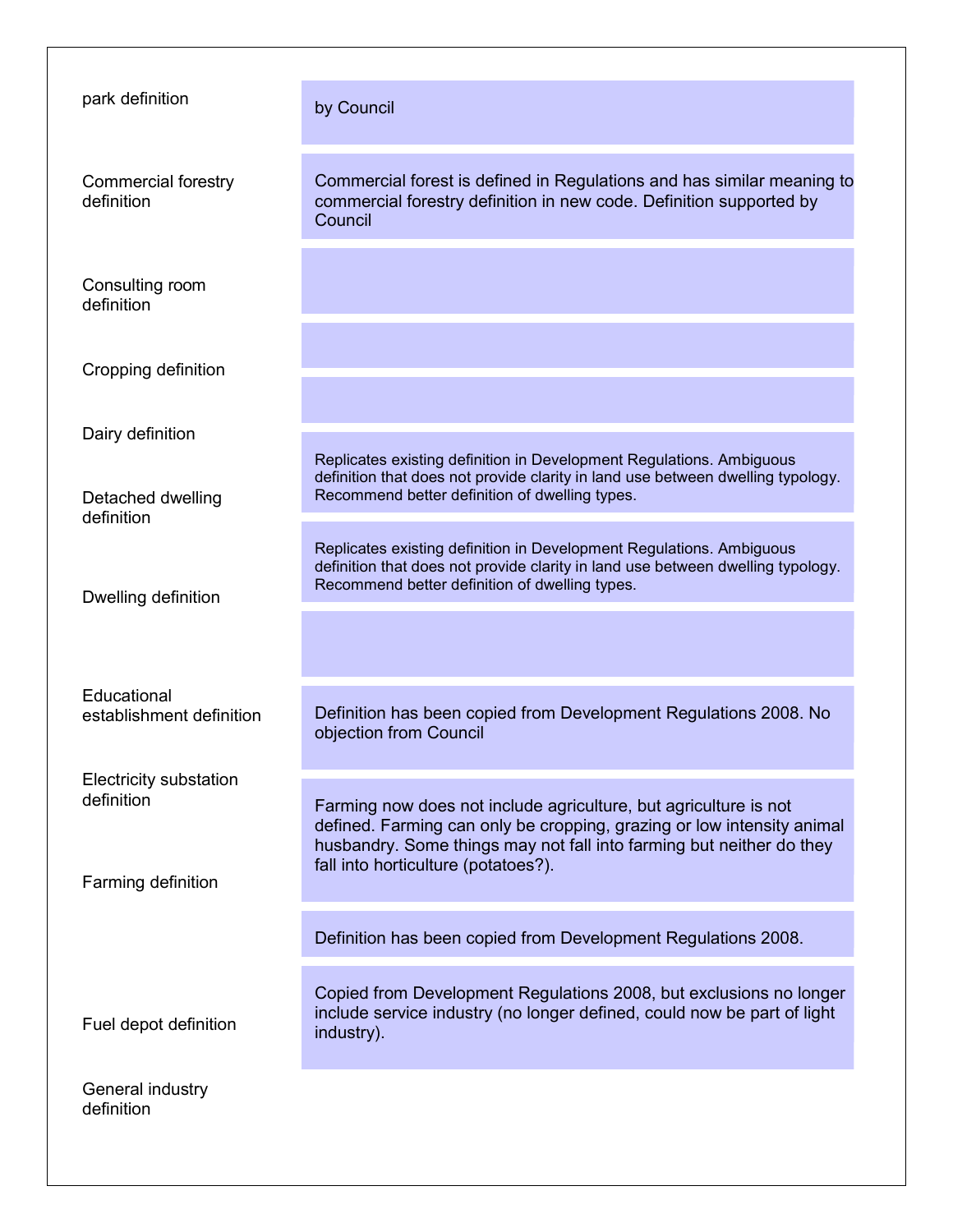| | |
|---|---|
| park definition | by Council |
| Commercial forestry definition | Commercial forest is defined in Regulations and has similar meaning to commercial forestry definition in new code. Definition supported by Council |
| Consulting room definition | |
| Cropping definition | |
| Dairy definition | |
| Detached dwelling definition | Replicates existing definition in Development Regulations. Ambiguous definition that does not provide clarity in land use between dwelling typology. Recommend better definition of dwelling types. |
| Dwelling definition | Replicates existing definition in Development Regulations. Ambiguous definition that does not provide clarity in land use between dwelling typology. Recommend better definition of dwelling types. |
| | |
| Educational establishment definition | Definition has been copied from Development Regulations 2008. No objection from Council |
| Electricity substation definition | |
| Farming definition | Farming now does not include agriculture, but agriculture is not defined. Farming can only be cropping, grazing or low intensity animal husbandry. Some things may not fall into farming but neither do they fall into horticulture (potatoes?). |
| | Definition has been copied from Development Regulations 2008. |
| Fuel depot definition | Copied from Development Regulations 2008, but exclusions no longer include service industry (no longer defined, could now be part of light industry). |
| General industry definition | |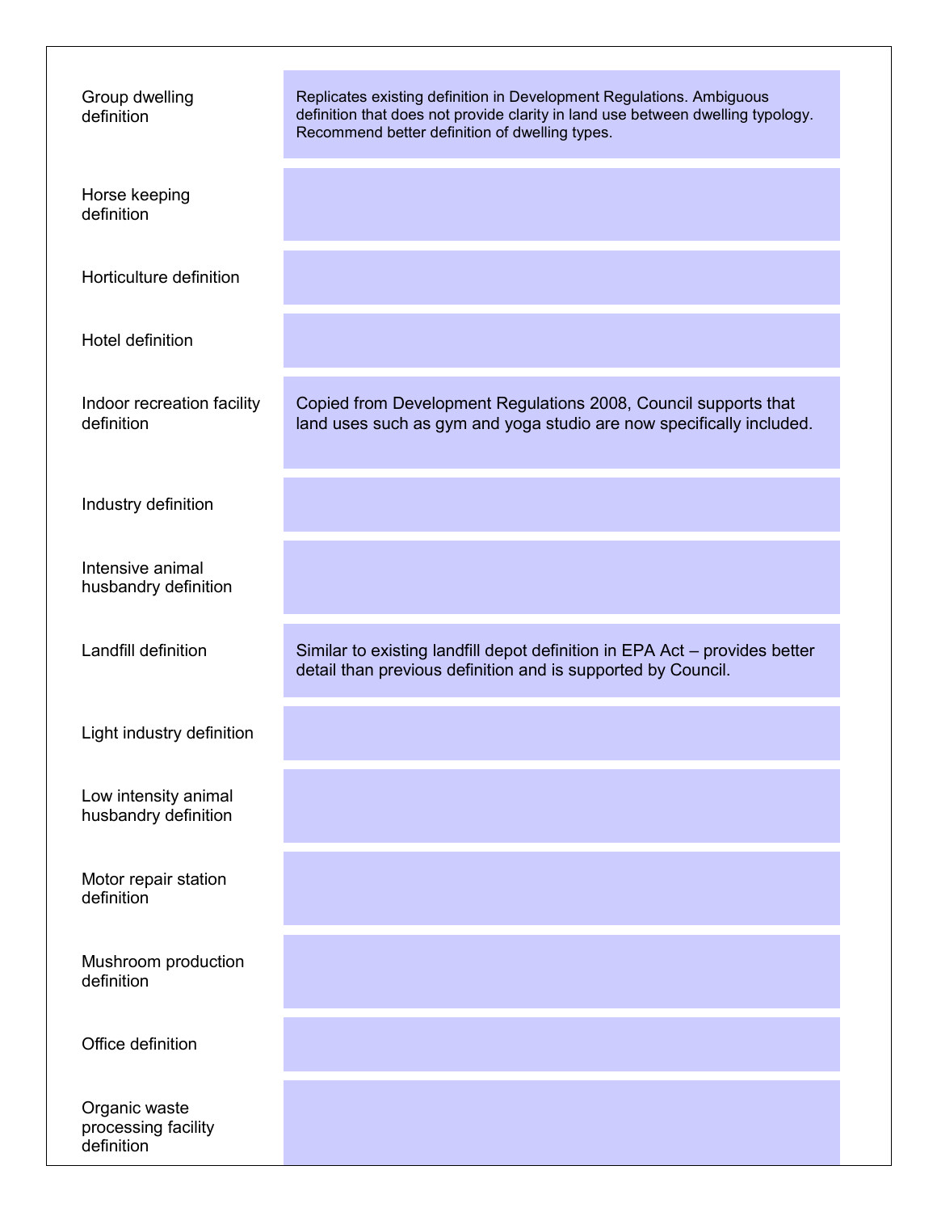| | |
|---|---|
| Group dwelling definition | Replicates existing definition in Development Regulations. Ambiguous definition that does not provide clarity in land use between dwelling typology. Recommend better definition of dwelling types. |
| Horse keeping definition | |
| Horticulture definition | |
| Hotel definition | |
| Indoor recreation facility definition | Copied from Development Regulations 2008, Council supports that land uses such as gym and yoga studio are now specifically included. |
| Industry definition | |
| Intensive animal husbandry definition | |
| Landfill definition | Similar to existing landfill depot definition in EPA Act – provides better detail than previous definition and is supported by Council. |
| Light industry definition | |
| Low intensity animal husbandry definition | |
| Motor repair station definition | |
| Mushroom production definition | |
| Office definition | |
| Organic waste processing facility definition | |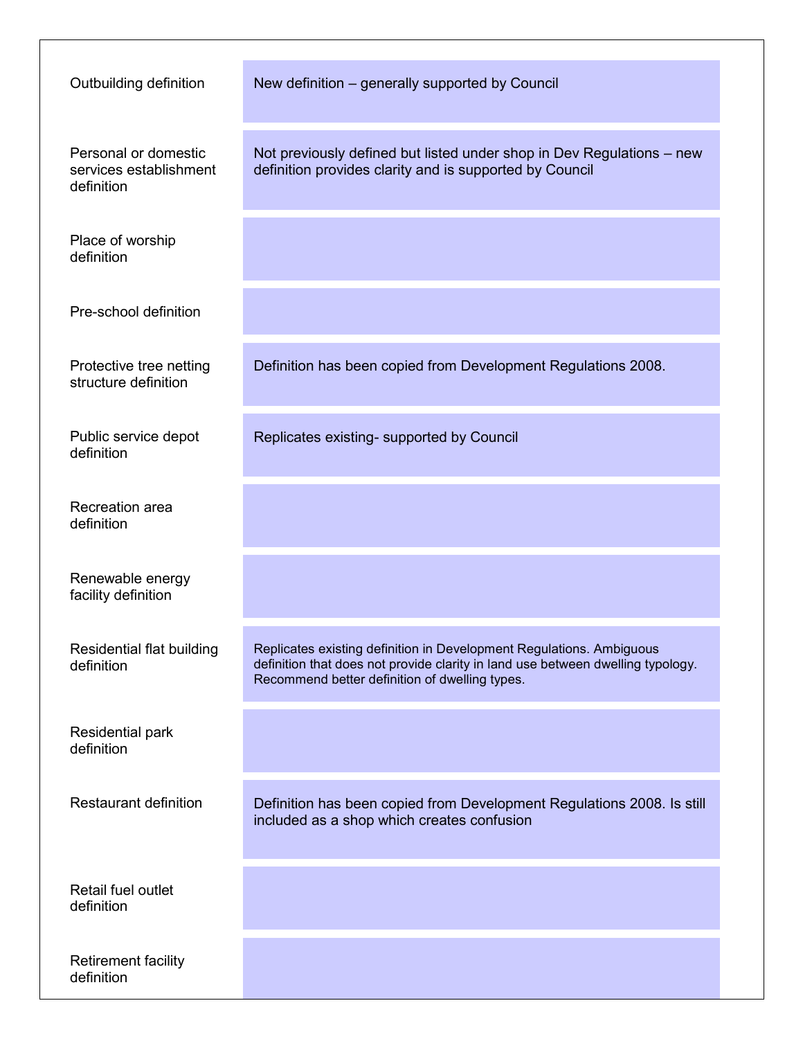| | |
|---|---|
| Outbuilding definition | New definition – generally supported by Council |
| Personal or domestic services establishment definition | Not previously defined but listed under shop in Dev Regulations – new definition provides clarity and is supported by Council |
| Place of worship definition | |
| Pre-school definition | |
| Protective tree netting structure definition | Definition has been copied from Development Regulations 2008. |
| Public service depot definition | Replicates existing- supported by Council |
| Recreation area definition | |
| Renewable energy facility definition | |
| Residential flat building definition | Replicates existing definition in Development Regulations. Ambiguous definition that does not provide clarity in land use between dwelling typology. Recommend better definition of dwelling types. |
| Residential park definition | |
| Restaurant definition | Definition has been copied from Development Regulations 2008. Is still included as a shop which creates confusion |
| Retail fuel outlet definition | |
| Retirement facility definition | |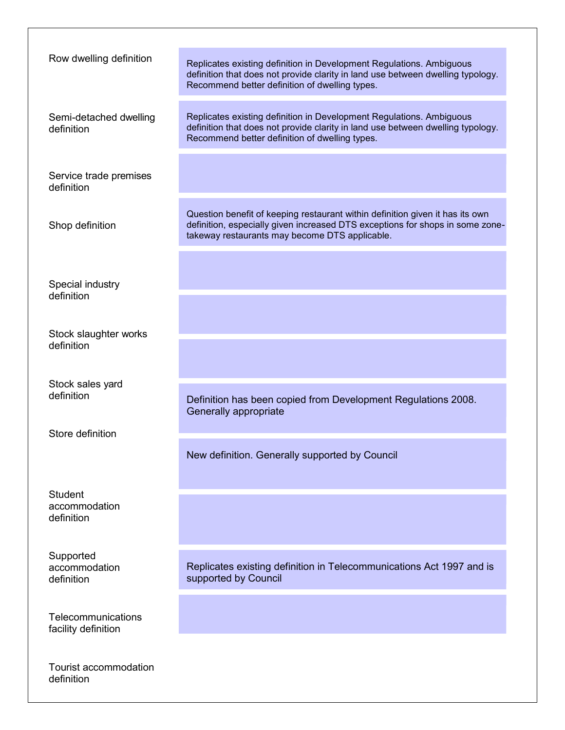| Definition | Comment |
| --- | --- |
| Row dwelling definition | Replicates existing definition in Development Regulations. Ambiguous definition that does not provide clarity in land use between dwelling typology. Recommend better definition of dwelling types. |
| Semi-detached dwelling definition | Replicates existing definition in Development Regulations. Ambiguous definition that does not provide clarity in land use between dwelling typology. Recommend better definition of dwelling types. |
| Service trade premises definition | |
| Shop definition | Question benefit of keeping restaurant within definition given it has its own definition, especially given increased DTS exceptions for shops in some zone- takeway restaurants may become DTS applicable. |
| Special industry definition | |
| Stock slaughter works definition | |
| Stock sales yard definition | |
| Store definition | Definition has been copied from Development Regulations 2008. Generally appropriate |
| Student accommodation definition | New definition. Generally supported by Council |
| Supported accommodation definition | |
| Telecommunications facility definition | Replicates existing definition in Telecommunications Act 1997 and is supported by Council |
| Tourist accommodation definition | |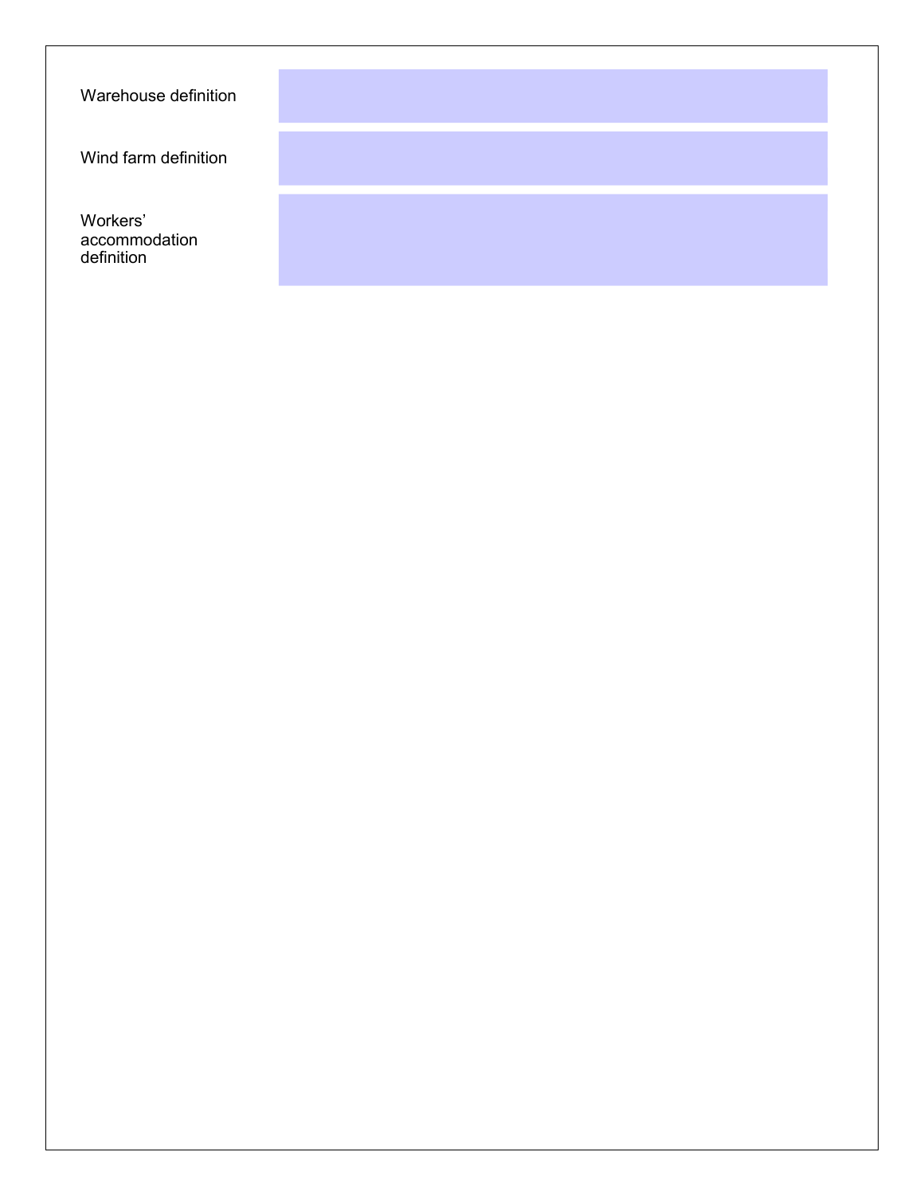| | |
|---|---|
| Warehouse definition | |
| Wind farm definition | |
| Workers' accommodation definition | |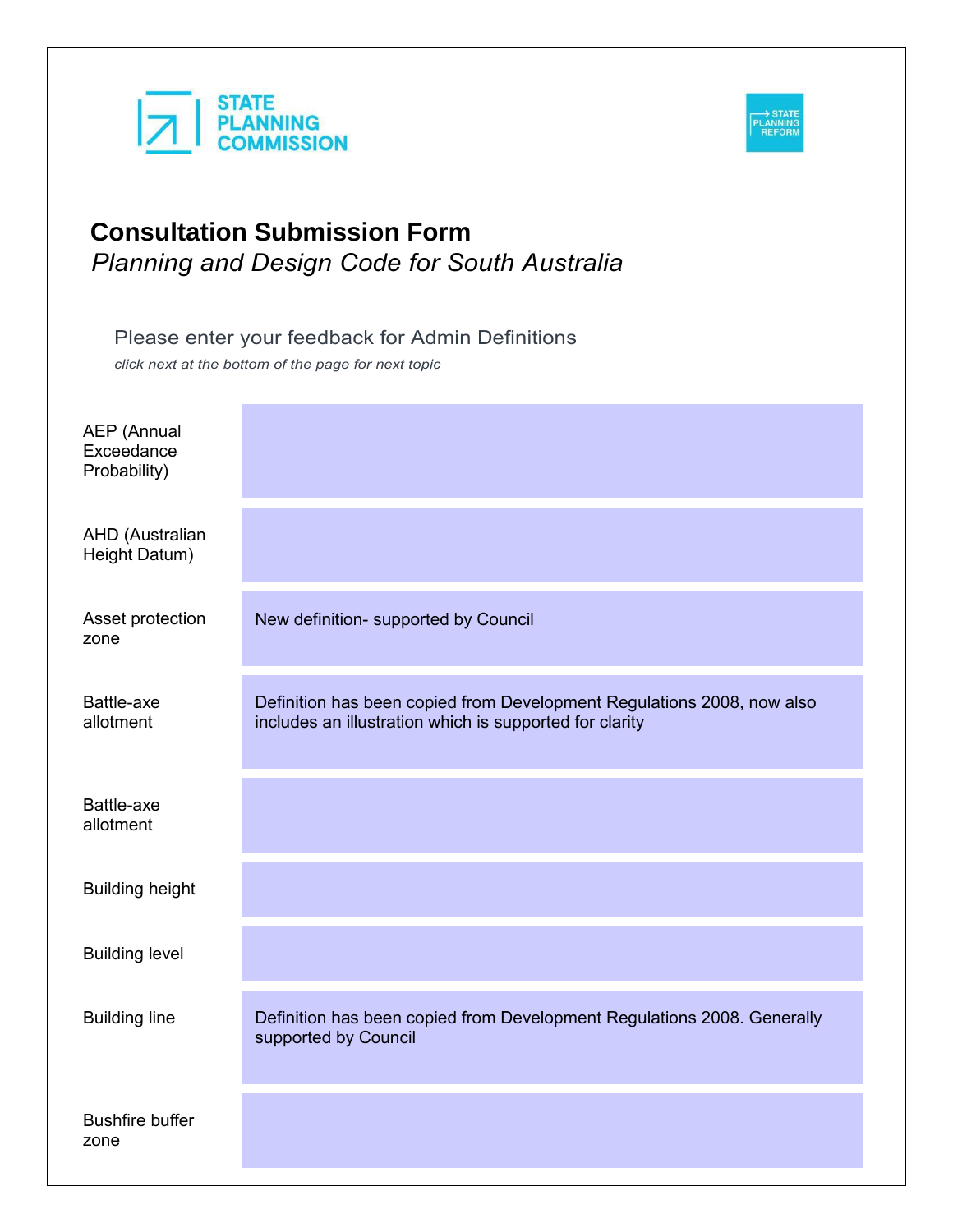STATE PLANNING COMMISSION

STATE PLANNING REFORM

# Consultation Submission Form

*Planning and Design Code for South Australia*

Please enter your feedback for Admin Definitions

*click next at the bottom of the page for next topic*

| | |
|---|---|
| AEP (Annual Exceedance Probability) | |
| AHD (Australian Height Datum) | |
| Asset protection zone | New definition- supported by Council |
| Battle-axe allotment | Definition has been copied from Development Regulations 2008, now also includes an illustration which is supported for clarity |
| Battle-axe allotment | |
| Building height | |
| Building level | |
| Building line | Definition has been copied from Development Regulations 2008. Generally supported by Council |
| Bushfire buffer zone | |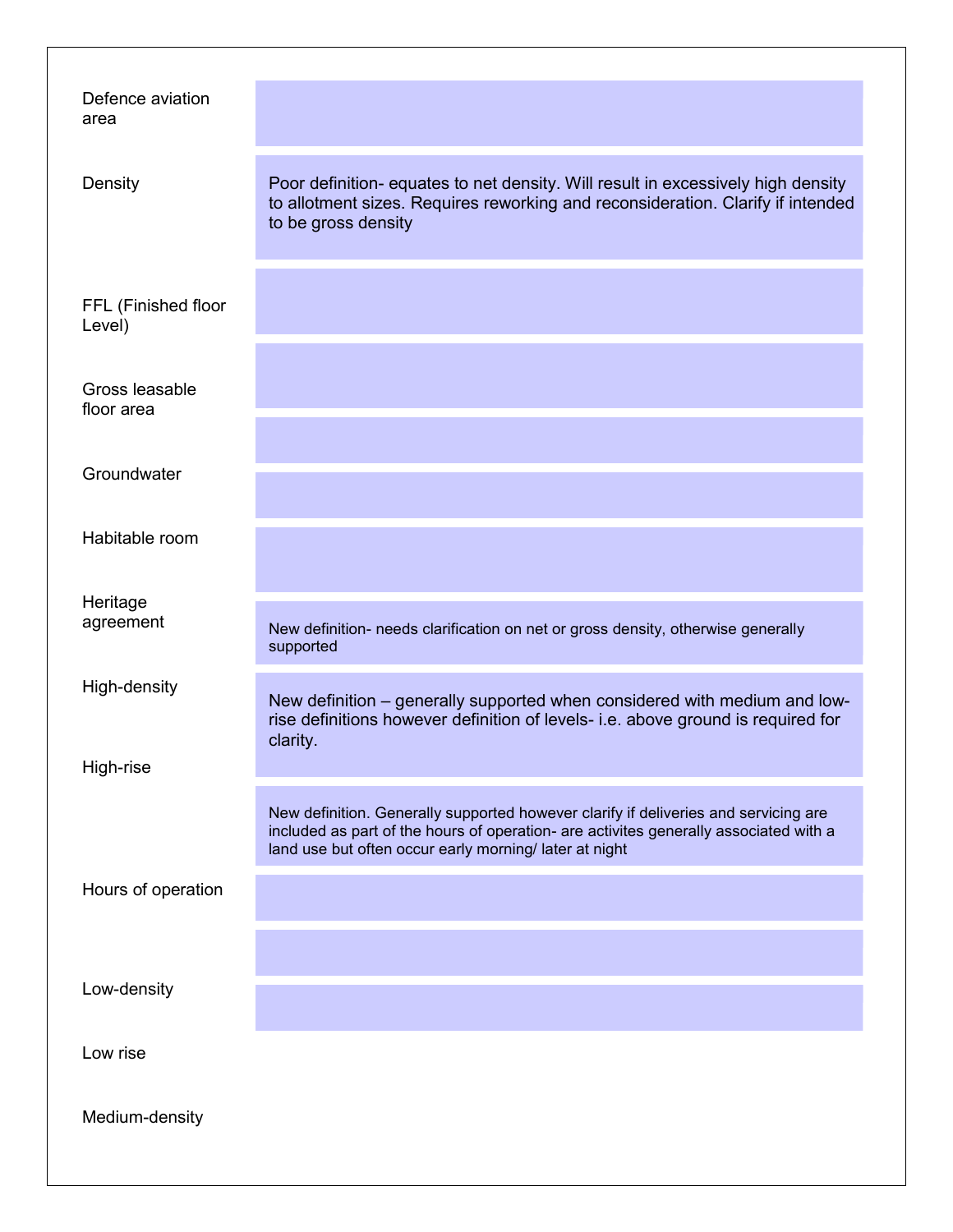| | |
|---|---|
| Defence aviation area | |
| Density | Poor definition- equates to net density. Will result in excessively high density to allotment sizes. Requires reworking and reconsideration. Clarify if intended to be gross density |
| FFL (Finished floor Level) | |
| Gross leasable floor area | |
| Groundwater | |
| Habitable room | |
| Heritage agreement | New definition- needs clarification on net or gross density, otherwise generally supported |
| High-density | New definition – generally supported when considered with medium and low-rise definitions however definition of levels- i.e. above ground is required for clarity. |
| High-rise | New definition. Generally supported however clarify if deliveries and servicing are included as part of the hours of operation- are activites generally associated with a land use but often occur early morning/ later at night |
| Hours of operation | |
| Low-density | |
| Low rise | |
| Medium-density | |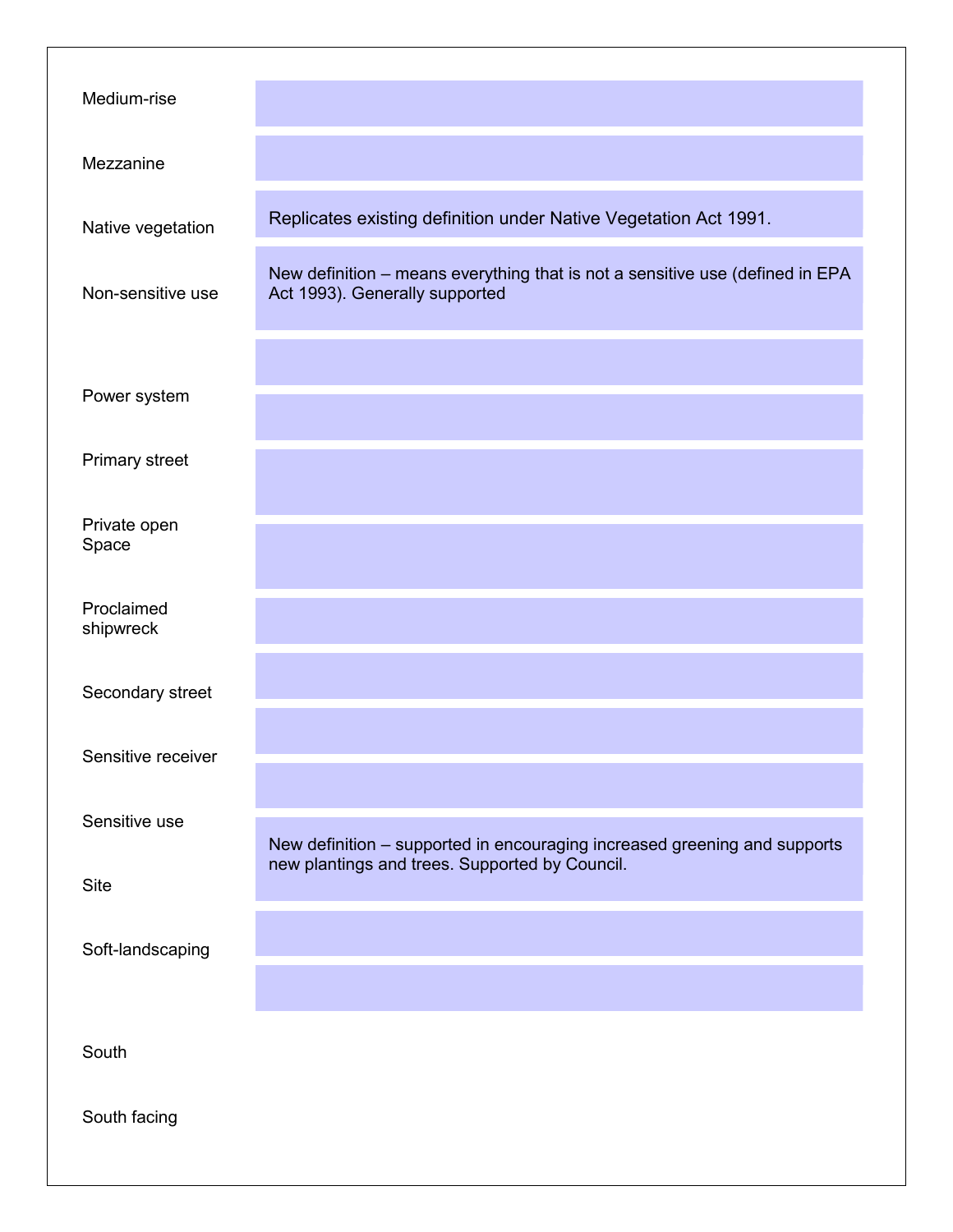| Term | Comment |
| --- | --- |
| Medium-rise | |
| Mezzanine | |
| Native vegetation | Replicates existing definition under Native Vegetation Act 1991. |
| Non-sensitive use | New definition – means everything that is not a sensitive use (defined in EPA Act 1993). Generally supported |
| Power system | |
| Primary street | |
| Private open Space | |
| Proclaimed shipwreck | |
| Secondary street | |
| Sensitive receiver | |
| Sensitive use | |
| Site | |
| Soft-landscaping | New definition – supported in encouraging increased greening and supports new plantings and trees. Supported by Council. |
| South | |
| South facing | |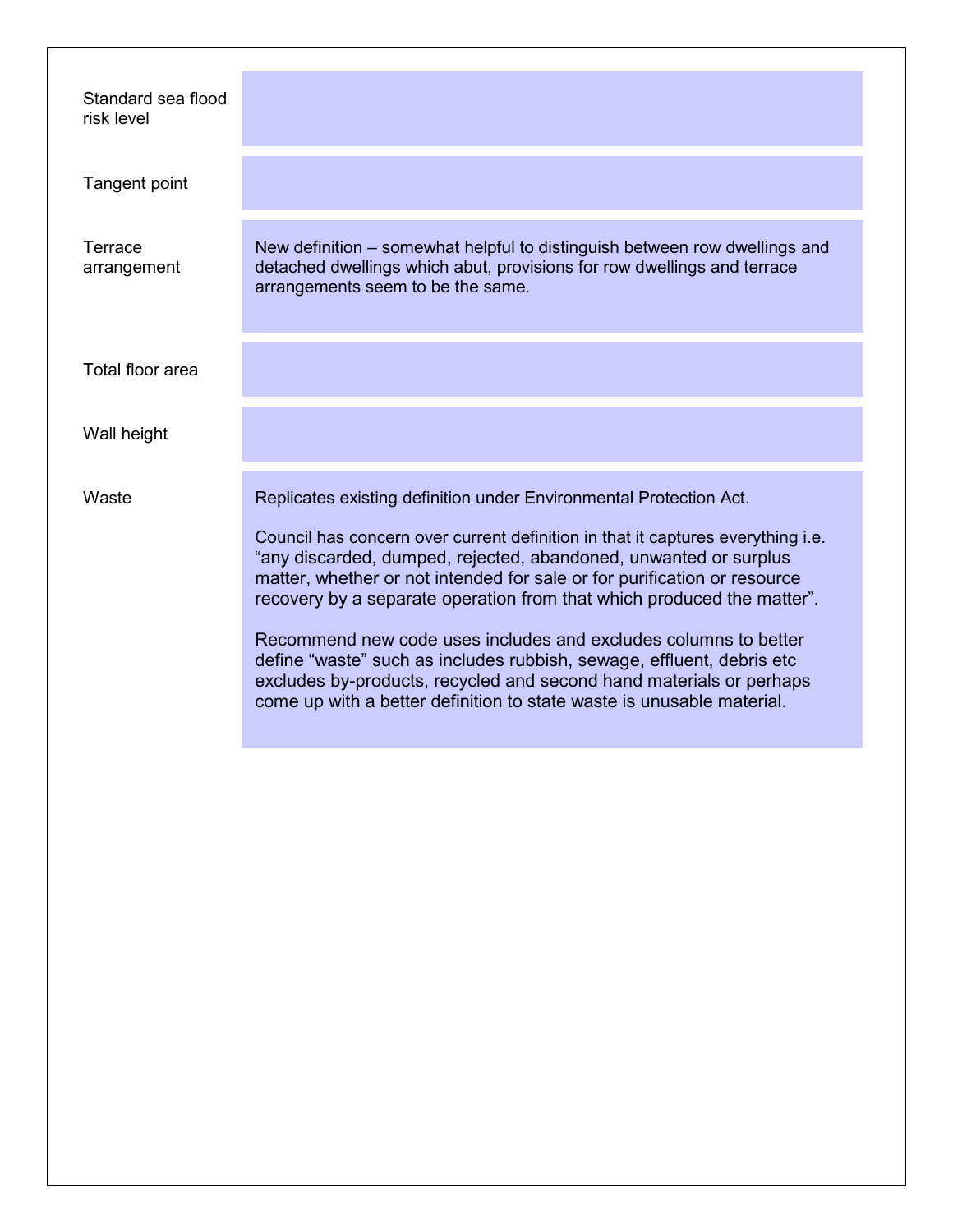| | |
|---|---|
| Standard sea flood risk level | |
| Tangent point | |
| Terrace arrangement | New definition – somewhat helpful to distinguish between row dwellings and detached dwellings which abut, provisions for row dwellings and terrace arrangements seem to be the same. |
| Total floor area | |
| Wall height | |
| Waste | Replicates existing definition under Environmental Protection Act.<br><br>Council has concern over current definition in that it captures everything i.e. "any discarded, dumped, rejected, abandoned, unwanted or surplus matter, whether or not intended for sale or for purification or resource recovery by a separate operation from that which produced the matter".<br><br>Recommend new code uses includes and excludes columns to better define "waste" such as includes rubbish, sewage, effluent, debris etc excludes by-products, recycled and second hand materials or perhaps come up with a better definition to state waste is unusable material. |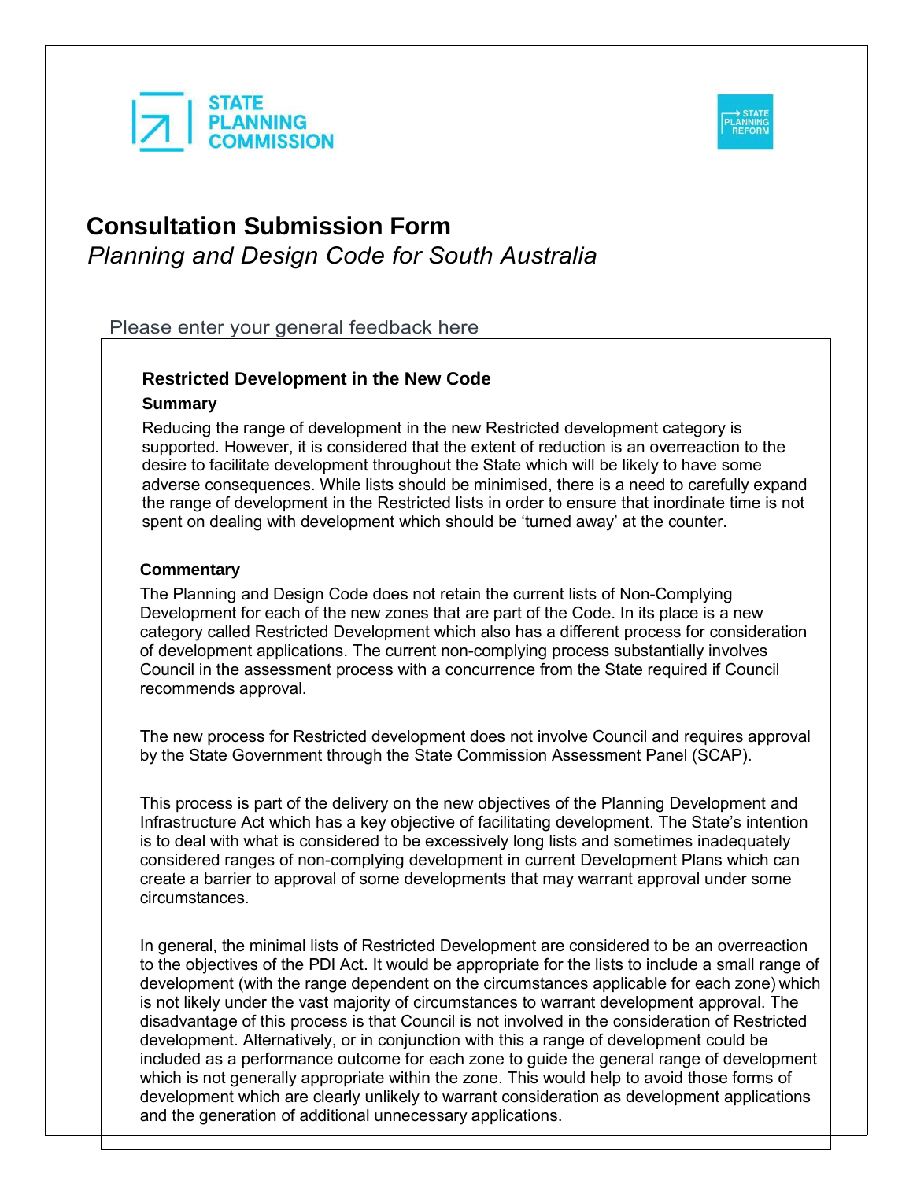STATE PLANNING COMMISSION

STATE PLANNING REFORM

# Consultation Submission Form

*Planning and Design Code for South Australia*

Please enter your general feedback here

### Restricted Development in the New Code

**Summary**

Reducing the range of development in the new Restricted development category is supported. However, it is considered that the extent of reduction is an overreaction to the desire to facilitate development throughout the State which will be likely to have some adverse consequences. While lists should be minimised, there is a need to carefully expand the range of development in the Restricted lists in order to ensure that inordinate time is not spent on dealing with development which should be 'turned away' at the counter.

**Commentary**

The Planning and Design Code does not retain the current lists of Non-Complying Development for each of the new zones that are part of the Code. In its place is a new category called Restricted Development which also has a different process for consideration of development applications. The current non-complying process substantially involves Council in the assessment process with a concurrence from the State required if Council recommends approval.

The new process for Restricted development does not involve Council and requires approval by the State Government through the State Commission Assessment Panel (SCAP).

This process is part of the delivery on the new objectives of the Planning Development and Infrastructure Act which has a key objective of facilitating development. The State's intention is to deal with what is considered to be excessively long lists and sometimes inadequately considered ranges of non-complying development in current Development Plans which can create a barrier to approval of some developments that may warrant approval under some circumstances.

In general, the minimal lists of Restricted Development are considered to be an overreaction to the objectives of the PDI Act. It would be appropriate for the lists to include a small range of development (with the range dependent on the circumstances applicable for each zone) which is not likely under the vast majority of circumstances to warrant development approval. The disadvantage of this process is that Council is not involved in the consideration of Restricted development. Alternatively, or in conjunction with this a range of development could be included as a performance outcome for each zone to guide the general range of development which is not generally appropriate within the zone. This would help to avoid those forms of development which are clearly unlikely to warrant consideration as development applications and the generation of additional unnecessary applications.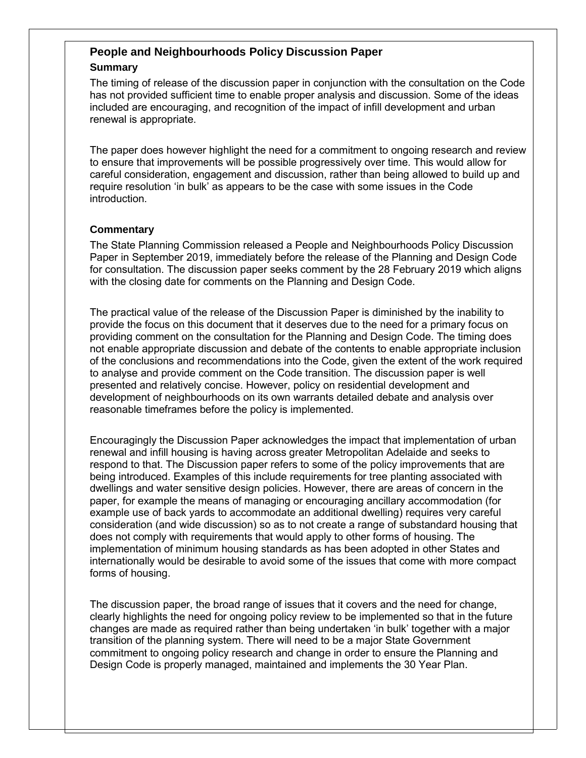## People and Neighbourhoods Policy Discussion Paper

### Summary

The timing of release of the discussion paper in conjunction with the consultation on the Code has not provided sufficient time to enable proper analysis and discussion. Some of the ideas included are encouraging, and recognition of the impact of infill development and urban renewal is appropriate.

The paper does however highlight the need for a commitment to ongoing research and review to ensure that improvements will be possible progressively over time. This would allow for careful consideration, engagement and discussion, rather than being allowed to build up and require resolution 'in bulk' as appears to be the case with some issues in the Code introduction.

### Commentary

The State Planning Commission released a People and Neighbourhoods Policy Discussion Paper in September 2019, immediately before the release of the Planning and Design Code for consultation. The discussion paper seeks comment by the 28 February 2019 which aligns with the closing date for comments on the Planning and Design Code.

The practical value of the release of the Discussion Paper is diminished by the inability to provide the focus on this document that it deserves due to the need for a primary focus on providing comment on the consultation for the Planning and Design Code. The timing does not enable appropriate discussion and debate of the contents to enable appropriate inclusion of the conclusions and recommendations into the Code, given the extent of the work required to analyse and provide comment on the Code transition. The discussion paper is well presented and relatively concise. However, policy on residential development and development of neighbourhoods on its own warrants detailed debate and analysis over reasonable timeframes before the policy is implemented.

Encouragingly the Discussion Paper acknowledges the impact that implementation of urban renewal and infill housing is having across greater Metropolitan Adelaide and seeks to respond to that. The Discussion paper refers to some of the policy improvements that are being introduced. Examples of this include requirements for tree planting associated with dwellings and water sensitive design policies. However, there are areas of concern in the paper, for example the means of managing or encouraging ancillary accommodation (for example use of back yards to accommodate an additional dwelling) requires very careful consideration (and wide discussion) so as to not create a range of substandard housing that does not comply with requirements that would apply to other forms of housing. The implementation of minimum housing standards as has been adopted in other States and internationally would be desirable to avoid some of the issues that come with more compact forms of housing.

The discussion paper, the broad range of issues that it covers and the need for change, clearly highlights the need for ongoing policy review to be implemented so that in the future changes are made as required rather than being undertaken 'in bulk' together with a major transition of the planning system. There will need to be a major State Government commitment to ongoing policy research and change in order to ensure the Planning and Design Code is properly managed, maintained and implements the 30 Year Plan.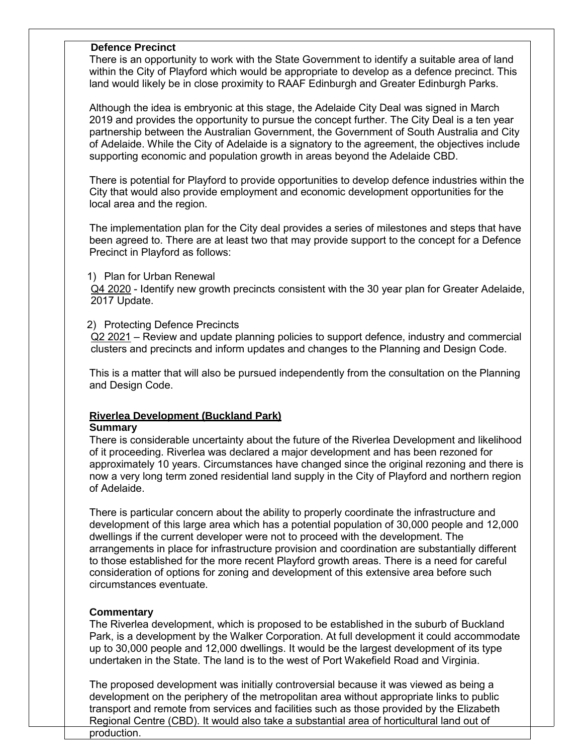**Defence Precinct**

There is an opportunity to work with the State Government to identify a suitable area of land within the City of Playford which would be appropriate to develop as a defence precinct. This land would likely be in close proximity to RAAF Edinburgh and Greater Edinburgh Parks.

Although the idea is embryonic at this stage, the Adelaide City Deal was signed in March 2019 and provides the opportunity to pursue the concept further. The City Deal is a ten year partnership between the Australian Government, the Government of South Australia and City of Adelaide. While the City of Adelaide is a signatory to the agreement, the objectives include supporting economic and population growth in areas beyond the Adelaide CBD.

There is potential for Playford to provide opportunities to develop defence industries within the City that would also provide employment and economic development opportunities for the local area and the region.

The implementation plan for the City deal provides a series of milestones and steps that have been agreed to. There are at least two that may provide support to the concept for a Defence Precinct in Playford as follows:

1) Plan for Urban Renewal
   Q4 2020 - Identify new growth precincts consistent with the 30 year plan for Greater Adelaide, 2017 Update.

2) Protecting Defence Precincts
   Q2 2021 – Review and update planning policies to support defence, industry and commercial clusters and precincts and inform updates and changes to the Planning and Design Code.

This is a matter that will also be pursued independently from the consultation on the Planning and Design Code.

**Riverlea Development (Buckland Park)**

**Summary**

There is considerable uncertainty about the future of the Riverlea Development and likelihood of it proceeding. Riverlea was declared a major development and has been rezoned for approximately 10 years. Circumstances have changed since the original rezoning and there is now a very long term zoned residential land supply in the City of Playford and northern region of Adelaide.

There is particular concern about the ability to properly coordinate the infrastructure and development of this large area which has a potential population of 30,000 people and 12,000 dwellings if the current developer were not to proceed with the development. The arrangements in place for infrastructure provision and coordination are substantially different to those established for the more recent Playford growth areas. There is a need for careful consideration of options for zoning and development of this extensive area before such circumstances eventuate.

**Commentary**

The Riverlea development, which is proposed to be established in the suburb of Buckland Park, is a development by the Walker Corporation. At full development it could accommodate up to 30,000 people and 12,000 dwellings. It would be the largest development of its type undertaken in the State. The land is to the west of Port Wakefield Road and Virginia.

The proposed development was initially controversial because it was viewed as being a development on the periphery of the metropolitan area without appropriate links to public transport and remote from services and facilities such as those provided by the Elizabeth Regional Centre (CBD). It would also take a substantial area of horticultural land out of production.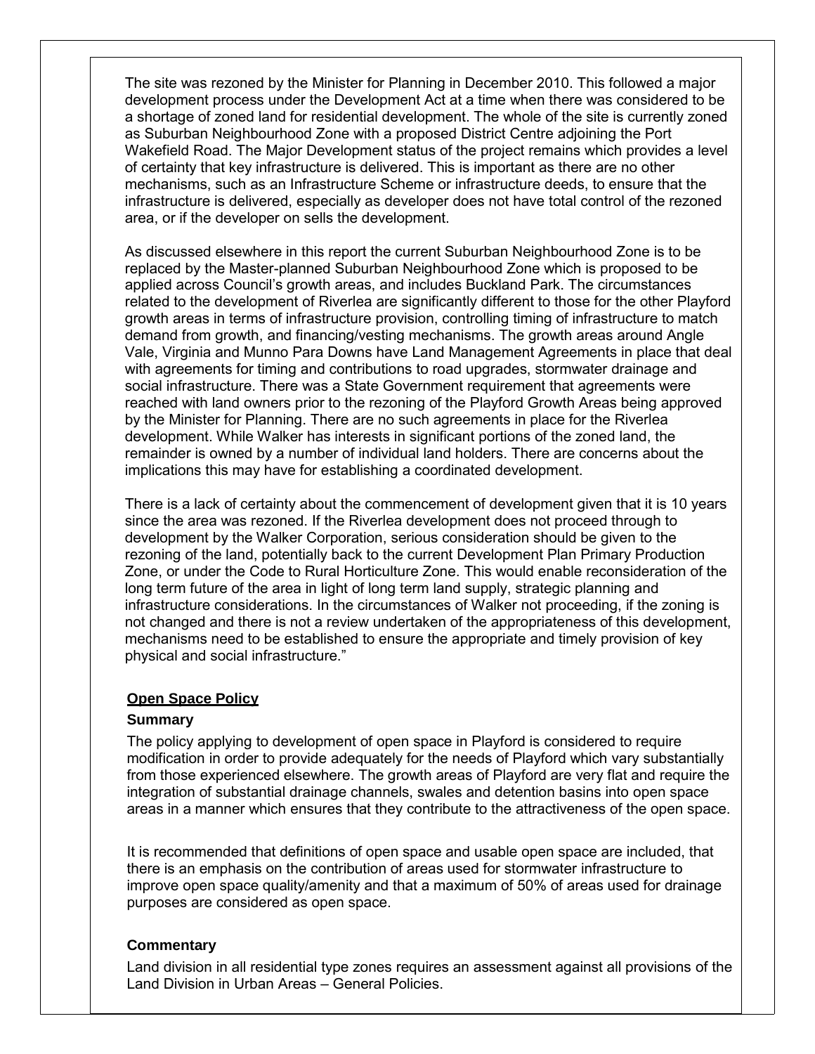The site was rezoned by the Minister for Planning in December 2010. This followed a major development process under the Development Act at a time when there was considered to be a shortage of zoned land for residential development. The whole of the site is currently zoned as Suburban Neighbourhood Zone with a proposed District Centre adjoining the Port Wakefield Road. The Major Development status of the project remains which provides a level of certainty that key infrastructure is delivered. This is important as there are no other mechanisms, such as an Infrastructure Scheme or infrastructure deeds, to ensure that the infrastructure is delivered, especially as developer does not have total control of the rezoned area, or if the developer on sells the development.

As discussed elsewhere in this report the current Suburban Neighbourhood Zone is to be replaced by the Master-planned Suburban Neighbourhood Zone which is proposed to be applied across Council's growth areas, and includes Buckland Park. The circumstances related to the development of Riverlea are significantly different to those for the other Playford growth areas in terms of infrastructure provision, controlling timing of infrastructure to match demand from growth, and financing/vesting mechanisms. The growth areas around Angle Vale, Virginia and Munno Para Downs have Land Management Agreements in place that deal with agreements for timing and contributions to road upgrades, stormwater drainage and social infrastructure. There was a State Government requirement that agreements were reached with land owners prior to the rezoning of the Playford Growth Areas being approved by the Minister for Planning. There are no such agreements in place for the Riverlea development. While Walker has interests in significant portions of the zoned land, the remainder is owned by a number of individual land holders. There are concerns about the implications this may have for establishing a coordinated development.

There is a lack of certainty about the commencement of development given that it is 10 years since the area was rezoned. If the Riverlea development does not proceed through to development by the Walker Corporation, serious consideration should be given to the rezoning of the land, potentially back to the current Development Plan Primary Production Zone, or under the Code to Rural Horticulture Zone. This would enable reconsideration of the long term future of the area in light of long term land supply, strategic planning and infrastructure considerations. In the circumstances of Walker not proceeding, if the zoning is not changed and there is not a review undertaken of the appropriateness of this development, mechanisms need to be established to ensure the appropriate and timely provision of key physical and social infrastructure."

## Open Space Policy

### Summary

The policy applying to development of open space in Playford is considered to require modification in order to provide adequately for the needs of Playford which vary substantially from those experienced elsewhere. The growth areas of Playford are very flat and require the integration of substantial drainage channels, swales and detention basins into open space areas in a manner which ensures that they contribute to the attractiveness of the open space.

It is recommended that definitions of open space and usable open space are included, that there is an emphasis on the contribution of areas used for stormwater infrastructure to improve open space quality/amenity and that a maximum of 50% of areas used for drainage purposes are considered as open space.

### Commentary

Land division in all residential type zones requires an assessment against all provisions of the Land Division in Urban Areas – General Policies.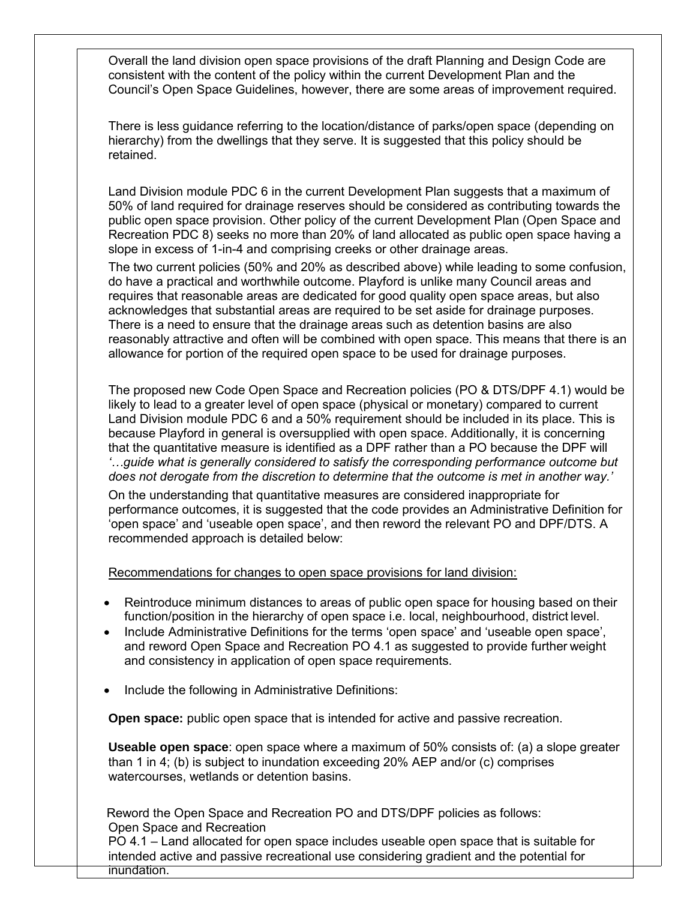Overall the land division open space provisions of the draft Planning and Design Code are consistent with the content of the policy within the current Development Plan and the Council's Open Space Guidelines, however, there are some areas of improvement required.

There is less guidance referring to the location/distance of parks/open space (depending on hierarchy) from the dwellings that they serve. It is suggested that this policy should be retained.

Land Division module PDC 6 in the current Development Plan suggests that a maximum of 50% of land required for drainage reserves should be considered as contributing towards the public open space provision. Other policy of the current Development Plan (Open Space and Recreation PDC 8) seeks no more than 20% of land allocated as public open space having a slope in excess of 1-in-4 and comprising creeks or other drainage areas.

The two current policies (50% and 20% as described above) while leading to some confusion, do have a practical and worthwhile outcome. Playford is unlike many Council areas and requires that reasonable areas are dedicated for good quality open space areas, but also acknowledges that substantial areas are required to be set aside for drainage purposes. There is a need to ensure that the drainage areas such as detention basins are also reasonably attractive and often will be combined with open space. This means that there is an allowance for portion of the required open space to be used for drainage purposes.

The proposed new Code Open Space and Recreation policies (PO & DTS/DPF 4.1) would be likely to lead to a greater level of open space (physical or monetary) compared to current Land Division module PDC 6 and a 50% requirement should be included in its place. This is because Playford in general is oversupplied with open space. Additionally, it is concerning that the quantitative measure is identified as a DPF rather than a PO because the DPF will *'…guide what is generally considered to satisfy the corresponding performance outcome but does not derogate from the discretion to determine that the outcome is met in another way.'*

On the understanding that quantitative measures are considered inappropriate for performance outcomes, it is suggested that the code provides an Administrative Definition for 'open space' and 'useable open space', and then reword the relevant PO and DPF/DTS. A recommended approach is detailed below:

<u>Recommendations for changes to open space provisions for land division:</u>

- Reintroduce minimum distances to areas of public open space for housing based on their function/position in the hierarchy of open space i.e. local, neighbourhood, district level.
- Include Administrative Definitions for the terms 'open space' and 'useable open space', and reword Open Space and Recreation PO 4.1 as suggested to provide further weight and consistency in application of open space requirements.
- Include the following in Administrative Definitions:

**Open space:** public open space that is intended for active and passive recreation.

**Useable open space**: open space where a maximum of 50% consists of: (a) a slope greater than 1 in 4; (b) is subject to inundation exceeding 20% AEP and/or (c) comprises watercourses, wetlands or detention basins.

Reword the Open Space and Recreation PO and DTS/DPF policies as follows:
Open Space and Recreation
PO 4.1 – Land allocated for open space includes useable open space that is suitable for intended active and passive recreational use considering gradient and the potential for inundation.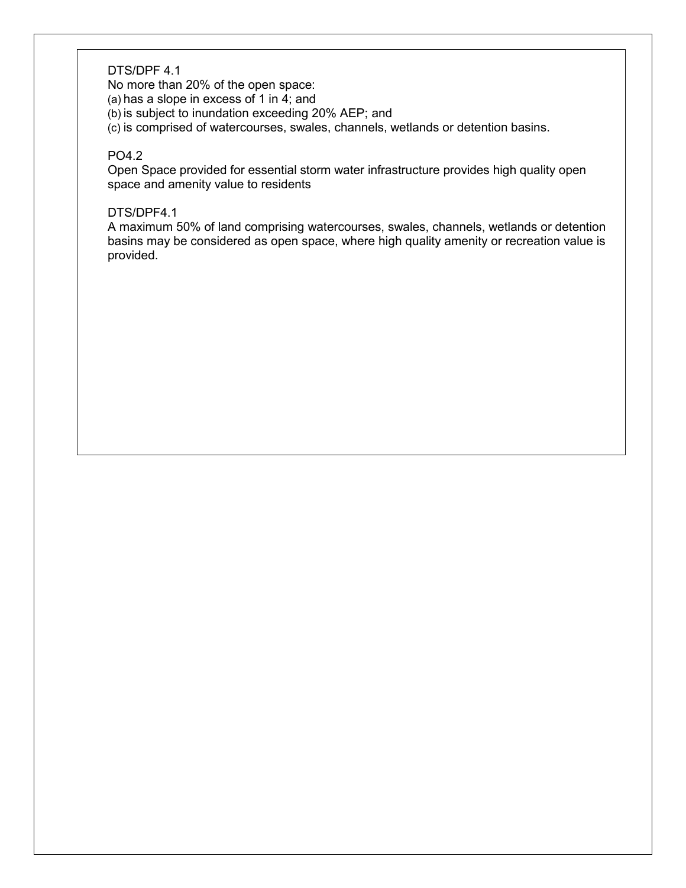DTS/DPF 4.1
No more than 20% of the open space:

(a) has a slope in excess of 1 in 4; and
(b) is subject to inundation exceeding 20% AEP; and
(c) is comprised of watercourses, swales, channels, wetlands or detention basins.

PO4.2
Open Space provided for essential storm water infrastructure provides high quality open space and amenity value to residents

DTS/DPF4.1
A maximum 50% of land comprising watercourses, swales, channels, wetlands or detention basins may be considered as open space, where high quality amenity or recreation value is provided.